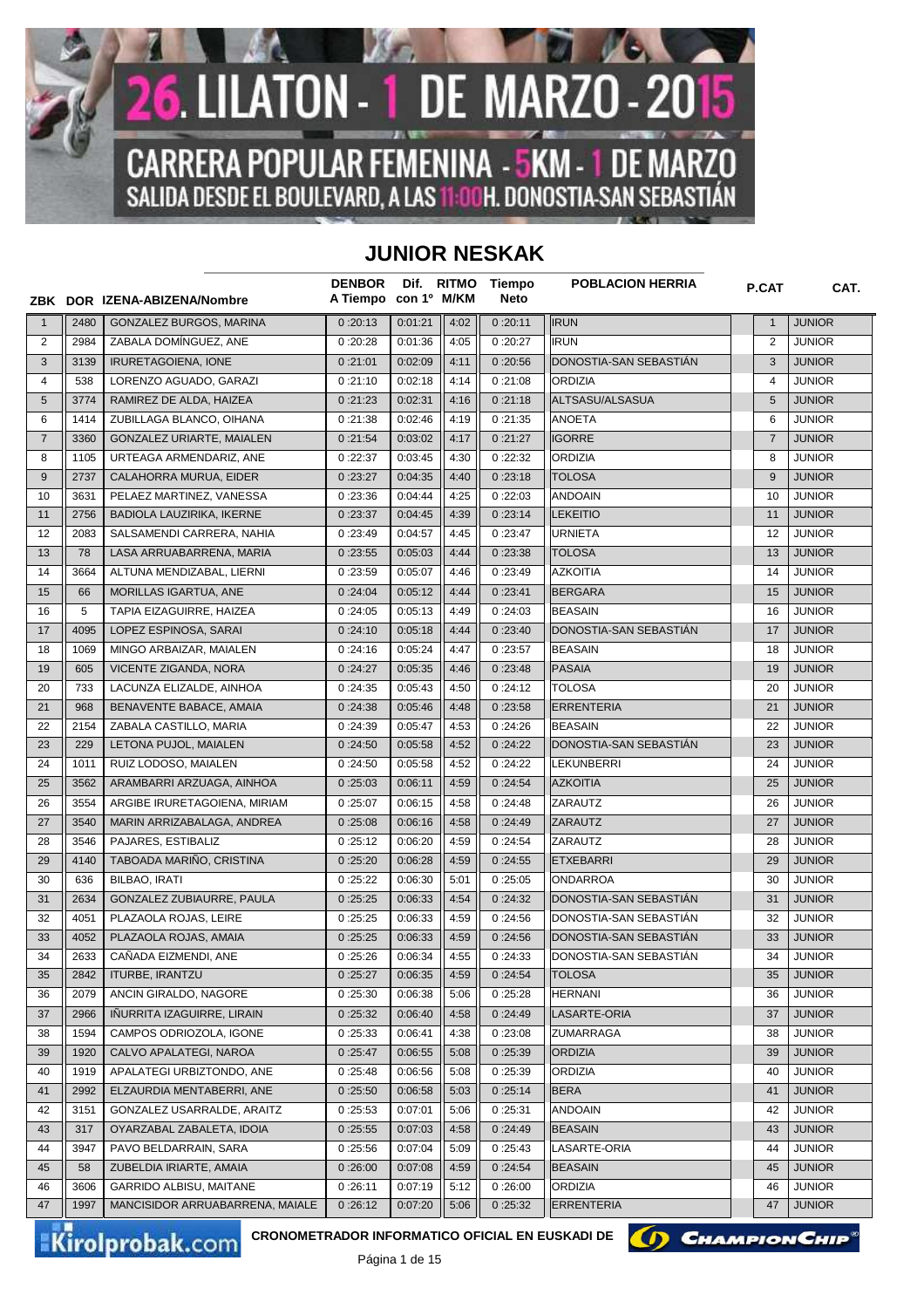# 26. LILATON - 1 DE MARZO - 2015

## CARRERA POPULAR FEMENINA - 5KM - 1 DE MARZO

### SALIDA DESDE EL BOULEVARD, A LAS 11:00H. DONOSTIA-SAN SEBASTIÁN

## JUNIOR NESKAK

| ZBK | DOR | IZENA-ABIZENA/Nombre | DENBOR A Tiempo | Dif. con 1º | RITMO M/KM | Tiempo Neto | POBLACION HERRIA | P.CAT | CAT. |
|---|---|---|---|---|---|---|---|---|---|
| 1 | 2480 | GONZALEZ BURGOS, MARINA | 0:20:13 | 0:01:21 | 4:02 | 0:20:11 | IRUN | 1 | JUNIOR |
| 2 | 2984 | ZABALA DOMÍNGUEZ, ANE | 0:20:28 | 0:01:36 | 4:05 | 0:20:27 | IRUN | 2 | JUNIOR |
| 3 | 3139 | IRURETAGOIENA, IONE | 0:21:01 | 0:02:09 | 4:11 | 0:20:56 | DONOSTIA-SAN SEBASTIÁN | 3 | JUNIOR |
| 4 | 538 | LORENZO AGUADO, GARAZI | 0:21:10 | 0:02:18 | 4:14 | 0:21:08 | ORDIZIA | 4 | JUNIOR |
| 5 | 3774 | RAMIREZ DE ALDA, HAIZEA | 0:21:23 | 0:02:31 | 4:16 | 0:21:18 | ALTSASU/ALSASUA | 5 | JUNIOR |
| 6 | 1414 | ZUBILLAGA BLANCO, OIHANA | 0:21:38 | 0:02:46 | 4:19 | 0:21:35 | ANOETA | 6 | JUNIOR |
| 7 | 3360 | GONZALEZ URIARTE, MAIALEN | 0:21:54 | 0:03:02 | 4:17 | 0:21:27 | IGORRE | 7 | JUNIOR |
| 8 | 1105 | URTEAGA ARMENDARIZ, ANE | 0:22:37 | 0:03:45 | 4:30 | 0:22:32 | ORDIZIA | 8 | JUNIOR |
| 9 | 2737 | CALAHORRA MURUA, EIDER | 0:23:27 | 0:04:35 | 4:40 | 0:23:18 | TOLOSA | 9 | JUNIOR |
| 10 | 3631 | PELAEZ MARTINEZ, VANESSA | 0:23:36 | 0:04:44 | 4:25 | 0:22:03 | ANDOAIN | 10 | JUNIOR |
| 11 | 2756 | BADIOLA LAUZIRIKA, IKERNE | 0:23:37 | 0:04:45 | 4:39 | 0:23:14 | LEKEITIO | 11 | JUNIOR |
| 12 | 2083 | SALSAMENDI CARRERA, NAHIA | 0:23:49 | 0:04:57 | 4:45 | 0:23:47 | URNIETA | 12 | JUNIOR |
| 13 | 78 | LASA ARRUABARRENA, MARIA | 0:23:55 | 0:05:03 | 4:44 | 0:23:38 | TOLOSA | 13 | JUNIOR |
| 14 | 3664 | ALTUNA MENDIZABAL, LIERNI | 0:23:59 | 0:05:07 | 4:46 | 0:23:49 | AZKOITIA | 14 | JUNIOR |
| 15 | 66 | MORILLAS IGARTUA, ANE | 0:24:04 | 0:05:12 | 4:44 | 0:23:41 | BERGARA | 15 | JUNIOR |
| 16 | 5 | TAPIA EIZAGUIRRE, HAIZEA | 0:24:05 | 0:05:13 | 4:49 | 0:24:03 | BEASAIN | 16 | JUNIOR |
| 17 | 4095 | LOPEZ ESPINOSA, SARAI | 0:24:10 | 0:05:18 | 4:44 | 0:23:40 | DONOSTIA-SAN SEBASTIÁN | 17 | JUNIOR |
| 18 | 1069 | MINGO ARBAIZAR, MAIALEN | 0:24:16 | 0:05:24 | 4:47 | 0:23:57 | BEASAIN | 18 | JUNIOR |
| 19 | 605 | VICENTE ZIGANDA, NORA | 0:24:27 | 0:05:35 | 4:46 | 0:23:48 | PASAIA | 19 | JUNIOR |
| 20 | 733 | LACUNZA ELIZALDE, AINHOA | 0:24:35 | 0:05:43 | 4:50 | 0:24:12 | TOLOSA | 20 | JUNIOR |
| 21 | 968 | BENAVENTE BABACE, AMAIA | 0:24:38 | 0:05:46 | 4:48 | 0:23:58 | ERRENTERIA | 21 | JUNIOR |
| 22 | 2154 | ZABALA CASTILLO, MARIA | 0:24:39 | 0:05:47 | 4:53 | 0:24:26 | BEASAIN | 22 | JUNIOR |
| 23 | 229 | LETONA PUJOL, MAIALEN | 0:24:50 | 0:05:58 | 4:52 | 0:24:22 | DONOSTIA-SAN SEBASTIÁN | 23 | JUNIOR |
| 24 | 1011 | RUIZ LODOSO, MAIALEN | 0:24:50 | 0:05:58 | 4:52 | 0:24:22 | LEKUNBERRI | 24 | JUNIOR |
| 25 | 3562 | ARAMBARRI ARZUAGA, AINHOA | 0:25:03 | 0:06:11 | 4:59 | 0:24:54 | AZKOITIA | 25 | JUNIOR |
| 26 | 3554 | ARGIBE IRURETAGOIENA, MIRIAM | 0:25:07 | 0:06:15 | 4:58 | 0:24:48 | ZARAUTZ | 26 | JUNIOR |
| 27 | 3540 | MARIN ARRIZABALAGA, ANDREA | 0:25:08 | 0:06:16 | 4:58 | 0:24:49 | ZARAUTZ | 27 | JUNIOR |
| 28 | 3546 | PAJARES, ESTIBALIZ | 0:25:12 | 0:06:20 | 4:59 | 0:24:54 | ZARAUTZ | 28 | JUNIOR |
| 29 | 4140 | TABOADA MARIÑO, CRISTINA | 0:25:20 | 0:06:28 | 4:59 | 0:24:55 | ETXEBARRI | 29 | JUNIOR |
| 30 | 636 | BILBAO, IRATI | 0:25:22 | 0:06:30 | 5:01 | 0:25:05 | ONDARROA | 30 | JUNIOR |
| 31 | 2634 | GONZALEZ ZUBIAURRE, PAULA | 0:25:25 | 0:06:33 | 4:54 | 0:24:32 | DONOSTIA-SAN SEBASTIÁN | 31 | JUNIOR |
| 32 | 4051 | PLAZAOLA ROJAS, LEIRE | 0:25:25 | 0:06:33 | 4:59 | 0:24:56 | DONOSTIA-SAN SEBASTIÁN | 32 | JUNIOR |
| 33 | 4052 | PLAZAOLA ROJAS, AMAIA | 0:25:25 | 0:06:33 | 4:59 | 0:24:56 | DONOSTIA-SAN SEBASTIÁN | 33 | JUNIOR |
| 34 | 2633 | CAÑADA EIZMENDI, ANE | 0:25:26 | 0:06:34 | 4:55 | 0:24:33 | DONOSTIA-SAN SEBASTIÁN | 34 | JUNIOR |
| 35 | 2842 | ITURBE, IRANTZU | 0:25:27 | 0:06:35 | 4:59 | 0:24:54 | TOLOSA | 35 | JUNIOR |
| 36 | 2079 | ANCIN GIRALDO, NAGORE | 0:25:30 | 0:06:38 | 5:06 | 0:25:28 | HERNANI | 36 | JUNIOR |
| 37 | 2966 | IÑURRITA IZAGUIRRE, LIRAIN | 0:25:32 | 0:06:40 | 4:58 | 0:24:49 | LASARTE-ORIA | 37 | JUNIOR |
| 38 | 1594 | CAMPOS ODRIOZOLA, IGONE | 0:25:33 | 0:06:41 | 4:38 | 0:23:08 | ZUMARRAGA | 38 | JUNIOR |
| 39 | 1920 | CALVO APALATEGI, NAROA | 0:25:47 | 0:06:55 | 5:08 | 0:25:39 | ORDIZIA | 39 | JUNIOR |
| 40 | 1919 | APALATEGI URBIZTONDO, ANE | 0:25:48 | 0:06:56 | 5:08 | 0:25:39 | ORDIZIA | 40 | JUNIOR |
| 41 | 2992 | ELZAURDIA MENTABERRI, ANE | 0:25:50 | 0:06:58 | 5:03 | 0:25:14 | BERA | 41 | JUNIOR |
| 42 | 3151 | GONZALEZ USARRALDE, ARAITZ | 0:25:53 | 0:07:01 | 5:06 | 0:25:31 | ANDOAIN | 42 | JUNIOR |
| 43 | 317 | OYARZABAL ZABALETA, IDOIA | 0:25:55 | 0:07:03 | 4:58 | 0:24:49 | BEASAIN | 43 | JUNIOR |
| 44 | 3947 | PAVO BELDARRAIN, SARA | 0:25:56 | 0:07:04 | 5:09 | 0:25:43 | LASARTE-ORIA | 44 | JUNIOR |
| 45 | 58 | ZUBELDIA IRIARTE, AMAIA | 0:26:00 | 0:07:08 | 4:59 | 0:24:54 | BEASAIN | 45 | JUNIOR |
| 46 | 3606 | GARRIDO ALBISU, MAITANE | 0:26:11 | 0:07:19 | 5:12 | 0:26:00 | ORDIZIA | 46 | JUNIOR |
| 47 | 1997 | MANCISIDOR ARRUABARRENA, MAIALE | 0:26:12 | 0:07:20 | 5:06 | 0:25:32 | ERRENTERIA | 47 | JUNIOR |

Kirolprobak.com — CRONOMETRADOR INFORMATICO OFICIAL EN EUSKADI DE ChampionChip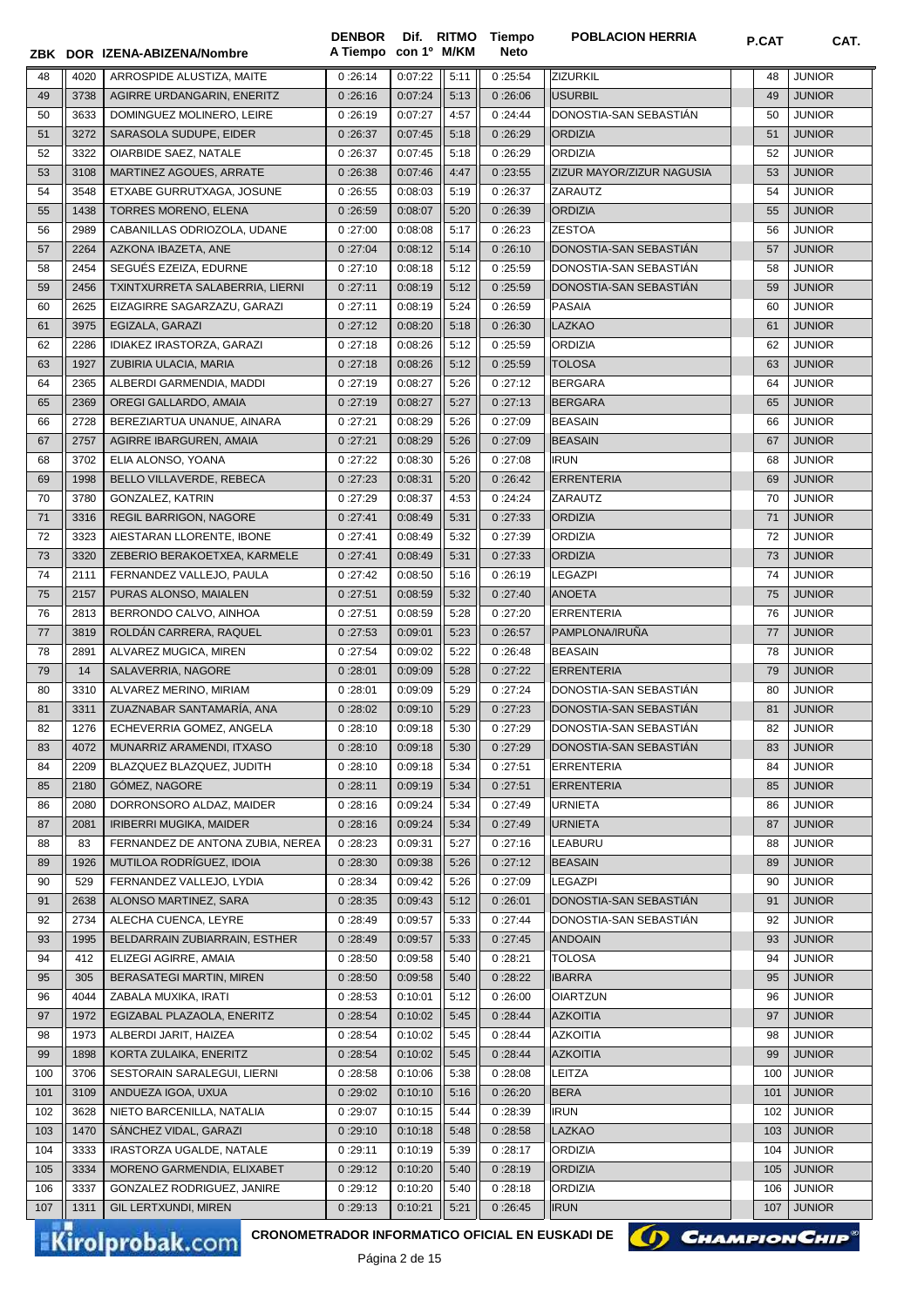| ZBK | DOR | IZENA-ABIZENA/Nombre | DENBOR A Tiempo | Dif. con 1º | RITMO M/KM | Tiempo Neto | POBLACION HERRIA | P.CAT | CAT. |
|---|---|---|---|---|---|---|---|---|---|
| 48 | 4020 | ARROSPIDE ALUSTIZA, MAITE | 0:26:14 | 0:07:22 | 5:11 | 0:25:54 | ZIZURKIL | 48 | JUNIOR |
| 49 | 3738 | AGIRRE URDANGARIN, ENERITZ | 0:26:16 | 0:07:24 | 5:13 | 0:26:06 | USURBIL | 49 | JUNIOR |
| 50 | 3633 | DOMINGUEZ MOLINERO, LEIRE | 0:26:19 | 0:07:27 | 4:57 | 0:24:44 | DONOSTIA-SAN SEBASTIÁN | 50 | JUNIOR |
| 51 | 3272 | SARASOLA SUDUPE, EIDER | 0:26:37 | 0:07:45 | 5:18 | 0:26:29 | ORDIZIA | 51 | JUNIOR |
| 52 | 3322 | OIARBIDE SAEZ, NATALE | 0:26:37 | 0:07:45 | 5:18 | 0:26:29 | ORDIZIA | 52 | JUNIOR |
| 53 | 3108 | MARTINEZ AGOUES, ARRATE | 0:26:38 | 0:07:46 | 4:47 | 0:23:55 | ZIZUR MAYOR/ZIZUR NAGUSIA | 53 | JUNIOR |
| 54 | 3548 | ETXABE GURRUTXAGA, JOSUNE | 0:26:55 | 0:08:03 | 5:19 | 0:26:37 | ZARAUTZ | 54 | JUNIOR |
| 55 | 1438 | TORRES MORENO, ELENA | 0:26:59 | 0:08:07 | 5:20 | 0:26:39 | ORDIZIA | 55 | JUNIOR |
| 56 | 2989 | CABANILLAS ODRIOZOLA, UDANE | 0:27:00 | 0:08:08 | 5:17 | 0:26:23 | ZESTOA | 56 | JUNIOR |
| 57 | 2264 | AZKONA IBAZETA, ANE | 0:27:04 | 0:08:12 | 5:14 | 0:26:10 | DONOSTIA-SAN SEBASTIÁN | 57 | JUNIOR |
| 58 | 2454 | SEGUÉS EZEIZA, EDURNE | 0:27:10 | 0:08:18 | 5:12 | 0:25:59 | DONOSTIA-SAN SEBASTIÁN | 58 | JUNIOR |
| 59 | 2456 | TXINTXURRETA SALABERRIA, LIERNI | 0:27:11 | 0:08:19 | 5:12 | 0:25:59 | DONOSTIA-SAN SEBASTIÁN | 59 | JUNIOR |
| 60 | 2625 | EIZAGIRRE SAGARZAZU, GARAZI | 0:27:11 | 0:08:19 | 5:24 | 0:26:59 | PASAIA | 60 | JUNIOR |
| 61 | 3975 | EGIZALA, GARAZI | 0:27:12 | 0:08:20 | 5:18 | 0:26:30 | LAZKAO | 61 | JUNIOR |
| 62 | 2286 | IDIAKEZ IRASTORZA, GARAZI | 0:27:18 | 0:08:26 | 5:12 | 0:25:59 | ORDIZIA | 62 | JUNIOR |
| 63 | 1927 | ZUBIRIA ULACIA, MARIA | 0:27:18 | 0:08:26 | 5:12 | 0:25:59 | TOLOSA | 63 | JUNIOR |
| 64 | 2365 | ALBERDI GARMENDIA, MADDI | 0:27:19 | 0:08:27 | 5:26 | 0:27:12 | BERGARA | 64 | JUNIOR |
| 65 | 2369 | OREGI GALLARDO, AMAIA | 0:27:19 | 0:08:27 | 5:27 | 0:27:13 | BERGARA | 65 | JUNIOR |
| 66 | 2728 | BEREZIARTUA UNANUE, AINARA | 0:27:21 | 0:08:29 | 5:26 | 0:27:09 | BEASAIN | 66 | JUNIOR |
| 67 | 2757 | AGIRRE IBARGUREN, AMAIA | 0:27:21 | 0:08:29 | 5:26 | 0:27:09 | BEASAIN | 67 | JUNIOR |
| 68 | 3702 | ELIA ALONSO, YOANA | 0:27:22 | 0:08:30 | 5:26 | 0:27:08 | IRUN | 68 | JUNIOR |
| 69 | 1998 | BELLO VILLAVERDE, REBECA | 0:27:23 | 0:08:31 | 5:20 | 0:26:42 | ERRENTERIA | 69 | JUNIOR |
| 70 | 3780 | GONZALEZ, KATRIN | 0:27:29 | 0:08:37 | 4:53 | 0:24:24 | ZARAUTZ | 70 | JUNIOR |
| 71 | 3316 | REGIL BARRIGON, NAGORE | 0:27:41 | 0:08:49 | 5:31 | 0:27:33 | ORDIZIA | 71 | JUNIOR |
| 72 | 3323 | AIESTARAN LLORENTE, IBONE | 0:27:41 | 0:08:49 | 5:32 | 0:27:39 | ORDIZIA | 72 | JUNIOR |
| 73 | 3320 | ZEBERIO BERAKOETXEA, KARMELE | 0:27:41 | 0:08:49 | 5:31 | 0:27:33 | ORDIZIA | 73 | JUNIOR |
| 74 | 2111 | FERNANDEZ VALLEJO, PAULA | 0:27:42 | 0:08:50 | 5:16 | 0:26:19 | LEGAZPI | 74 | JUNIOR |
| 75 | 2157 | PURAS ALONSO, MAIALEN | 0:27:51 | 0:08:59 | 5:32 | 0:27:40 | ANOETA | 75 | JUNIOR |
| 76 | 2813 | BERRONDO CALVO, AINHOA | 0:27:51 | 0:08:59 | 5:28 | 0:27:20 | ERRENTERIA | 76 | JUNIOR |
| 77 | 3819 | ROLDÁN CARRERA, RAQUEL | 0:27:53 | 0:09:01 | 5:23 | 0:26:57 | PAMPLONA/IRUÑA | 77 | JUNIOR |
| 78 | 2891 | ALVAREZ MUGICA, MIREN | 0:27:54 | 0:09:02 | 5:22 | 0:26:48 | BEASAIN | 78 | JUNIOR |
| 79 | 14 | SALAVERRIA, NAGORE | 0:28:01 | 0:09:09 | 5:28 | 0:27:22 | ERRENTERIA | 79 | JUNIOR |
| 80 | 3310 | ALVAREZ MERINO, MIRIAM | 0:28:01 | 0:09:09 | 5:29 | 0:27:24 | DONOSTIA-SAN SEBASTIÁN | 80 | JUNIOR |
| 81 | 3311 | ZUAZNABAR SANTAMARÍA, ANA | 0:28:02 | 0:09:10 | 5:29 | 0:27:23 | DONOSTIA-SAN SEBASTIÁN | 81 | JUNIOR |
| 82 | 1276 | ECHEVERRIA GOMEZ, ANGELA | 0:28:10 | 0:09:18 | 5:30 | 0:27:29 | DONOSTIA-SAN SEBASTIÁN | 82 | JUNIOR |
| 83 | 4072 | MUNARRIZ ARAMENDI, ITXASO | 0:28:10 | 0:09:18 | 5:30 | 0:27:29 | DONOSTIA-SAN SEBASTIÁN | 83 | JUNIOR |
| 84 | 2209 | BLAZQUEZ BLAZQUEZ, JUDITH | 0:28:10 | 0:09:18 | 5:34 | 0:27:51 | ERRENTERIA | 84 | JUNIOR |
| 85 | 2180 | GÓMEZ, NAGORE | 0:28:11 | 0:09:19 | 5:34 | 0:27:51 | ERRENTERIA | 85 | JUNIOR |
| 86 | 2080 | DORRONSORO ALDAZ, MAIDER | 0:28:16 | 0:09:24 | 5:34 | 0:27:49 | URNIETA | 86 | JUNIOR |
| 87 | 2081 | IRIBERRI MUGIKA, MAIDER | 0:28:16 | 0:09:24 | 5:34 | 0:27:49 | URNIETA | 87 | JUNIOR |
| 88 | 83 | FERNANDEZ DE ANTONA ZUBIA, NEREA | 0:28:23 | 0:09:31 | 5:27 | 0:27:16 | LEABURU | 88 | JUNIOR |
| 89 | 1926 | MUTILOA RODRÍGUEZ, IDOIA | 0:28:30 | 0:09:38 | 5:26 | 0:27:12 | BEASAIN | 89 | JUNIOR |
| 90 | 529 | FERNANDEZ VALLEJO, LYDIA | 0:28:34 | 0:09:42 | 5:26 | 0:27:09 | LEGAZPI | 90 | JUNIOR |
| 91 | 2638 | ALONSO MARTINEZ, SARA | 0:28:35 | 0:09:43 | 5:12 | 0:26:01 | DONOSTIA-SAN SEBASTIÁN | 91 | JUNIOR |
| 92 | 2734 | ALECHA CUENCA, LEYRE | 0:28:49 | 0:09:57 | 5:33 | 0:27:44 | DONOSTIA-SAN SEBASTIÁN | 92 | JUNIOR |
| 93 | 1995 | BELDARRAIN ZUBIARRAIN, ESTHER | 0:28:49 | 0:09:57 | 5:33 | 0:27:45 | ANDOAIN | 93 | JUNIOR |
| 94 | 412 | ELIZEGI AGIRRE, AMAIA | 0:28:50 | 0:09:58 | 5:40 | 0:28:21 | TOLOSA | 94 | JUNIOR |
| 95 | 305 | BERASATEGI MARTIN, MIREN | 0:28:50 | 0:09:58 | 5:40 | 0:28:22 | IBARRA | 95 | JUNIOR |
| 96 | 4044 | ZABALA MUXIKA, IRATI | 0:28:53 | 0:10:01 | 5:12 | 0:26:00 | OIARTZUN | 96 | JUNIOR |
| 97 | 1972 | EGIZABAL PLAZAOLA, ENERITZ | 0:28:54 | 0:10:02 | 5:45 | 0:28:44 | AZKOITIA | 97 | JUNIOR |
| 98 | 1973 | ALBERDI JARIT, HAIZEA | 0:28:54 | 0:10:02 | 5:45 | 0:28:44 | AZKOITIA | 98 | JUNIOR |
| 99 | 1898 | KORTA ZULAIKA, ENERITZ | 0:28:54 | 0:10:02 | 5:45 | 0:28:44 | AZKOITIA | 99 | JUNIOR |
| 100 | 3706 | SESTORAIN SARALEGUI, LIERNI | 0:28:58 | 0:10:06 | 5:38 | 0:28:08 | LEITZA | 100 | JUNIOR |
| 101 | 3109 | ANDUEZA IGOA, UXUA | 0:29:02 | 0:10:10 | 5:16 | 0:26:20 | BERA | 101 | JUNIOR |
| 102 | 3628 | NIETO BARCENILLA, NATALIA | 0:29:07 | 0:10:15 | 5:44 | 0:28:39 | IRUN | 102 | JUNIOR |
| 103 | 1470 | SÁNCHEZ VIDAL, GARAZI | 0:29:10 | 0:10:18 | 5:48 | 0:28:58 | LAZKAO | 103 | JUNIOR |
| 104 | 3333 | IRASTORZA UGALDE, NATALE | 0:29:11 | 0:10:19 | 5:39 | 0:28:17 | ORDIZIA | 104 | JUNIOR |
| 105 | 3334 | MORENO GARMENDIA, ELIXABET | 0:29:12 | 0:10:20 | 5:40 | 0:28:19 | ORDIZIA | 105 | JUNIOR |
| 106 | 3337 | GONZALEZ RODRIGUEZ, JANIRE | 0:29:12 | 0:10:20 | 5:40 | 0:28:18 | ORDIZIA | 106 | JUNIOR |
| 107 | 1311 | GIL LERTXUNDI, MIREN | 0:29:13 | 0:10:21 | 5:21 | 0:26:45 | IRUN | 107 | JUNIOR |

Kirolprobak.com — CRONOMETRADOR INFORMATICO OFICIAL EN EUSKADI DE ChampionChip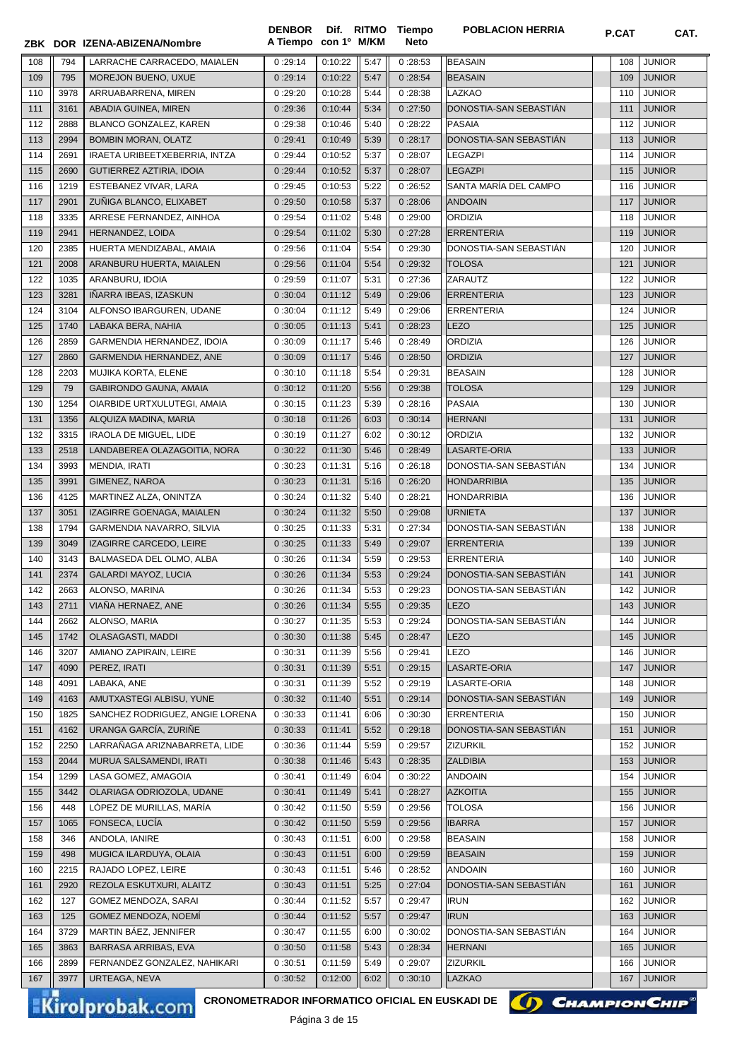| ZBK | DOR | IZENA-ABIZENA/Nombre | DENBOR A Tiempo | Dif. con 1º | RITMO M/KM | Tiempo Neto | POBLACION HERRIA | P.CAT | CAT. |
|---|---|---|---|---|---|---|---|---|---|
| 108 | 794 | LARRACHE CARRACEDO, MAIALEN | 0:29:14 | 0:10:22 | 5:47 | 0:28:53 | BEASAIN | 108 | JUNIOR |
| 109 | 795 | MOREJON BUENO, UXUE | 0:29:14 | 0:10:22 | 5:47 | 0:28:54 | BEASAIN | 109 | JUNIOR |
| 110 | 3978 | ARRUABARRENA, MIREN | 0:29:20 | 0:10:28 | 5:44 | 0:28:38 | LAZKAO | 110 | JUNIOR |
| 111 | 3161 | ABADIA GUINEA, MIREN | 0:29:36 | 0:10:44 | 5:34 | 0:27:50 | DONOSTIA-SAN SEBASTIÁN | 111 | JUNIOR |
| 112 | 2888 | BLANCO GONZALEZ, KAREN | 0:29:38 | 0:10:46 | 5:40 | 0:28:22 | PASAIA | 112 | JUNIOR |
| 113 | 2994 | BOMBIN MORAN, OLATZ | 0:29:41 | 0:10:49 | 5:39 | 0:28:17 | DONOSTIA-SAN SEBASTIÁN | 113 | JUNIOR |
| 114 | 2691 | IRAETA URIBEETXEBERRIA, INTZA | 0:29:44 | 0:10:52 | 5:37 | 0:28:07 | LEGAZPI | 114 | JUNIOR |
| 115 | 2690 | GUTIERREZ AZTIRIA, IDOIA | 0:29:44 | 0:10:52 | 5:37 | 0:28:07 | LEGAZPI | 115 | JUNIOR |
| 116 | 1219 | ESTEBANEZ VIVAR, LARA | 0:29:45 | 0:10:53 | 5:22 | 0:26:52 | SANTA MARÍA DEL CAMPO | 116 | JUNIOR |
| 117 | 2901 | ZUÑIGA BLANCO, ELIXABET | 0:29:50 | 0:10:58 | 5:37 | 0:28:06 | ANDOAIN | 117 | JUNIOR |
| 118 | 3335 | ARRESE FERNANDEZ, AINHOA | 0:29:54 | 0:11:02 | 5:48 | 0:29:00 | ORDIZIA | 118 | JUNIOR |
| 119 | 2941 | HERNANDEZ, LOIDA | 0:29:54 | 0:11:02 | 5:30 | 0:27:28 | ERRENTERIA | 119 | JUNIOR |
| 120 | 2385 | HUERTA MENDIZABAL, AMAIA | 0:29:56 | 0:11:04 | 5:54 | 0:29:30 | DONOSTIA-SAN SEBASTIÁN | 120 | JUNIOR |
| 121 | 2008 | ARANBURU HUERTA, MAIALEN | 0:29:56 | 0:11:04 | 5:54 | 0:29:32 | TOLOSA | 121 | JUNIOR |
| 122 | 1035 | ARANBURU, IDOIA | 0:29:59 | 0:11:07 | 5:31 | 0:27:36 | ZARAUTZ | 122 | JUNIOR |
| 123 | 3281 | IÑARRA IBEAS, IZASKUN | 0:30:04 | 0:11:12 | 5:49 | 0:29:06 | ERRENTERIA | 123 | JUNIOR |
| 124 | 3104 | ALFONSO IBARGUREN, UDANE | 0:30:04 | 0:11:12 | 5:49 | 0:29:06 | ERRENTERIA | 124 | JUNIOR |
| 125 | 1740 | LABAKA BERA, NAHIA | 0:30:05 | 0:11:13 | 5:41 | 0:28:23 | LEZO | 125 | JUNIOR |
| 126 | 2859 | GARMENDIA HERNANDEZ, IDOIA | 0:30:09 | 0:11:17 | 5:46 | 0:28:49 | ORDIZIA | 126 | JUNIOR |
| 127 | 2860 | GARMENDIA HERNANDEZ, ANE | 0:30:09 | 0:11:17 | 5:46 | 0:28:50 | ORDIZIA | 127 | JUNIOR |
| 128 | 2203 | MUJIKA KORTA, ELENE | 0:30:10 | 0:11:18 | 5:54 | 0:29:31 | BEASAIN | 128 | JUNIOR |
| 129 | 79 | GABIRONDO GAUNA, AMAIA | 0:30:12 | 0:11:20 | 5:56 | 0:29:38 | TOLOSA | 129 | JUNIOR |
| 130 | 1254 | OIARBIDE URTXULUTEGI, AMAIA | 0:30:15 | 0:11:23 | 5:39 | 0:28:16 | PASAIA | 130 | JUNIOR |
| 131 | 1356 | ALQUIZA MADINA, MARIA | 0:30:18 | 0:11:26 | 6:03 | 0:30:14 | HERNANI | 131 | JUNIOR |
| 132 | 3315 | IRAOLA DE MIGUEL, LIDE | 0:30:19 | 0:11:27 | 6:02 | 0:30:12 | ORDIZIA | 132 | JUNIOR |
| 133 | 2518 | LANDABEREA OLAZAGOITIA, NORA | 0:30:22 | 0:11:30 | 5:46 | 0:28:49 | LASARTE-ORIA | 133 | JUNIOR |
| 134 | 3993 | MENDIA, IRATI | 0:30:23 | 0:11:31 | 5:16 | 0:26:18 | DONOSTIA-SAN SEBASTIÁN | 134 | JUNIOR |
| 135 | 3991 | GIMENEZ, NAROA | 0:30:23 | 0:11:31 | 5:16 | 0:26:20 | HONDARRIBIA | 135 | JUNIOR |
| 136 | 4125 | MARTINEZ ALZA, ONINTZA | 0:30:24 | 0:11:32 | 5:40 | 0:28:21 | HONDARRIBIA | 136 | JUNIOR |
| 137 | 3051 | IZAGIRRE GOENAGA, MAIALEN | 0:30:24 | 0:11:32 | 5:50 | 0:29:08 | URNIETA | 137 | JUNIOR |
| 138 | 1794 | GARMENDIA NAVARRO, SILVIA | 0:30:25 | 0:11:33 | 5:31 | 0:27:34 | DONOSTIA-SAN SEBASTIÁN | 138 | JUNIOR |
| 139 | 3049 | IZAGIRRE CARCEDO, LEIRE | 0:30:25 | 0:11:33 | 5:49 | 0:29:07 | ERRENTERIA | 139 | JUNIOR |
| 140 | 3143 | BALMASEDA DEL OLMO, ALBA | 0:30:26 | 0:11:34 | 5:59 | 0:29:53 | ERRENTERIA | 140 | JUNIOR |
| 141 | 2374 | GALARDI MAYOZ, LUCIA | 0:30:26 | 0:11:34 | 5:53 | 0:29:24 | DONOSTIA-SAN SEBASTIÁN | 141 | JUNIOR |
| 142 | 2663 | ALONSO, MARINA | 0:30:26 | 0:11:34 | 5:53 | 0:29:23 | DONOSTIA-SAN SEBASTIÁN | 142 | JUNIOR |
| 143 | 2711 | VIAÑA HERNAEZ, ANE | 0:30:26 | 0:11:34 | 5:55 | 0:29:35 | LEZO | 143 | JUNIOR |
| 144 | 2662 | ALONSO, MARIA | 0:30:27 | 0:11:35 | 5:53 | 0:29:24 | DONOSTIA-SAN SEBASTIÁN | 144 | JUNIOR |
| 145 | 1742 | OLASAGASTI, MADDI | 0:30:30 | 0:11:38 | 5:45 | 0:28:47 | LEZO | 145 | JUNIOR |
| 146 | 3207 | AMIANO ZAPIRAIN, LEIRE | 0:30:31 | 0:11:39 | 5:56 | 0:29:41 | LEZO | 146 | JUNIOR |
| 147 | 4090 | PEREZ, IRATI | 0:30:31 | 0:11:39 | 5:51 | 0:29:15 | LASARTE-ORIA | 147 | JUNIOR |
| 148 | 4091 | LABAKA, ANE | 0:30:31 | 0:11:39 | 5:52 | 0:29:19 | LASARTE-ORIA | 148 | JUNIOR |
| 149 | 4163 | AMUTXASTEGI ALBISU, YUNE | 0:30:32 | 0:11:40 | 5:51 | 0:29:14 | DONOSTIA-SAN SEBASTIÁN | 149 | JUNIOR |
| 150 | 1825 | SANCHEZ RODRIGUEZ, ANGIE LORENA | 0:30:33 | 0:11:41 | 6:06 | 0:30:30 | ERRENTERIA | 150 | JUNIOR |
| 151 | 4162 | URANGA GARCÍA, ZURIÑE | 0:30:33 | 0:11:41 | 5:52 | 0:29:18 | DONOSTIA-SAN SEBASTIÁN | 151 | JUNIOR |
| 152 | 2250 | LARRAÑAGA ARIZNABARRETA, LIDE | 0:30:36 | 0:11:44 | 5:59 | 0:29:57 | ZIZURKIL | 152 | JUNIOR |
| 153 | 2044 | MURUA SALSAMENDI, IRATI | 0:30:38 | 0:11:46 | 5:43 | 0:28:35 | ZALDIBIA | 153 | JUNIOR |
| 154 | 1299 | LASA GOMEZ, AMAGOIA | 0:30:41 | 0:11:49 | 6:04 | 0:30:22 | ANDOAIN | 154 | JUNIOR |
| 155 | 3442 | OLARIAGA ODRIOZOLA, UDANE | 0:30:41 | 0:11:49 | 5:41 | 0:28:27 | AZKOITIA | 155 | JUNIOR |
| 156 | 448 | LÓPEZ DE MURILLAS, MARÍA | 0:30:42 | 0:11:50 | 5:59 | 0:29:56 | TOLOSA | 156 | JUNIOR |
| 157 | 1065 | FONSECA, LUCÍA | 0:30:42 | 0:11:50 | 5:59 | 0:29:56 | IBARRA | 157 | JUNIOR |
| 158 | 346 | ANDOLA, IANIRE | 0:30:43 | 0:11:51 | 6:00 | 0:29:58 | BEASAIN | 158 | JUNIOR |
| 159 | 498 | MUGICA ILARDUYA, OLAIA | 0:30:43 | 0:11:51 | 6:00 | 0:29:59 | BEASAIN | 159 | JUNIOR |
| 160 | 2215 | RAJADO LOPEZ, LEIRE | 0:30:43 | 0:11:51 | 5:46 | 0:28:52 | ANDOAIN | 160 | JUNIOR |
| 161 | 2920 | REZOLA ESKUTXURI, ALAITZ | 0:30:43 | 0:11:51 | 5:25 | 0:27:04 | DONOSTIA-SAN SEBASTIÁN | 161 | JUNIOR |
| 162 | 127 | GOMEZ MENDOZA, SARAI | 0:30:44 | 0:11:52 | 5:57 | 0:29:47 | IRUN | 162 | JUNIOR |
| 163 | 125 | GOMEZ MENDOZA, NOEMÍ | 0:30:44 | 0:11:52 | 5:57 | 0:29:47 | IRUN | 163 | JUNIOR |
| 164 | 3729 | MARTIN BÁEZ, JENNIFER | 0:30:47 | 0:11:55 | 6:00 | 0:30:02 | DONOSTIA-SAN SEBASTIÁN | 164 | JUNIOR |
| 165 | 3863 | BARRASA ARRIBAS, EVA | 0:30:50 | 0:11:58 | 5:43 | 0:28:34 | HERNANI | 165 | JUNIOR |
| 166 | 2899 | FERNANDEZ GONZALEZ, NAHIKARI | 0:30:51 | 0:11:59 | 5:49 | 0:29:07 | ZIZURKIL | 166 | JUNIOR |
| 167 | 3977 | URTEAGA, NEVA | 0:30:52 | 0:12:00 | 6:02 | 0:30:10 | LAZKAO | 167 | JUNIOR |

Kirolprobak.com CRONOMETRADOR INFORMATICO OFICIAL EN EUSKADI DE ChampionChip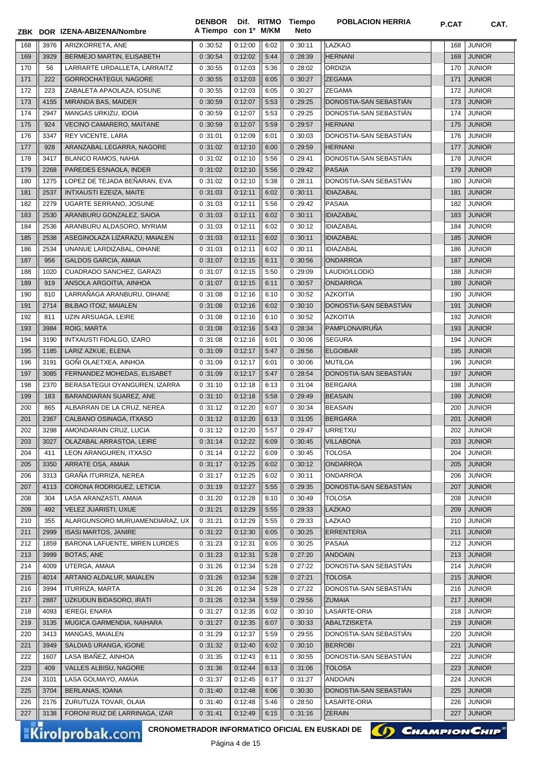| ZBK | DOR | IZENA-ABIZENA/Nombre | DENBOR A Tiempo | Dif. con 1º | RITMO M/KM | Tiempo Neto | POBLACION HERRIA | P.CAT | CAT. |
|---|---|---|---|---|---|---|---|---|---|
| 168 | 3976 | ARIZKORRETA, ANE | 0 :30:52 | 0:12:00 | 6:02 | 0 :30:11 | LAZKAO | 168 | JUNIOR |
| 169 | 3929 | BERMEJO MARTIN, ELISABETH | 0 :30:54 | 0:12:02 | 5:44 | 0 :28:39 | HERNANI | 169 | JUNIOR |
| 170 | 56 | LARRARTE URDALLETA, LARRAITZ | 0 :30:55 | 0:12:03 | 5:36 | 0 :28:02 | ORDIZIA | 170 | JUNIOR |
| 171 | 222 | GORROCHATEGUI, NAGORE | 0 :30:55 | 0:12:03 | 6:05 | 0 :30:27 | ZEGAMA | 171 | JUNIOR |
| 172 | 223 | ZABALETA APAOLAZA, IOSUNE | 0 :30:55 | 0:12:03 | 6:05 | 0 :30:27 | ZEGAMA | 172 | JUNIOR |
| 173 | 4155 | MIRANDA BAS, MAIDER | 0 :30:59 | 0:12:07 | 5:53 | 0 :29:25 | DONOSTIA-SAN SEBASTIÁN | 173 | JUNIOR |
| 174 | 2947 | MANGAS URKIZU, IDOIA | 0 :30:59 | 0:12:07 | 5:53 | 0 :29:25 | DONOSTIA-SAN SEBASTIÁN | 174 | JUNIOR |
| 175 | 924 | VECINO CAMARERO, MAITANE | 0 :30:59 | 0:12:07 | 5:59 | 0 :29:57 | HERNANI | 175 | JUNIOR |
| 176 | 3347 | REY VICENTE, LARA | 0 :31:01 | 0:12:09 | 6:01 | 0 :30:03 | DONOSTIA-SAN SEBASTIÁN | 176 | JUNIOR |
| 177 | 928 | ARANZABAL LEGARRA, NAGORE | 0 :31:02 | 0:12:10 | 6:00 | 0 :29:59 | HERNANI | 177 | JUNIOR |
| 178 | 3417 | BLANCO RAMOS, NAHIA | 0 :31:02 | 0:12:10 | 5:56 | 0 :29:41 | DONOSTIA-SAN SEBASTIÁN | 178 | JUNIOR |
| 179 | 2268 | PAREDES ESNAOLA, INDER | 0 :31:02 | 0:12:10 | 5:56 | 0 :29:42 | PASAIA | 179 | JUNIOR |
| 180 | 1275 | LOPEZ DE TEJADA BEÑARAN, EVA | 0 :31:02 | 0:12:10 | 5:38 | 0 :28:11 | DONOSTIA-SAN SEBASTIÁN | 180 | JUNIOR |
| 181 | 2537 | INTXAUSTI EZEIZA, MAITE | 0 :31:03 | 0:12:11 | 6:02 | 0 :30:11 | IDIAZABAL | 181 | JUNIOR |
| 182 | 2279 | UGARTE SERRANO, JOSUNE | 0 :31:03 | 0:12:11 | 5:56 | 0 :29:42 | PASAIA | 182 | JUNIOR |
| 183 | 2530 | ARANBURU GONZALEZ, SAIOA | 0 :31:03 | 0:12:11 | 6:02 | 0 :30:11 | IDIAZABAL | 183 | JUNIOR |
| 184 | 2536 | ARANBURU ALDASORO, MYRIAM | 0 :31:03 | 0:12:11 | 6:02 | 0 :30:12 | IDIAZABAL | 184 | JUNIOR |
| 185 | 2538 | ASEGINOLAZA LIZARAZU, MAIALEN | 0 :31:03 | 0:12:11 | 6:02 | 0 :30:11 | IDIAZABAL | 185 | JUNIOR |
| 186 | 2534 | UNANUE LARDIZABAL, OIHANE | 0 :31:03 | 0:12:11 | 6:02 | 0 :30:11 | IDIAZABAL | 186 | JUNIOR |
| 187 | 956 | GALDOS GARCIA, AMAIA | 0 :31:07 | 0:12:15 | 6:11 | 0 :30:56 | ONDARROA | 187 | JUNIOR |
| 188 | 1020 | CUADRADO SANCHEZ, GARAZI | 0 :31:07 | 0:12:15 | 5:50 | 0 :29:09 | LAUDIO/LLODIO | 188 | JUNIOR |
| 189 | 919 | ANSOLA ARGOITIA, AINHOA | 0 :31:07 | 0:12:15 | 6:11 | 0 :30:57 | ONDARROA | 189 | JUNIOR |
| 190 | 810 | LARRAÑAGA ARANBURU, OIHANE | 0 :31:08 | 0:12:16 | 6:10 | 0 :30:52 | AZKOITIA | 190 | JUNIOR |
| 191 | 2714 | BILBAO ITOIZ, MAIALEN | 0 :31:08 | 0:12:16 | 6:02 | 0 :30:10 | DONOSTIA-SAN SEBASTIÁN | 191 | JUNIOR |
| 192 | 811 | UZIN ARSUAGA, LEIRE | 0 :31:08 | 0:12:16 | 6:10 | 0 :30:52 | AZKOITIA | 192 | JUNIOR |
| 193 | 3984 | ROIG, MARTA | 0 :31:08 | 0:12:16 | 5:43 | 0 :28:34 | PAMPLONA/IRUÑA | 193 | JUNIOR |
| 194 | 3190 | INTXAUSTI FIDALGO, IZARO | 0 :31:08 | 0:12:16 | 6:01 | 0 :30:06 | SEGURA | 194 | JUNIOR |
| 195 | 1185 | LARIZ AZKUE, ELENA | 0 :31:09 | 0:12:17 | 5:47 | 0 :28:56 | ELGOIBAR | 195 | JUNIOR |
| 196 | 3191 | GOÑI OLAETXEA, AINHOA | 0 :31:09 | 0:12:17 | 6:01 | 0 :30:06 | MUTILOA | 196 | JUNIOR |
| 197 | 3085 | FERNANDEZ MOHEDAS, ELISABET | 0 :31:09 | 0:12:17 | 5:47 | 0 :28:54 | DONOSTIA-SAN SEBASTIÁN | 197 | JUNIOR |
| 198 | 2370 | BERASATEGUI OYANGUREN, IZARRA | 0 :31:10 | 0:12:18 | 6:13 | 0 :31:04 | BERGARA | 198 | JUNIOR |
| 199 | 183 | BARANDIARAN SUAREZ, ANE | 0 :31:10 | 0:12:18 | 5:58 | 0 :29:49 | BEASAIN | 199 | JUNIOR |
| 200 | 865 | ALBARRAN DE LA CRUZ, NEREA | 0 :31:12 | 0:12:20 | 6:07 | 0 :30:34 | BEASAIN | 200 | JUNIOR |
| 201 | 2367 | CALBANO OSINAGA, ITXASO | 0 :31:12 | 0:12:20 | 6:13 | 0 :31:05 | BERGARA | 201 | JUNIOR |
| 202 | 3298 | AMONDARAIN CRUZ, LUCIA | 0 :31:12 | 0:12:20 | 5:57 | 0 :29:47 | URRETXU | 202 | JUNIOR |
| 203 | 3027 | OLAZABAL ARRASTOA, LEIRE | 0 :31:14 | 0:12:22 | 6:09 | 0 :30:45 | VILLABONA | 203 | JUNIOR |
| 204 | 411 | LEON ARANGUREN, ITXASO | 0 :31:14 | 0:12:22 | 6:09 | 0 :30:45 | TOLOSA | 204 | JUNIOR |
| 205 | 3350 | ARRATE OSA, AMAIA | 0 :31:17 | 0:12:25 | 6:02 | 0 :30:12 | ONDARROA | 205 | JUNIOR |
| 206 | 3313 | GRAÑA ITURRIZA, NEREA | 0 :31:17 | 0:12:25 | 6:02 | 0 :30:11 | ONDARROA | 206 | JUNIOR |
| 207 | 4113 | CORONA RODRIGUEZ, LETICIA | 0 :31:19 | 0:12:27 | 5:55 | 0 :29:35 | DONOSTIA-SAN SEBASTIÁN | 207 | JUNIOR |
| 208 | 304 | LASA ARANZASTI, AMAIA | 0 :31:20 | 0:12:28 | 6:10 | 0 :30:49 | TOLOSA | 208 | JUNIOR |
| 209 | 492 | VELEZ JUARISTI, UXUE | 0 :31:21 | 0:12:29 | 5:55 | 0 :29:33 | LAZKAO | 209 | JUNIOR |
| 210 | 355 | ALARGUNSORO MURUAMENDIARAZ, UX | 0 :31:21 | 0:12:29 | 5:55 | 0 :29:33 | LAZKAO | 210 | JUNIOR |
| 211 | 2999 | ISASI MARTOS, JANIRE | 0 :31:22 | 0:12:30 | 6:05 | 0 :30:25 | ERRENTERIA | 211 | JUNIOR |
| 212 | 1859 | BARONA LAFUENTE, MIREN LURDES | 0 :31:23 | 0:12:31 | 6:05 | 0 :30:25 | PASAIA | 212 | JUNIOR |
| 213 | 3999 | BOTAS, ANE | 0 :31:23 | 0:12:31 | 5:28 | 0 :27:20 | ANDOAIN | 213 | JUNIOR |
| 214 | 4009 | UTERGA, AMAIA | 0 :31:26 | 0:12:34 | 5:28 | 0 :27:22 | DONOSTIA-SAN SEBASTIÁN | 214 | JUNIOR |
| 215 | 4014 | ARTANO ALDALUR, MAIALEN | 0 :31:26 | 0:12:34 | 5:28 | 0 :27:21 | TOLOSA | 215 | JUNIOR |
| 216 | 3994 | ITURRIZA, MARTA | 0 :31:26 | 0:12:34 | 5:28 | 0 :27:22 | DONOSTIA-SAN SEBASTIÁN | 216 | JUNIOR |
| 217 | 2887 | UZKUDUN BIDASORO, IRATI | 0 :31:26 | 0:12:34 | 5:59 | 0 :29:56 | ZUMAIA | 217 | JUNIOR |
| 218 | 4093 | IEREGI, ENARA | 0 :31:27 | 0:12:35 | 6:02 | 0 :30:10 | LASARTE-ORIA | 218 | JUNIOR |
| 219 | 3135 | MUGICA GARMENDIA, NAIHARA | 0 :31:27 | 0:12:35 | 6:07 | 0 :30:33 | ABALTZISKETA | 219 | JUNIOR |
| 220 | 3413 | MANGAS, MAIALEN | 0 :31:29 | 0:12:37 | 5:59 | 0 :29:55 | DONOSTIA-SAN SEBASTIÁN | 220 | JUNIOR |
| 221 | 3949 | SALDIAS URANGA, IGONE | 0 :31:32 | 0:12:40 | 6:02 | 0 :30:10 | BERROBI | 221 | JUNIOR |
| 222 | 1607 | LASA IBAÑEZ, AINHOA | 0 :31:35 | 0:12:43 | 6:11 | 0 :30:55 | DONOSTIA-SAN SEBASTIÁN | 222 | JUNIOR |
| 223 | 409 | VALLES ALBISU, NAGORE | 0 :31:36 | 0:12:44 | 6:13 | 0 :31:06 | TOLOSA | 223 | JUNIOR |
| 224 | 3101 | LASA GOLMAYO, AMAIA | 0 :31:37 | 0:12:45 | 6:17 | 0 :31:27 | ANDOAIN | 224 | JUNIOR |
| 225 | 3704 | BERLANAS, IOANA | 0 :31:40 | 0:12:48 | 6:06 | 0 :30:30 | DONOSTIA-SAN SEBASTIÁN | 225 | JUNIOR |
| 226 | 2176 | ZURUTUZA TOVAR, OLAIA | 0 :31:40 | 0:12:48 | 5:46 | 0 :28:50 | LASARTE-ORIA | 226 | JUNIOR |
| 227 | 3138 | FORONI RUIZ DE LARRINAGA, IZAR | 0 :31:41 | 0:12:49 | 6:15 | 0 :31:16 | ZERAIN | 227 | JUNIOR |

CRONOMETRADOR INFORMATICO OFICIAL EN EUSKADI DE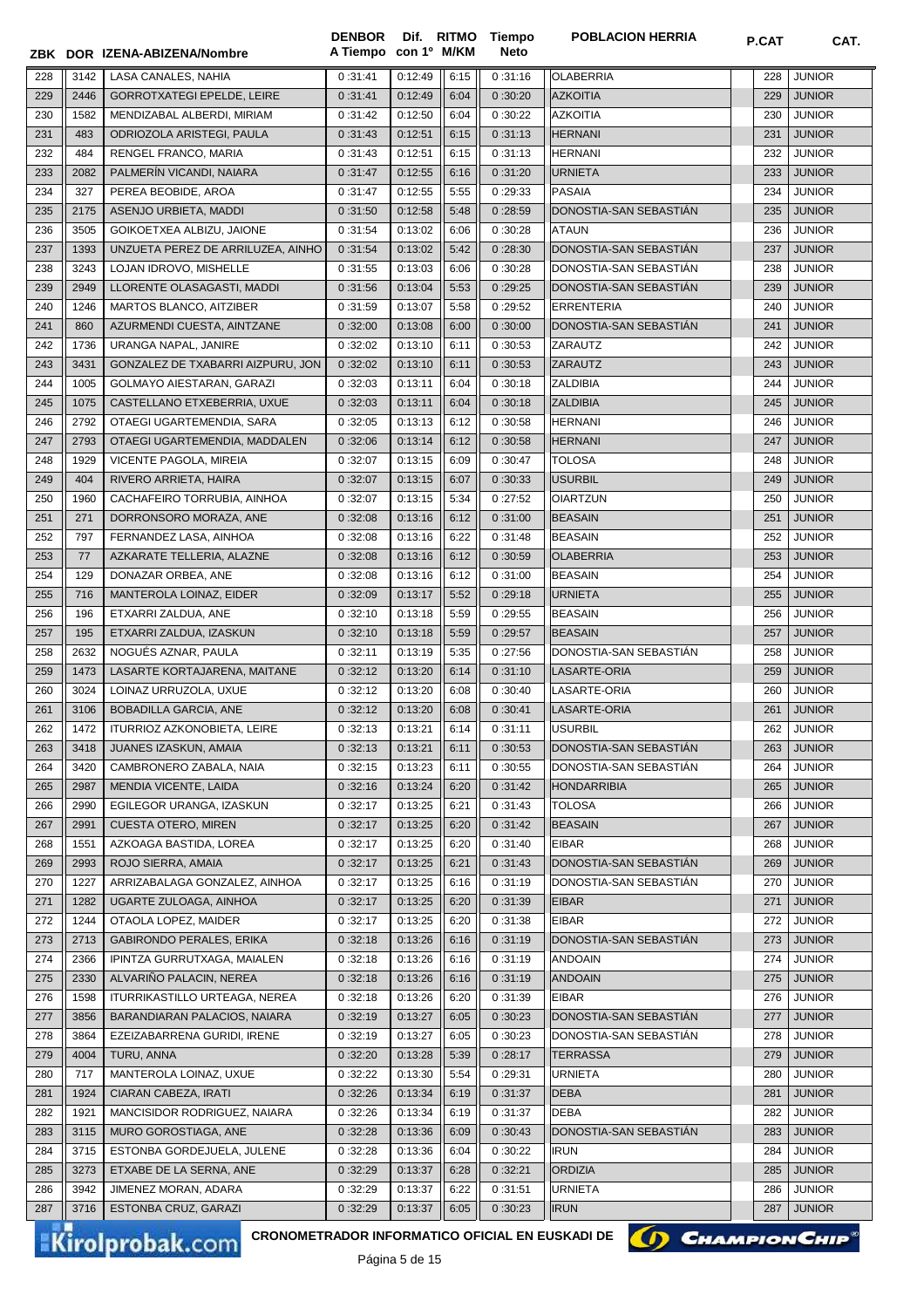| ZBK | DOR | IZENA-ABIZENA/Nombre | DENBOR A Tiempo | Dif. con 1º | RITMO M/KM | Tiempo Neto | POBLACION HERRIA | P.CAT | CAT. |
|---|---|---|---|---|---|---|---|---|---|
| 228 | 3142 | LASA CANALES, NAHIA | 0 :31:41 | 0:12:49 | 6:15 | 0 :31:16 | OLABERRIA | 228 | JUNIOR |
| 229 | 2446 | GORROTXATEGI EPELDE, LEIRE | 0 :31:41 | 0:12:49 | 6:04 | 0 :30:20 | AZKOITIA | 229 | JUNIOR |
| 230 | 1582 | MENDIZABAL ALBERDI, MIRIAM | 0 :31:42 | 0:12:50 | 6:04 | 0 :30:22 | AZKOITIA | 230 | JUNIOR |
| 231 | 483 | ODRIOZOLA ARISTEGI, PAULA | 0 :31:43 | 0:12:51 | 6:15 | 0 :31:13 | HERNANI | 231 | JUNIOR |
| 232 | 484 | RENGEL FRANCO, MARIA | 0 :31:43 | 0:12:51 | 6:15 | 0 :31:13 | HERNANI | 232 | JUNIOR |
| 233 | 2082 | PALMERÍN VICANDI, NAIARA | 0 :31:47 | 0:12:55 | 6:16 | 0 :31:20 | URNIETA | 233 | JUNIOR |
| 234 | 327 | PEREA BEOBIDE, AROA | 0 :31:47 | 0:12:55 | 5:55 | 0 :29:33 | PASAIA | 234 | JUNIOR |
| 235 | 2175 | ASENJO URBIETA, MADDI | 0 :31:50 | 0:12:58 | 5:48 | 0 :28:59 | DONOSTIA-SAN SEBASTIÁN | 235 | JUNIOR |
| 236 | 3505 | GOIKOETXEA ALBIZU, JAIONE | 0 :31:54 | 0:13:02 | 6:06 | 0 :30:28 | ATAUN | 236 | JUNIOR |
| 237 | 1393 | UNZUETA PEREZ DE ARRILUZEA, AINHO | 0 :31:54 | 0:13:02 | 5:42 | 0 :28:30 | DONOSTIA-SAN SEBASTIÁN | 237 | JUNIOR |
| 238 | 3243 | LOJAN IDROVO, MISHELLE | 0 :31:55 | 0:13:03 | 6:06 | 0 :30:28 | DONOSTIA-SAN SEBASTIÁN | 238 | JUNIOR |
| 239 | 2949 | LLORENTE OLASAGASTI, MADDI | 0 :31:56 | 0:13:04 | 5:53 | 0 :29:25 | DONOSTIA-SAN SEBASTIÁN | 239 | JUNIOR |
| 240 | 1246 | MARTOS BLANCO, AITZIBER | 0 :31:59 | 0:13:07 | 5:58 | 0 :29:52 | ERRENTERIA | 240 | JUNIOR |
| 241 | 860 | AZURMENDI CUESTA, AINTZANE | 0 :32:00 | 0:13:08 | 6:00 | 0 :30:00 | DONOSTIA-SAN SEBASTIÁN | 241 | JUNIOR |
| 242 | 1736 | URANGA NAPAL, JANIRE | 0 :32:02 | 0:13:10 | 6:11 | 0 :30:53 | ZARAUTZ | 242 | JUNIOR |
| 243 | 3431 | GONZALEZ DE TXABARRI AIZPURU, JON | 0 :32:02 | 0:13:10 | 6:11 | 0 :30:53 | ZARAUTZ | 243 | JUNIOR |
| 244 | 1005 | GOLMAYO AIESTARAN, GARAZI | 0 :32:03 | 0:13:11 | 6:04 | 0 :30:18 | ZALDIBIA | 244 | JUNIOR |
| 245 | 1075 | CASTELLANO ETXEBERRIA, UXUE | 0 :32:03 | 0:13:11 | 6:04 | 0 :30:18 | ZALDIBIA | 245 | JUNIOR |
| 246 | 2792 | OTAEGI UGARTEMENDIA, SARA | 0 :32:05 | 0:13:13 | 6:12 | 0 :30:58 | HERNANI | 246 | JUNIOR |
| 247 | 2793 | OTAEGI UGARTEMENDIA, MADDALEN | 0 :32:06 | 0:13:14 | 6:12 | 0 :30:58 | HERNANI | 247 | JUNIOR |
| 248 | 1929 | VICENTE PAGOLA, MIREIA | 0 :32:07 | 0:13:15 | 6:09 | 0 :30:47 | TOLOSA | 248 | JUNIOR |
| 249 | 404 | RIVERO ARRIETA, HAIRA | 0 :32:07 | 0:13:15 | 6:07 | 0 :30:33 | USURBIL | 249 | JUNIOR |
| 250 | 1960 | CACHAFEIRO TORRUBIA, AINHOA | 0 :32:07 | 0:13:15 | 5:34 | 0 :27:52 | OIARTZUN | 250 | JUNIOR |
| 251 | 271 | DORRONSORO MORAZA, ANE | 0 :32:08 | 0:13:16 | 6:12 | 0 :31:00 | BEASAIN | 251 | JUNIOR |
| 252 | 797 | FERNANDEZ LASA, AINHOA | 0 :32:08 | 0:13:16 | 6:22 | 0 :31:48 | BEASAIN | 252 | JUNIOR |
| 253 | 77 | AZKARATE TELLERIA, ALAZNE | 0 :32:08 | 0:13:16 | 6:12 | 0 :30:59 | OLABERRIA | 253 | JUNIOR |
| 254 | 129 | DONAZAR ORBEA, ANE | 0 :32:08 | 0:13:16 | 6:12 | 0 :31:00 | BEASAIN | 254 | JUNIOR |
| 255 | 716 | MANTEROLA LOINAZ, EIDER | 0 :32:09 | 0:13:17 | 5:52 | 0 :29:18 | URNIETA | 255 | JUNIOR |
| 256 | 196 | ETXARRI ZALDUA, ANE | 0 :32:10 | 0:13:18 | 5:59 | 0 :29:55 | BEASAIN | 256 | JUNIOR |
| 257 | 195 | ETXARRI ZALDUA, IZASKUN | 0 :32:10 | 0:13:18 | 5:59 | 0 :29:57 | BEASAIN | 257 | JUNIOR |
| 258 | 2632 | NOGUÉS AZNAR, PAULA | 0 :32:11 | 0:13:19 | 5:35 | 0 :27:56 | DONOSTIA-SAN SEBASTIÁN | 258 | JUNIOR |
| 259 | 1473 | LASARTE KORTAJARENA, MAITANE | 0 :32:12 | 0:13:20 | 6:14 | 0 :31:10 | LASARTE-ORIA | 259 | JUNIOR |
| 260 | 3024 | LOINAZ URRUZOLA, UXUE | 0 :32:12 | 0:13:20 | 6:08 | 0 :30:40 | LASARTE-ORIA | 260 | JUNIOR |
| 261 | 3106 | BOBADILLA GARCIA, ANE | 0 :32:12 | 0:13:20 | 6:08 | 0 :30:41 | LASARTE-ORIA | 261 | JUNIOR |
| 262 | 1472 | ITURRIOZ AZKONOBIETA, LEIRE | 0 :32:13 | 0:13:21 | 6:14 | 0 :31:11 | USURBIL | 262 | JUNIOR |
| 263 | 3418 | JUANES IZASKUN, AMAIA | 0 :32:13 | 0:13:21 | 6:11 | 0 :30:53 | DONOSTIA-SAN SEBASTIÁN | 263 | JUNIOR |
| 264 | 3420 | CAMBRONERO ZABALA, NAIA | 0 :32:15 | 0:13:23 | 6:11 | 0 :30:55 | DONOSTIA-SAN SEBASTIÁN | 264 | JUNIOR |
| 265 | 2987 | MENDIA VICENTE, LAIDA | 0 :32:16 | 0:13:24 | 6:20 | 0 :31:42 | HONDARRIBIA | 265 | JUNIOR |
| 266 | 2990 | EGILEGOR URANGA, IZASKUN | 0 :32:17 | 0:13:25 | 6:21 | 0 :31:43 | TOLOSA | 266 | JUNIOR |
| 267 | 2991 | CUESTA OTERO, MIREN | 0 :32:17 | 0:13:25 | 6:20 | 0 :31:42 | BEASAIN | 267 | JUNIOR |
| 268 | 1551 | AZKOAGA BASTIDA, LOREA | 0 :32:17 | 0:13:25 | 6:20 | 0 :31:40 | EIBAR | 268 | JUNIOR |
| 269 | 2993 | ROJO SIERRA, AMAIA | 0 :32:17 | 0:13:25 | 6:21 | 0 :31:43 | DONOSTIA-SAN SEBASTIÁN | 269 | JUNIOR |
| 270 | 1227 | ARRIZABALAGA GONZALEZ, AINHOA | 0 :32:17 | 0:13:25 | 6:16 | 0 :31:19 | DONOSTIA-SAN SEBASTIÁN | 270 | JUNIOR |
| 271 | 1282 | UGARTE ZULOAGA, AINHOA | 0 :32:17 | 0:13:25 | 6:20 | 0 :31:39 | EIBAR | 271 | JUNIOR |
| 272 | 1244 | OTAOLA LOPEZ, MAIDER | 0 :32:17 | 0:13:25 | 6:20 | 0 :31:38 | EIBAR | 272 | JUNIOR |
| 273 | 2713 | GABIRONDO PERALES, ERIKA | 0 :32:18 | 0:13:26 | 6:16 | 0 :31:19 | DONOSTIA-SAN SEBASTIÁN | 273 | JUNIOR |
| 274 | 2366 | IPINTZA GURRUTXAGA, MAIALEN | 0 :32:18 | 0:13:26 | 6:16 | 0 :31:19 | ANDOAIN | 274 | JUNIOR |
| 275 | 2330 | ALVARIÑO PALACIN, NEREA | 0 :32:18 | 0:13:26 | 6:16 | 0 :31:19 | ANDOAIN | 275 | JUNIOR |
| 276 | 1598 | ITURRIKASTILLO URTEAGA, NEREA | 0 :32:18 | 0:13:26 | 6:20 | 0 :31:39 | EIBAR | 276 | JUNIOR |
| 277 | 3856 | BARANDIARAN PALACIOS, NAIARA | 0 :32:19 | 0:13:27 | 6:05 | 0 :30:23 | DONOSTIA-SAN SEBASTIÁN | 277 | JUNIOR |
| 278 | 3864 | EZEIZABARRENA GURIDI, IRENE | 0 :32:19 | 0:13:27 | 6:05 | 0 :30:23 | DONOSTIA-SAN SEBASTIÁN | 278 | JUNIOR |
| 279 | 4004 | TURU, ANNA | 0 :32:20 | 0:13:28 | 5:39 | 0 :28:17 | TERRASSA | 279 | JUNIOR |
| 280 | 717 | MANTEROLA LOINAZ, UXUE | 0 :32:22 | 0:13:30 | 5:54 | 0 :29:31 | URNIETA | 280 | JUNIOR |
| 281 | 1924 | CIARAN CABEZA, IRATI | 0 :32:26 | 0:13:34 | 6:19 | 0 :31:37 | DEBA | 281 | JUNIOR |
| 282 | 1921 | MANCISIDOR RODRIGUEZ, NAIARA | 0 :32:26 | 0:13:34 | 6:19 | 0 :31:37 | DEBA | 282 | JUNIOR |
| 283 | 3115 | MURO GOROSTIAGA, ANE | 0 :32:28 | 0:13:36 | 6:09 | 0 :30:43 | DONOSTIA-SAN SEBASTIÁN | 283 | JUNIOR |
| 284 | 3715 | ESTONBA GORDEJUELA, JULENE | 0 :32:28 | 0:13:36 | 6:04 | 0 :30:22 | IRUN | 284 | JUNIOR |
| 285 | 3273 | ETXABE DE LA SERNA, ANE | 0 :32:29 | 0:13:37 | 6:28 | 0 :32:21 | ORDIZIA | 285 | JUNIOR |
| 286 | 3942 | JIMENEZ MORAN, ADARA | 0 :32:29 | 0:13:37 | 6:22 | 0 :31:51 | URNIETA | 286 | JUNIOR |
| 287 | 3716 | ESTONBA CRUZ, GARAZI | 0 :32:29 | 0:13:37 | 6:05 | 0 :30:23 | IRUN | 287 | JUNIOR |

CRONOMETRADOR INFORMATICO OFICIAL EN EUSKADI DE ChampionChip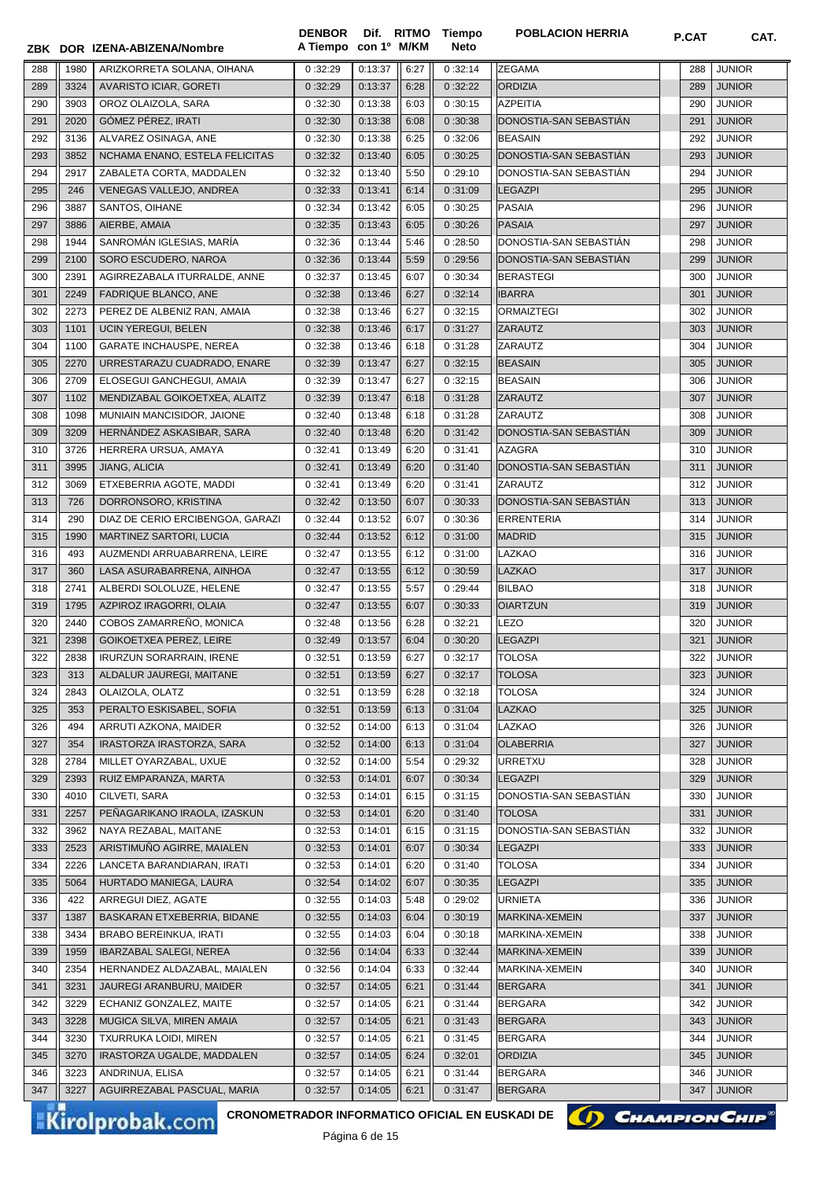| ZBK | DOR | IZENA-ABIZENA/Nombre | DENBOR A Tiempo | Dif. con 1º | RITMO M/KM | Tiempo Neto | POBLACION HERRIA | P.CAT | CAT. |
|---|---|---|---|---|---|---|---|---|---|
| 288 | 1980 | ARIZKORRETA SOLANA, OIHANA | 0 :32:29 | 0:13:37 | 6:27 | 0 :32:14 | ZEGAMA | 288 | JUNIOR |
| 289 | 3324 | AVARISTO ICIAR, GORETI | 0 :32:29 | 0:13:37 | 6:28 | 0 :32:22 | ORDIZIA | 289 | JUNIOR |
| 290 | 3903 | OROZ OLAIZOLA, SARA | 0 :32:30 | 0:13:38 | 6:03 | 0 :30:15 | AZPEITIA | 290 | JUNIOR |
| 291 | 2020 | GÓMEZ PÉREZ, IRATI | 0 :32:30 | 0:13:38 | 6:08 | 0 :30:38 | DONOSTIA-SAN SEBASTIÁN | 291 | JUNIOR |
| 292 | 3136 | ALVAREZ OSINAGA, ANE | 0 :32:30 | 0:13:38 | 6:25 | 0 :32:06 | BEASAIN | 292 | JUNIOR |
| 293 | 3852 | NCHAMA ENANO, ESTELA FELICITAS | 0 :32:32 | 0:13:40 | 6:05 | 0 :30:25 | DONOSTIA-SAN SEBASTIÁN | 293 | JUNIOR |
| 294 | 2917 | ZABALETA CORTA, MADDALEN | 0 :32:32 | 0:13:40 | 5:50 | 0 :29:10 | DONOSTIA-SAN SEBASTIÁN | 294 | JUNIOR |
| 295 | 246 | VENEGAS VALLEJO, ANDREA | 0 :32:33 | 0:13:41 | 6:14 | 0 :31:09 | LEGAZPI | 295 | JUNIOR |
| 296 | 3887 | SANTOS, OIHANE | 0 :32:34 | 0:13:42 | 6:05 | 0 :30:25 | PASAIA | 296 | JUNIOR |
| 297 | 3886 | AIERBE, AMAIA | 0 :32:35 | 0:13:43 | 6:05 | 0 :30:26 | PASAIA | 297 | JUNIOR |
| 298 | 1944 | SANROMÁN IGLESIAS, MARÍA | 0 :32:36 | 0:13:44 | 5:46 | 0 :28:50 | DONOSTIA-SAN SEBASTIÁN | 298 | JUNIOR |
| 299 | 2100 | SORO ESCUDERO, NAROA | 0 :32:36 | 0:13:44 | 5:59 | 0 :29:56 | DONOSTIA-SAN SEBASTIÁN | 299 | JUNIOR |
| 300 | 2391 | AGIRREZABALA ITURRALDE, ANNE | 0 :32:37 | 0:13:45 | 6:07 | 0 :30:34 | BERASTEGI | 300 | JUNIOR |
| 301 | 2249 | FADRIQUE BLANCO, ANE | 0 :32:38 | 0:13:46 | 6:27 | 0 :32:14 | IBARRA | 301 | JUNIOR |
| 302 | 2273 | PEREZ DE ALBENIZ RAN, AMAIA | 0 :32:38 | 0:13:46 | 6:27 | 0 :32:15 | ORMAIZTEGI | 302 | JUNIOR |
| 303 | 1101 | UCIN YEREGUI, BELEN | 0 :32:38 | 0:13:46 | 6:17 | 0 :31:27 | ZARAUTZ | 303 | JUNIOR |
| 304 | 1100 | GARATE INCHAUSPE, NEREA | 0 :32:38 | 0:13:46 | 6:18 | 0 :31:28 | ZARAUTZ | 304 | JUNIOR |
| 305 | 2270 | URRESTARAZU CUADRADO, ENARE | 0 :32:39 | 0:13:47 | 6:27 | 0 :32:15 | BEASAIN | 305 | JUNIOR |
| 306 | 2709 | ELOSEGUI GANCHEGUI, AMAIA | 0 :32:39 | 0:13:47 | 6:27 | 0 :32:15 | BEASAIN | 306 | JUNIOR |
| 307 | 1102 | MENDIZABAL GOIKOETXEA, ALAITZ | 0 :32:39 | 0:13:47 | 6:18 | 0 :31:28 | ZARAUTZ | 307 | JUNIOR |
| 308 | 1098 | MUNIAIN MANCISIDOR, JAIONE | 0 :32:40 | 0:13:48 | 6:18 | 0 :31:28 | ZARAUTZ | 308 | JUNIOR |
| 309 | 3209 | HERNÁNDEZ ASKASIBAR, SARA | 0 :32:40 | 0:13:48 | 6:20 | 0 :31:42 | DONOSTIA-SAN SEBASTIÁN | 309 | JUNIOR |
| 310 | 3726 | HERRERA URSUA, AMAYA | 0 :32:41 | 0:13:49 | 6:20 | 0 :31:41 | AZAGRA | 310 | JUNIOR |
| 311 | 3995 | JIANG, ALICIA | 0 :32:41 | 0:13:49 | 6:20 | 0 :31:40 | DONOSTIA-SAN SEBASTIÁN | 311 | JUNIOR |
| 312 | 3069 | ETXEBERRIA AGOTE, MADDI | 0 :32:41 | 0:13:49 | 6:20 | 0 :31:41 | ZARAUTZ | 312 | JUNIOR |
| 313 | 726 | DORRONSORO, KRISTINA | 0 :32:42 | 0:13:50 | 6:07 | 0 :30:33 | DONOSTIA-SAN SEBASTIÁN | 313 | JUNIOR |
| 314 | 290 | DIAZ DE CERIO ERCIBENGOA, GARAZI | 0 :32:44 | 0:13:52 | 6:07 | 0 :30:36 | ERRENTERIA | 314 | JUNIOR |
| 315 | 1990 | MARTINEZ SARTORI, LUCIA | 0 :32:44 | 0:13:52 | 6:12 | 0 :31:00 | MADRID | 315 | JUNIOR |
| 316 | 493 | AUZMENDI ARRUABARRENA, LEIRE | 0 :32:47 | 0:13:55 | 6:12 | 0 :31:00 | LAZKAO | 316 | JUNIOR |
| 317 | 360 | LASA ASURABARRENA, AINHOA | 0 :32:47 | 0:13:55 | 6:12 | 0 :30:59 | LAZKAO | 317 | JUNIOR |
| 318 | 2741 | ALBERDI SOLOLUZE, HELENE | 0 :32:47 | 0:13:55 | 5:57 | 0 :29:44 | BILBAO | 318 | JUNIOR |
| 319 | 1795 | AZPIROZ IRAGORRI, OLAIA | 0 :32:47 | 0:13:55 | 6:07 | 0 :30:33 | OIARTZUN | 319 | JUNIOR |
| 320 | 2440 | COBOS ZAMARREÑO, MONICA | 0 :32:48 | 0:13:56 | 6:28 | 0 :32:21 | LEZO | 320 | JUNIOR |
| 321 | 2398 | GOIKOETXEA PEREZ, LEIRE | 0 :32:49 | 0:13:57 | 6:04 | 0 :30:20 | LEGAZPI | 321 | JUNIOR |
| 322 | 2838 | IRURZUN SORARRAIN, IRENE | 0 :32:51 | 0:13:59 | 6:27 | 0 :32:17 | TOLOSA | 322 | JUNIOR |
| 323 | 313 | ALDALUR JAUREGI, MAITANE | 0 :32:51 | 0:13:59 | 6:27 | 0 :32:17 | TOLOSA | 323 | JUNIOR |
| 324 | 2843 | OLAIZOLA, OLATZ | 0 :32:51 | 0:13:59 | 6:28 | 0 :32:18 | TOLOSA | 324 | JUNIOR |
| 325 | 353 | PERALTO ESKISABEL, SOFIA | 0 :32:51 | 0:13:59 | 6:13 | 0 :31:04 | LAZKAO | 325 | JUNIOR |
| 326 | 494 | ARRUTI AZKONA, MAIDER | 0 :32:52 | 0:14:00 | 6:13 | 0 :31:04 | LAZKAO | 326 | JUNIOR |
| 327 | 354 | IRASTORZA IRASTORZA, SARA | 0 :32:52 | 0:14:00 | 6:13 | 0 :31:04 | OLABERRIA | 327 | JUNIOR |
| 328 | 2784 | MILLET OYARZABAL, UXUE | 0 :32:52 | 0:14:00 | 5:54 | 0 :29:32 | URRETXU | 328 | JUNIOR |
| 329 | 2393 | RUIZ EMPARANZA, MARTA | 0 :32:53 | 0:14:01 | 6:07 | 0 :30:34 | LEGAZPI | 329 | JUNIOR |
| 330 | 4010 | CILVETI, SARA | 0 :32:53 | 0:14:01 | 6:15 | 0 :31:15 | DONOSTIA-SAN SEBASTIÁN | 330 | JUNIOR |
| 331 | 2257 | PEÑAGARIKANO IRAOLA, IZASKUN | 0 :32:53 | 0:14:01 | 6:20 | 0 :31:40 | TOLOSA | 331 | JUNIOR |
| 332 | 3962 | NAYA REZABAL, MAITANE | 0 :32:53 | 0:14:01 | 6:15 | 0 :31:15 | DONOSTIA-SAN SEBASTIÁN | 332 | JUNIOR |
| 333 | 2523 | ARISTIMUÑO AGIRRE, MAIALEN | 0 :32:53 | 0:14:01 | 6:07 | 0 :30:34 | LEGAZPI | 333 | JUNIOR |
| 334 | 2226 | LANCETA BARANDIARAN, IRATI | 0 :32:53 | 0:14:01 | 6:20 | 0 :31:40 | TOLOSA | 334 | JUNIOR |
| 335 | 5064 | HURTADO MANIEGA, LAURA | 0 :32:54 | 0:14:02 | 6:07 | 0 :30:35 | LEGAZPI | 335 | JUNIOR |
| 336 | 422 | ARREGUI DIEZ, AGATE | 0 :32:55 | 0:14:03 | 5:48 | 0 :29:02 | URNIETA | 336 | JUNIOR |
| 337 | 1387 | BASKARAN ETXEBERRIA, BIDANE | 0 :32:55 | 0:14:03 | 6:04 | 0 :30:19 | MARKINA-XEMEIN | 337 | JUNIOR |
| 338 | 3434 | BRABO BEREINKUA, IRATI | 0 :32:55 | 0:14:03 | 6:04 | 0 :30:18 | MARKINA-XEMEIN | 338 | JUNIOR |
| 339 | 1959 | IBARZABAL SALEGI, NEREA | 0 :32:56 | 0:14:04 | 6:33 | 0 :32:44 | MARKINA-XEMEIN | 339 | JUNIOR |
| 340 | 2354 | HERNANDEZ ALDAZABAL, MAIALEN | 0 :32:56 | 0:14:04 | 6:33 | 0 :32:44 | MARKINA-XEMEIN | 340 | JUNIOR |
| 341 | 3231 | JAUREGI ARANBURU, MAIDER | 0 :32:57 | 0:14:05 | 6:21 | 0 :31:44 | BERGARA | 341 | JUNIOR |
| 342 | 3229 | ECHANIZ GONZALEZ, MAITE | 0 :32:57 | 0:14:05 | 6:21 | 0 :31:44 | BERGARA | 342 | JUNIOR |
| 343 | 3228 | MUGICA SILVA, MIREN AMAIA | 0 :32:57 | 0:14:05 | 6:21 | 0 :31:43 | BERGARA | 343 | JUNIOR |
| 344 | 3230 | TXURRUKA LOIDI, MIREN | 0 :32:57 | 0:14:05 | 6:21 | 0 :31:45 | BERGARA | 344 | JUNIOR |
| 345 | 3270 | IRASTORZA UGALDE, MADDALEN | 0 :32:57 | 0:14:05 | 6:24 | 0 :32:01 | ORDIZIA | 345 | JUNIOR |
| 346 | 3223 | ANDRINUA, ELISA | 0 :32:57 | 0:14:05 | 6:21 | 0 :31:44 | BERGARA | 346 | JUNIOR |
| 347 | 3227 | AGUIRREZABAL PASCUAL, MARIA | 0 :32:57 | 0:14:05 | 6:21 | 0 :31:47 | BERGARA | 347 | JUNIOR |

CRONOMETRADOR INFORMATICO OFICIAL EN EUSKADI DE CHAMPIONCHIP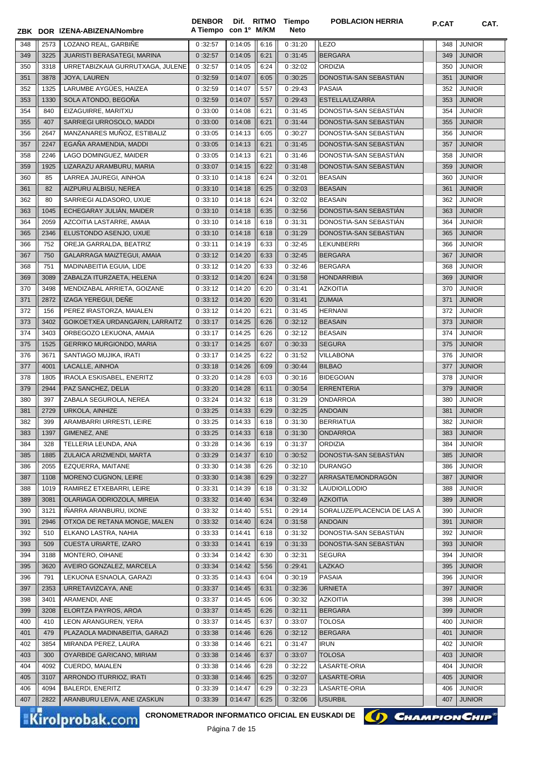| ZBK | DOR | IZENA-ABIZENA/Nombre | DENBOR A Tiempo | Dif. con 1º | RITMO M/KM | Tiempo Neto | POBLACION HERRIA | P.CAT | CAT. |
|---|---|---|---|---|---|---|---|---|---|
| 348 | 2573 | LOZANO REAL, GARBIÑE | 0 :32:57 | 0:14:05 | 6:16 | 0 :31:20 | LEZO | 348 | JUNIOR |
| 349 | 3225 | JUARISTI BERASATEGI, MARINA | 0 :32:57 | 0:14:05 | 6:21 | 0 :31:45 | BERGARA | 349 | JUNIOR |
| 350 | 3318 | URRETABIZKAIA GURRUTXAGA, JULENE | 0 :32:57 | 0:14:05 | 6:24 | 0 :32:02 | ORDIZIA | 350 | JUNIOR |
| 351 | 3878 | JOYA, LAUREN | 0 :32:59 | 0:14:07 | 6:05 | 0 :30:25 | DONOSTIA-SAN SEBASTIÁN | 351 | JUNIOR |
| 352 | 1325 | LARUMBE AYGÜES, HAIZEA | 0 :32:59 | 0:14:07 | 5:57 | 0 :29:43 | PASAIA | 352 | JUNIOR |
| 353 | 1330 | SOLA ATONDO, BEGOÑA | 0 :32:59 | 0:14:07 | 5:57 | 0 :29:43 | ESTELLA/LIZARRA | 353 | JUNIOR |
| 354 | 840 | EIZAGUIRRE, MARITXU | 0 :33:00 | 0:14:08 | 6:21 | 0 :31:45 | DONOSTIA-SAN SEBASTIÁN | 354 | JUNIOR |
| 355 | 407 | SARRIEGI URROSOLO, MADDI | 0 :33:00 | 0:14:08 | 6:21 | 0 :31:44 | DONOSTIA-SAN SEBASTIÁN | 355 | JUNIOR |
| 356 | 2647 | MANZANARES MUÑOZ, ESTIBALIZ | 0 :33:05 | 0:14:13 | 6:05 | 0 :30:27 | DONOSTIA-SAN SEBASTIÁN | 356 | JUNIOR |
| 357 | 2247 | EGAÑA ARAMENDIA, MADDI | 0 :33:05 | 0:14:13 | 6:21 | 0 :31:45 | DONOSTIA-SAN SEBASTIÁN | 357 | JUNIOR |
| 358 | 2246 | LAGO DOMINGUEZ, MAIDER | 0 :33:05 | 0:14:13 | 6:21 | 0 :31:46 | DONOSTIA-SAN SEBASTIÁN | 358 | JUNIOR |
| 359 | 1925 | LIZARAZU ARAMBURU, MARIA | 0 :33:07 | 0:14:15 | 6:22 | 0 :31:48 | DONOSTIA-SAN SEBASTIÁN | 359 | JUNIOR |
| 360 | 85 | LARREA JAUREGI, AINHOA | 0 :33:10 | 0:14:18 | 6:24 | 0 :32:01 | BEASAIN | 360 | JUNIOR |
| 361 | 82 | AIZPURU ALBISU, NEREA | 0 :33:10 | 0:14:18 | 6:25 | 0 :32:03 | BEASAIN | 361 | JUNIOR |
| 362 | 80 | SARRIEGI ALDASORO, UXUE | 0 :33:10 | 0:14:18 | 6:24 | 0 :32:02 | BEASAIN | 362 | JUNIOR |
| 363 | 1045 | ECHEGARAY JULIÁN, MAIDER | 0 :33:10 | 0:14:18 | 6:35 | 0 :32:56 | DONOSTIA-SAN SEBASTIÁN | 363 | JUNIOR |
| 364 | 2059 | AZCOITIA LASTARRE, AMAIA | 0 :33:10 | 0:14:18 | 6:18 | 0 :31:31 | DONOSTIA-SAN SEBASTIÁN | 364 | JUNIOR |
| 365 | 2346 | ELUSTONDO ASENJO, UXUE | 0 :33:10 | 0:14:18 | 6:18 | 0 :31:29 | DONOSTIA-SAN SEBASTIÁN | 365 | JUNIOR |
| 366 | 752 | OREJA GARRALDA, BEATRIZ | 0 :33:11 | 0:14:19 | 6:33 | 0 :32:45 | LEKUNBERRI | 366 | JUNIOR |
| 367 | 750 | GALARRAGA MAIZTEGUI, AMAIA | 0 :33:12 | 0:14:20 | 6:33 | 0 :32:45 | BERGARA | 367 | JUNIOR |
| 368 | 751 | MADINABEITIA EGUIA, LIDE | 0 :33:12 | 0:14:20 | 6:33 | 0 :32:46 | BERGARA | 368 | JUNIOR |
| 369 | 3089 | ZABALZA ITURZAETA, HELENA | 0 :33:12 | 0:14:20 | 6:24 | 0 :31:58 | HONDARRIBIA | 369 | JUNIOR |
| 370 | 3498 | MENDIZABAL ARRIETA, GOIZANE | 0 :33:12 | 0:14:20 | 6:20 | 0 :31:41 | AZKOITIA | 370 | JUNIOR |
| 371 | 2872 | IZAGA YEREGUI, DEÑE | 0 :33:12 | 0:14:20 | 6:20 | 0 :31:41 | ZUMAIA | 371 | JUNIOR |
| 372 | 156 | PEREZ IRASTORZA, MAIALEN | 0 :33:12 | 0:14:20 | 6:21 | 0 :31:45 | HERNANI | 372 | JUNIOR |
| 373 | 3402 | GOIKOETXEA URDANGARIN, LARRAITZ | 0 :33:17 | 0:14:25 | 6:26 | 0 :32:12 | BEASAIN | 373 | JUNIOR |
| 374 | 3403 | ORBEGOZO LEKUONA, AMAIA | 0 :33:17 | 0:14:25 | 6:26 | 0 :32:12 | BEASAIN | 374 | JUNIOR |
| 375 | 1525 | GERRIKO MURGIONDO, MARIA | 0 :33:17 | 0:14:25 | 6:07 | 0 :30:33 | SEGURA | 375 | JUNIOR |
| 376 | 3671 | SANTIAGO MUJIKA, IRATI | 0 :33:17 | 0:14:25 | 6:22 | 0 :31:52 | VILLABONA | 376 | JUNIOR |
| 377 | 4001 | LACALLE, AINHOA | 0 :33:18 | 0:14:26 | 6:09 | 0 :30:44 | BILBAO | 377 | JUNIOR |
| 378 | 1805 | IRAOLA ESKISABEL, ENERITZ | 0 :33:20 | 0:14:28 | 6:03 | 0 :30:16 | BIDEGOIAN | 378 | JUNIOR |
| 379 | 2944 | PAZ SANCHEZ, DELIA | 0 :33:20 | 0:14:28 | 6:11 | 0 :30:54 | ERRENTERIA | 379 | JUNIOR |
| 380 | 397 | ZABALA SEGUROLA, NEREA | 0 :33:24 | 0:14:32 | 6:18 | 0 :31:29 | ONDARROA | 380 | JUNIOR |
| 381 | 2729 | URKOLA, AINHIZE | 0 :33:25 | 0:14:33 | 6:29 | 0 :32:25 | ANDOAIN | 381 | JUNIOR |
| 382 | 399 | ARAMBARRI URRESTI, LEIRE | 0 :33:25 | 0:14:33 | 6:18 | 0 :31:30 | BERRIATUA | 382 | JUNIOR |
| 383 | 1397 | GIMENEZ, ANE | 0 :33:25 | 0:14:33 | 6:18 | 0 :31:30 | ONDARROA | 383 | JUNIOR |
| 384 | 328 | TELLERIA LEUNDA, ANA | 0 :33:28 | 0:14:36 | 6:19 | 0 :31:37 | ORDIZIA | 384 | JUNIOR |
| 385 | 1885 | ZULAICA ARIZMENDI, MARTA | 0 :33:29 | 0:14:37 | 6:10 | 0 :30:52 | DONOSTIA-SAN SEBASTIÁN | 385 | JUNIOR |
| 386 | 2055 | EZQUERRA, MAITANE | 0 :33:30 | 0:14:38 | 6:26 | 0 :32:10 | DURANGO | 386 | JUNIOR |
| 387 | 1108 | MORENO CUGNON, LEIRE | 0 :33:30 | 0:14:38 | 6:29 | 0 :32:27 | ARRASATE/MONDRAGÓN | 387 | JUNIOR |
| 388 | 1019 | RAMIREZ ETXEBARRI, LEIRE | 0 :33:31 | 0:14:39 | 6:18 | 0 :31:32 | LAUDIO/LLODIO | 388 | JUNIOR |
| 389 | 3081 | OLARIAGA ODRIOZOLA, MIREIA | 0 :33:32 | 0:14:40 | 6:34 | 0 :32:49 | AZKOITIA | 389 | JUNIOR |
| 390 | 3121 | IÑARRA ARANBURU, IXONE | 0 :33:32 | 0:14:40 | 5:51 | 0 :29:14 | SORALUZE/PLACENCIA DE LAS A | 390 | JUNIOR |
| 391 | 2946 | OTXOA DE RETANA MONGE, MALEN | 0 :33:32 | 0:14:40 | 6:24 | 0 :31:58 | ANDOAIN | 391 | JUNIOR |
| 392 | 510 | ELKANO LASTRA, NAHIA | 0 :33:33 | 0:14:41 | 6:18 | 0 :31:32 | DONOSTIA-SAN SEBASTIÁN | 392 | JUNIOR |
| 393 | 509 | CUESTA URIARTE, IZARO | 0 :33:33 | 0:14:41 | 6:19 | 0 :31:33 | DONOSTIA-SAN SEBASTIÁN | 393 | JUNIOR |
| 394 | 3188 | MONTERO, OIHANE | 0 :33:34 | 0:14:42 | 6:30 | 0 :32:31 | SEGURA | 394 | JUNIOR |
| 395 | 3620 | AVEIRO GONZALEZ, MARCELA | 0 :33:34 | 0:14:42 | 5:56 | 0 :29:41 | LAZKAO | 395 | JUNIOR |
| 396 | 791 | LEKUONA ESNAOLA, GARAZI | 0 :33:35 | 0:14:43 | 6:04 | 0 :30:19 | PASAIA | 396 | JUNIOR |
| 397 | 2353 | URRETAVIZCAYA, ANE | 0 :33:37 | 0:14:45 | 6:31 | 0 :32:36 | URNIETA | 397 | JUNIOR |
| 398 | 3401 | ARAMENDI, ANE | 0 :33:37 | 0:14:45 | 6:06 | 0 :30:32 | AZKOITIA | 398 | JUNIOR |
| 399 | 3208 | ELORTZA PAYROS, AROA | 0 :33:37 | 0:14:45 | 6:26 | 0 :32:11 | BERGARA | 399 | JUNIOR |
| 400 | 410 | LEON ARANGUREN, YERA | 0 :33:37 | 0:14:45 | 6:37 | 0 :33:07 | TOLOSA | 400 | JUNIOR |
| 401 | 479 | PLAZAOLA MADINABEITIA, GARAZI | 0 :33:38 | 0:14:46 | 6:26 | 0 :32:12 | BERGARA | 401 | JUNIOR |
| 402 | 3854 | MIRANDA PEREZ, LAURA | 0 :33:38 | 0:14:46 | 6:21 | 0 :31:47 | IRUN | 402 | JUNIOR |
| 403 | 300 | OYARBIDE GARICANO, MIRIAM | 0 :33:38 | 0:14:46 | 6:37 | 0 :33:07 | TOLOSA | 403 | JUNIOR |
| 404 | 4092 | CUERDO, MAIALEN | 0 :33:38 | 0:14:46 | 6:28 | 0 :32:22 | LASARTE-ORIA | 404 | JUNIOR |
| 405 | 3107 | ARRONDO ITURRIOZ, IRATI | 0 :33:38 | 0:14:46 | 6:25 | 0 :32:07 | LASARTE-ORIA | 405 | JUNIOR |
| 406 | 4094 | BALERDI, ENERITZ | 0 :33:39 | 0:14:47 | 6:29 | 0 :32:23 | LASARTE-ORIA | 406 | JUNIOR |
| 407 | 2822 | ARANBURU LEIVA, ANE IZASKUN | 0 :33:39 | 0:14:47 | 6:25 | 0 :32:06 | USURBIL | 407 | JUNIOR |

Kirolprobak.com — CRONOMETRADOR INFORMATICO OFICIAL EN EUSKADI DE CHAMPIONCHIP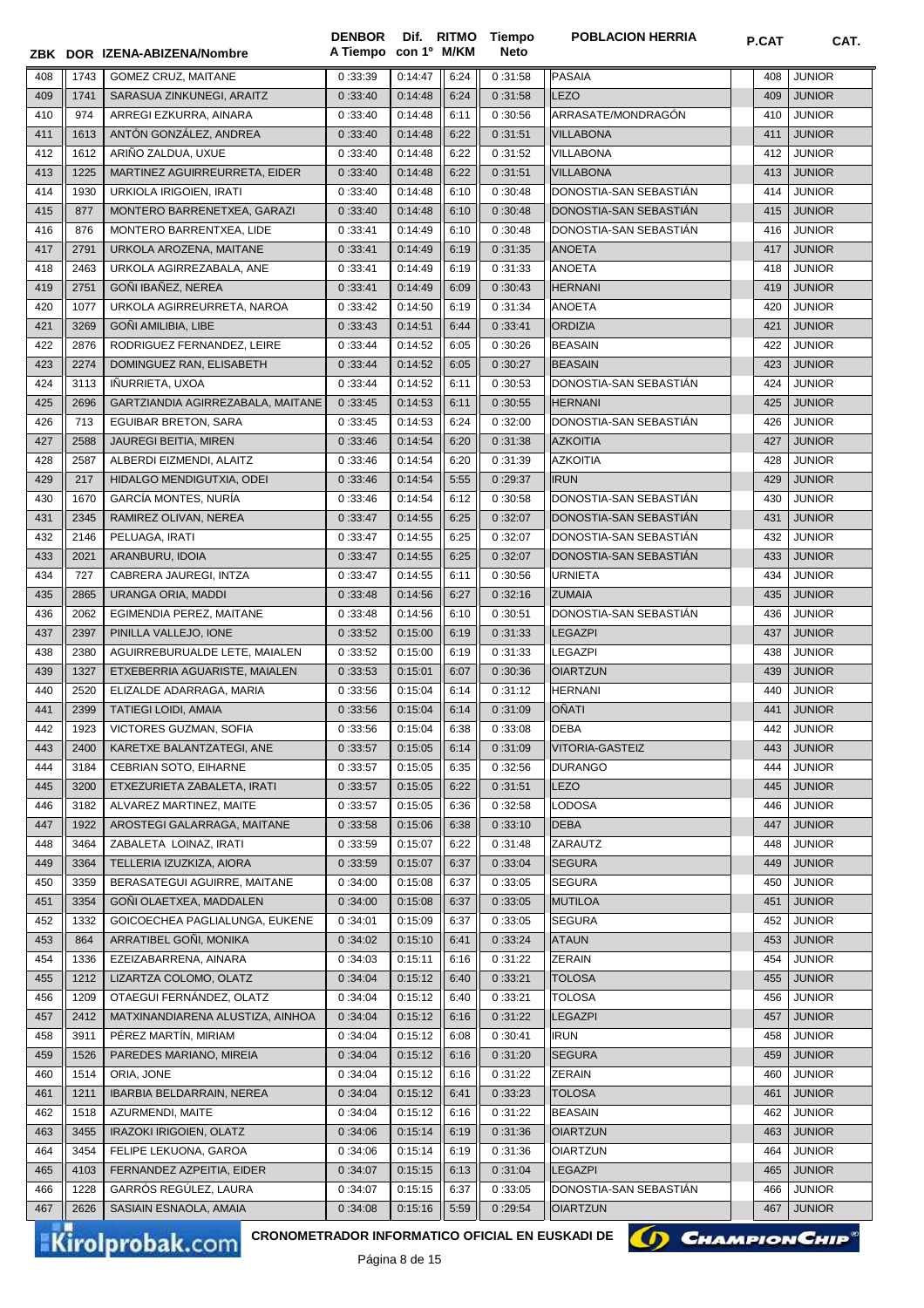| ZBK | DOR | IZENA-ABIZENA/Nombre | DENBOR A Tiempo | Dif. con 1º | RITMO M/KM | Tiempo Neto | POBLACION HERRIA | P.CAT | CAT. |
|---|---|---|---|---|---|---|---|---|---|
| 408 | 1743 | GOMEZ CRUZ, MAITANE | 0 :33:39 | 0:14:47 | 6:24 | 0 :31:58 | PASAIA | 408 | JUNIOR |
| 409 | 1741 | SARASUA ZINKUNEGI, ARAITZ | 0 :33:40 | 0:14:48 | 6:24 | 0 :31:58 | LEZO | 409 | JUNIOR |
| 410 | 974 | ARREGI EZKURRA, AINARA | 0 :33:40 | 0:14:48 | 6:11 | 0 :30:56 | ARRASATE/MONDRAGÓN | 410 | JUNIOR |
| 411 | 1613 | ANTÓN GONZÁLEZ, ANDREA | 0 :33:40 | 0:14:48 | 6:22 | 0 :31:51 | VILLABONA | 411 | JUNIOR |
| 412 | 1612 | ARIÑO ZALDUA, UXUE | 0 :33:40 | 0:14:48 | 6:22 | 0 :31:52 | VILLABONA | 412 | JUNIOR |
| 413 | 1225 | MARTINEZ AGUIRREURRETA, EIDER | 0 :33:40 | 0:14:48 | 6:22 | 0 :31:51 | VILLABONA | 413 | JUNIOR |
| 414 | 1930 | URKIOLA IRIGOIEN, IRATI | 0 :33:40 | 0:14:48 | 6:10 | 0 :30:48 | DONOSTIA-SAN SEBASTIÁN | 414 | JUNIOR |
| 415 | 877 | MONTERO BARRENETXEA, GARAZI | 0 :33:40 | 0:14:48 | 6:10 | 0 :30:48 | DONOSTIA-SAN SEBASTIÁN | 415 | JUNIOR |
| 416 | 876 | MONTERO BARRENTXEA, LIDE | 0 :33:41 | 0:14:49 | 6:10 | 0 :30:48 | DONOSTIA-SAN SEBASTIÁN | 416 | JUNIOR |
| 417 | 2791 | URKOLA AROZENA, MAITANE | 0 :33:41 | 0:14:49 | 6:19 | 0 :31:35 | ANOETA | 417 | JUNIOR |
| 418 | 2463 | URKOLA AGIRREZABALA, ANE | 0 :33:41 | 0:14:49 | 6:19 | 0 :31:33 | ANOETA | 418 | JUNIOR |
| 419 | 2751 | GOÑI IBAÑEZ, NEREA | 0 :33:41 | 0:14:49 | 6:09 | 0 :30:43 | HERNANI | 419 | JUNIOR |
| 420 | 1077 | URKOLA AGIRREURRETA, NAROA | 0 :33:42 | 0:14:50 | 6:19 | 0 :31:34 | ANOETA | 420 | JUNIOR |
| 421 | 3269 | GOÑI AMILIBIA, LIBE | 0 :33:43 | 0:14:51 | 6:44 | 0 :33:41 | ORDIZIA | 421 | JUNIOR |
| 422 | 2876 | RODRIGUEZ FERNANDEZ, LEIRE | 0 :33:44 | 0:14:52 | 6:05 | 0 :30:26 | BEASAIN | 422 | JUNIOR |
| 423 | 2274 | DOMINGUEZ RAN, ELISABETH | 0 :33:44 | 0:14:52 | 6:05 | 0 :30:27 | BEASAIN | 423 | JUNIOR |
| 424 | 3113 | IÑURRIETA, UXOA | 0 :33:44 | 0:14:52 | 6:11 | 0 :30:53 | DONOSTIA-SAN SEBASTIÁN | 424 | JUNIOR |
| 425 | 2696 | GARTZIANDIA AGIRREZABALA, MAITANE | 0 :33:45 | 0:14:53 | 6:11 | 0 :30:55 | HERNANI | 425 | JUNIOR |
| 426 | 713 | EGUIBAR BRETON, SARA | 0 :33:45 | 0:14:53 | 6:24 | 0 :32:00 | DONOSTIA-SAN SEBASTIÁN | 426 | JUNIOR |
| 427 | 2588 | JAUREGI BEITIA, MIREN | 0 :33:46 | 0:14:54 | 6:20 | 0 :31:38 | AZKOITIA | 427 | JUNIOR |
| 428 | 2587 | ALBERDI EIZMENDI, ALAITZ | 0 :33:46 | 0:14:54 | 6:20 | 0 :31:39 | AZKOITIA | 428 | JUNIOR |
| 429 | 217 | HIDALGO MENDIGUTXIA, ODEI | 0 :33:46 | 0:14:54 | 5:55 | 0 :29:37 | IRUN | 429 | JUNIOR |
| 430 | 1670 | GARCÍA MONTES, NURÍA | 0 :33:46 | 0:14:54 | 6:12 | 0 :30:58 | DONOSTIA-SAN SEBASTIÁN | 430 | JUNIOR |
| 431 | 2345 | RAMIREZ OLIVAN, NEREA | 0 :33:47 | 0:14:55 | 6:25 | 0 :32:07 | DONOSTIA-SAN SEBASTIÁN | 431 | JUNIOR |
| 432 | 2146 | PELUAGA, IRATI | 0 :33:47 | 0:14:55 | 6:25 | 0 :32:07 | DONOSTIA-SAN SEBASTIÁN | 432 | JUNIOR |
| 433 | 2021 | ARANBURU, IDOIA | 0 :33:47 | 0:14:55 | 6:25 | 0 :32:07 | DONOSTIA-SAN SEBASTIÁN | 433 | JUNIOR |
| 434 | 727 | CABRERA JAUREGI, INTZA | 0 :33:47 | 0:14:55 | 6:11 | 0 :30:56 | URNIETA | 434 | JUNIOR |
| 435 | 2865 | URANGA ORIA, MADDI | 0 :33:48 | 0:14:56 | 6:27 | 0 :32:16 | ZUMAIA | 435 | JUNIOR |
| 436 | 2062 | EGIMENDIA PEREZ, MAITANE | 0 :33:48 | 0:14:56 | 6:10 | 0 :30:51 | DONOSTIA-SAN SEBASTIÁN | 436 | JUNIOR |
| 437 | 2397 | PINILLA VALLEJO, IONE | 0 :33:52 | 0:15:00 | 6:19 | 0 :31:33 | LEGAZPI | 437 | JUNIOR |
| 438 | 2380 | AGUIRREBURUALDE LETE, MAIALEN | 0 :33:52 | 0:15:00 | 6:19 | 0 :31:33 | LEGAZPI | 438 | JUNIOR |
| 439 | 1327 | ETXEBERRIA AGUARISTE, MAIALEN | 0 :33:53 | 0:15:01 | 6:07 | 0 :30:36 | OIARTZUN | 439 | JUNIOR |
| 440 | 2520 | ELIZALDE ADARRAGA, MARIA | 0 :33:56 | 0:15:04 | 6:14 | 0 :31:12 | HERNANI | 440 | JUNIOR |
| 441 | 2399 | TATIEGI LOIDI, AMAIA | 0 :33:56 | 0:15:04 | 6:14 | 0 :31:09 | OÑATI | 441 | JUNIOR |
| 442 | 1923 | VICTORES GUZMAN, SOFIA | 0 :33:56 | 0:15:04 | 6:38 | 0 :33:08 | DEBA | 442 | JUNIOR |
| 443 | 2400 | KARETXE BALANTZATEGI, ANE | 0 :33:57 | 0:15:05 | 6:14 | 0 :31:09 | VITORIA-GASTEIZ | 443 | JUNIOR |
| 444 | 3184 | CEBRIAN SOTO, EIHARNE | 0 :33:57 | 0:15:05 | 6:35 | 0 :32:56 | DURANGO | 444 | JUNIOR |
| 445 | 3200 | ETXEZURIETA ZABALETA, IRATI | 0 :33:57 | 0:15:05 | 6:22 | 0 :31:51 | LEZO | 445 | JUNIOR |
| 446 | 3182 | ALVAREZ MARTINEZ, MAITE | 0 :33:57 | 0:15:05 | 6:36 | 0 :32:58 | LODOSA | 446 | JUNIOR |
| 447 | 1922 | AROSTEGI GALARRAGA, MAITANE | 0 :33:58 | 0:15:06 | 6:38 | 0 :33:10 | DEBA | 447 | JUNIOR |
| 448 | 3464 | ZABALETA LOINAZ, IRATI | 0 :33:59 | 0:15:07 | 6:22 | 0 :31:48 | ZARAUTZ | 448 | JUNIOR |
| 449 | 3364 | TELLERIA IZUZKIZA, AIORA | 0 :33:59 | 0:15:07 | 6:37 | 0 :33:04 | SEGURA | 449 | JUNIOR |
| 450 | 3359 | BERASATEGUI AGUIRRE, MAITANE | 0 :34:00 | 0:15:08 | 6:37 | 0 :33:05 | SEGURA | 450 | JUNIOR |
| 451 | 3354 | GOÑI OLAETXEA, MADDALEN | 0 :34:00 | 0:15:08 | 6:37 | 0 :33:05 | MUTILOA | 451 | JUNIOR |
| 452 | 1332 | GOICOECHEA PAGLIALUNGA, EUKENE | 0 :34:01 | 0:15:09 | 6:37 | 0 :33:05 | SEGURA | 452 | JUNIOR |
| 453 | 864 | ARRATIBEL GOÑI, MONIKA | 0 :34:02 | 0:15:10 | 6:41 | 0 :33:24 | ATAUN | 453 | JUNIOR |
| 454 | 1336 | EZEIZABARRENA, AINARA | 0 :34:03 | 0:15:11 | 6:16 | 0 :31:22 | ZERAIN | 454 | JUNIOR |
| 455 | 1212 | LIZARTZA COLOMO, OLATZ | 0 :34:04 | 0:15:12 | 6:40 | 0 :33:21 | TOLOSA | 455 | JUNIOR |
| 456 | 1209 | OTAEGUI FERNÁNDEZ, OLATZ | 0 :34:04 | 0:15:12 | 6:40 | 0 :33:21 | TOLOSA | 456 | JUNIOR |
| 457 | 2412 | MATXINANDIARENA ALUSTIZA, AINHOA | 0 :34:04 | 0:15:12 | 6:16 | 0 :31:22 | LEGAZPI | 457 | JUNIOR |
| 458 | 3911 | PÉREZ MARTÍN, MIRIAM | 0 :34:04 | 0:15:12 | 6:08 | 0 :30:41 | IRUN | 458 | JUNIOR |
| 459 | 1526 | PAREDES MARIANO, MIREIA | 0 :34:04 | 0:15:12 | 6:16 | 0 :31:20 | SEGURA | 459 | JUNIOR |
| 460 | 1514 | ORIA, JONE | 0 :34:04 | 0:15:12 | 6:16 | 0 :31:22 | ZERAIN | 460 | JUNIOR |
| 461 | 1211 | IBARBIA BELDARRAIN, NEREA | 0 :34:04 | 0:15:12 | 6:41 | 0 :33:23 | TOLOSA | 461 | JUNIOR |
| 462 | 1518 | AZURMENDI, MAITE | 0 :34:04 | 0:15:12 | 6:16 | 0 :31:22 | BEASAIN | 462 | JUNIOR |
| 463 | 3455 | IRAZOKI IRIGOIEN, OLATZ | 0 :34:06 | 0:15:14 | 6:19 | 0 :31:36 | OIARTZUN | 463 | JUNIOR |
| 464 | 3454 | FELIPE LEKUONA, GAROA | 0 :34:06 | 0:15:14 | 6:19 | 0 :31:36 | OIARTZUN | 464 | JUNIOR |
| 465 | 4103 | FERNANDEZ AZPEITIA, EIDER | 0 :34:07 | 0:15:15 | 6:13 | 0 :31:04 | LEGAZPI | 465 | JUNIOR |
| 466 | 1228 | GARRÓS REGÚLEZ, LAURA | 0 :34:07 | 0:15:15 | 6:37 | 0 :33:05 | DONOSTIA-SAN SEBASTIÁN | 466 | JUNIOR |
| 467 | 2626 | SASIAIN ESNAOLA, AMAIA | 0 :34:08 | 0:15:16 | 5:59 | 0 :29:54 | OIARTZUN | 467 | JUNIOR |

Kirolprobak.com CRONOMETRADOR INFORMATICO OFICIAL EN EUSKADI DE ChampionChip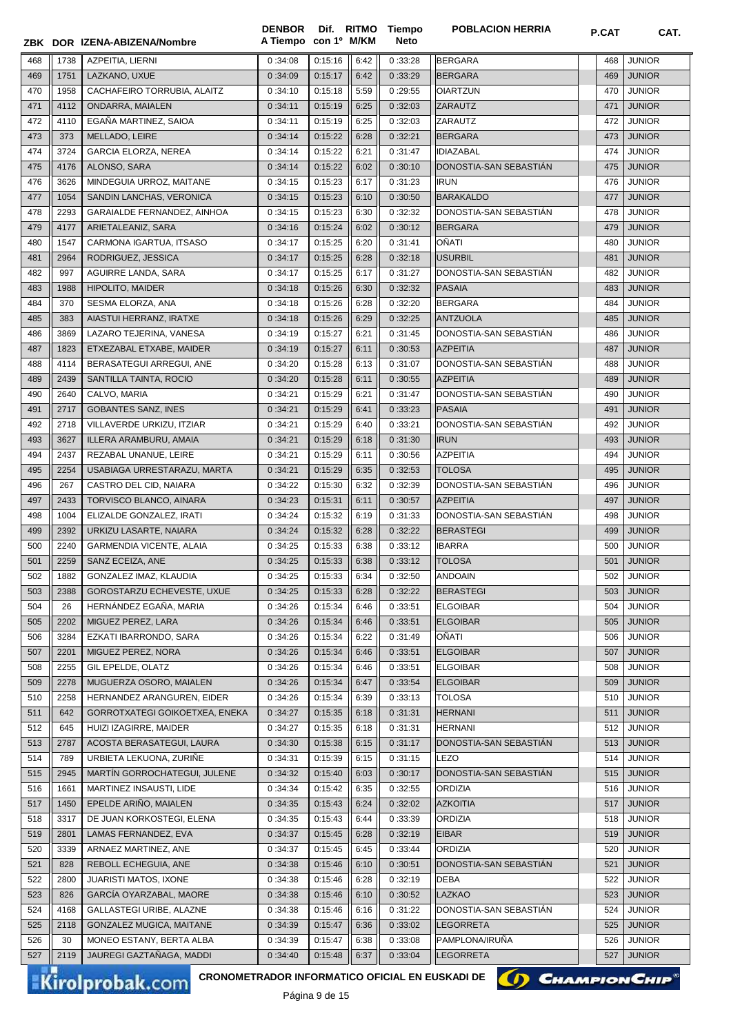| ZBK | DOR | IZENA-ABIZENA/Nombre | DENBOR A Tiempo | Dif. con 1º | RITMO M/KM | Tiempo Neto | POBLACION HERRIA | P.CAT | CAT. |
|---|---|---|---|---|---|---|---|---|---|
| 468 | 1738 | AZPEITIA, LIERNI | 0 :34:08 | 0:15:16 | 6:42 | 0 :33:28 | BERGARA | 468 | JUNIOR |
| 469 | 1751 | LAZKANO, UXUE | 0 :34:09 | 0:15:17 | 6:42 | 0 :33:29 | BERGARA | 469 | JUNIOR |
| 470 | 1958 | CACHAFEIRO TORRUBIA, ALAITZ | 0 :34:10 | 0:15:18 | 5:59 | 0 :29:55 | OIARTZUN | 470 | JUNIOR |
| 471 | 4112 | ONDARRA, MAIALEN | 0 :34:11 | 0:15:19 | 6:25 | 0 :32:03 | ZARAUTZ | 471 | JUNIOR |
| 472 | 4110 | EGAÑA MARTINEZ, SAIOA | 0 :34:11 | 0:15:19 | 6:25 | 0 :32:03 | ZARAUTZ | 472 | JUNIOR |
| 473 | 373 | MELLADO, LEIRE | 0 :34:14 | 0:15:22 | 6:28 | 0 :32:21 | BERGARA | 473 | JUNIOR |
| 474 | 3724 | GARCIA ELORZA, NEREA | 0 :34:14 | 0:15:22 | 6:21 | 0 :31:47 | IDIAZABAL | 474 | JUNIOR |
| 475 | 4176 | ALONSO, SARA | 0 :34:14 | 0:15:22 | 6:02 | 0 :30:10 | DONOSTIA-SAN SEBASTIÁN | 475 | JUNIOR |
| 476 | 3626 | MINDEGUIA URROZ, MAITANE | 0 :34:15 | 0:15:23 | 6:17 | 0 :31:23 | IRUN | 476 | JUNIOR |
| 477 | 1054 | SANDIN LANCHAS, VERONICA | 0 :34:15 | 0:15:23 | 6:10 | 0 :30:50 | BARAKALDO | 477 | JUNIOR |
| 478 | 2293 | GARAIALDE FERNANDEZ, AINHOA | 0 :34:15 | 0:15:23 | 6:30 | 0 :32:32 | DONOSTIA-SAN SEBASTIÁN | 478 | JUNIOR |
| 479 | 4177 | ARIETALEANIZ, SARA | 0 :34:16 | 0:15:24 | 6:02 | 0 :30:12 | BERGARA | 479 | JUNIOR |
| 480 | 1547 | CARMONA IGARTUA, ITSASO | 0 :34:17 | 0:15:25 | 6:20 | 0 :31:41 | OÑATI | 480 | JUNIOR |
| 481 | 2964 | RODRIGUEZ, JESSICA | 0 :34:17 | 0:15:25 | 6:28 | 0 :32:18 | USURBIL | 481 | JUNIOR |
| 482 | 997 | AGUIRRE LANDA, SARA | 0 :34:17 | 0:15:25 | 6:17 | 0 :31:27 | DONOSTIA-SAN SEBASTIÁN | 482 | JUNIOR |
| 483 | 1988 | HIPOLITO, MAIDER | 0 :34:18 | 0:15:26 | 6:30 | 0 :32:32 | PASAIA | 483 | JUNIOR |
| 484 | 370 | SESMA ELORZA, ANA | 0 :34:18 | 0:15:26 | 6:28 | 0 :32:20 | BERGARA | 484 | JUNIOR |
| 485 | 383 | AIASTUI HERRANZ, IRATXE | 0 :34:18 | 0:15:26 | 6:29 | 0 :32:25 | ANTZUOLA | 485 | JUNIOR |
| 486 | 3869 | LAZARO TEJERINA, VANESA | 0 :34:19 | 0:15:27 | 6:21 | 0 :31:45 | DONOSTIA-SAN SEBASTIÁN | 486 | JUNIOR |
| 487 | 1823 | ETXEZABAL ETXABE, MAIDER | 0 :34:19 | 0:15:27 | 6:11 | 0 :30:53 | AZPEITIA | 487 | JUNIOR |
| 488 | 4114 | BERASATEGUI ARREGUI, ANE | 0 :34:20 | 0:15:28 | 6:13 | 0 :31:07 | DONOSTIA-SAN SEBASTIÁN | 488 | JUNIOR |
| 489 | 2439 | SANTILLA TAINTA, ROCIO | 0 :34:20 | 0:15:28 | 6:11 | 0 :30:55 | AZPEITIA | 489 | JUNIOR |
| 490 | 2640 | CALVO, MARIA | 0 :34:21 | 0:15:29 | 6:21 | 0 :31:47 | DONOSTIA-SAN SEBASTIÁN | 490 | JUNIOR |
| 491 | 2717 | GOBANTES SANZ, INES | 0 :34:21 | 0:15:29 | 6:41 | 0 :33:23 | PASAIA | 491 | JUNIOR |
| 492 | 2718 | VILLAVERDE URKIZU, ITZIAR | 0 :34:21 | 0:15:29 | 6:40 | 0 :33:21 | DONOSTIA-SAN SEBASTIÁN | 492 | JUNIOR |
| 493 | 3627 | ILLERA ARAMBURU, AMAIA | 0 :34:21 | 0:15:29 | 6:18 | 0 :31:30 | IRUN | 493 | JUNIOR |
| 494 | 2437 | REZABAL UNANUE, LEIRE | 0 :34:21 | 0:15:29 | 6:11 | 0 :30:56 | AZPEITIA | 494 | JUNIOR |
| 495 | 2254 | USABIAGA URRESTARAZU, MARTA | 0 :34:21 | 0:15:29 | 6:35 | 0 :32:53 | TOLOSA | 495 | JUNIOR |
| 496 | 267 | CASTRO DEL CID, NAIARA | 0 :34:22 | 0:15:30 | 6:32 | 0 :32:39 | DONOSTIA-SAN SEBASTIÁN | 496 | JUNIOR |
| 497 | 2433 | TORVISCO BLANCO, AINARA | 0 :34:23 | 0:15:31 | 6:11 | 0 :30:57 | AZPEITIA | 497 | JUNIOR |
| 498 | 1004 | ELIZALDE GONZALEZ, IRATI | 0 :34:24 | 0:15:32 | 6:19 | 0 :31:33 | DONOSTIA-SAN SEBASTIÁN | 498 | JUNIOR |
| 499 | 2392 | URKIZU LASARTE, NAIARA | 0 :34:24 | 0:15:32 | 6:28 | 0 :32:22 | BERASTEGI | 499 | JUNIOR |
| 500 | 2240 | GARMENDIA VICENTE, ALAIA | 0 :34:25 | 0:15:33 | 6:38 | 0 :33:12 | IBARRA | 500 | JUNIOR |
| 501 | 2259 | SANZ ECEIZA, ANE | 0 :34:25 | 0:15:33 | 6:38 | 0 :33:12 | TOLOSA | 501 | JUNIOR |
| 502 | 1882 | GONZALEZ IMAZ, KLAUDIA | 0 :34:25 | 0:15:33 | 6:34 | 0 :32:50 | ANDOAIN | 502 | JUNIOR |
| 503 | 2388 | GOROSTARZU ECHEVESTE, UXUE | 0 :34:25 | 0:15:33 | 6:28 | 0 :32:22 | BERASTEGI | 503 | JUNIOR |
| 504 | 26 | HERNÁNDEZ EGAÑA, MARIA | 0 :34:26 | 0:15:34 | 6:46 | 0 :33:51 | ELGOIBAR | 504 | JUNIOR |
| 505 | 2202 | MIGUEZ PEREZ, LARA | 0 :34:26 | 0:15:34 | 6:46 | 0 :33:51 | ELGOIBAR | 505 | JUNIOR |
| 506 | 3284 | EZKATI IBARRONDO, SARA | 0 :34:26 | 0:15:34 | 6:22 | 0 :31:49 | OÑATI | 506 | JUNIOR |
| 507 | 2201 | MIGUEZ PEREZ, NORA | 0 :34:26 | 0:15:34 | 6:46 | 0 :33:51 | ELGOIBAR | 507 | JUNIOR |
| 508 | 2255 | GIL EPELDE, OLATZ | 0 :34:26 | 0:15:34 | 6:46 | 0 :33:51 | ELGOIBAR | 508 | JUNIOR |
| 509 | 2278 | MUGUERZA OSORO, MAIALEN | 0 :34:26 | 0:15:34 | 6:47 | 0 :33:54 | ELGOIBAR | 509 | JUNIOR |
| 510 | 2258 | HERNANDEZ ARANGUREN, EIDER | 0 :34:26 | 0:15:34 | 6:39 | 0 :33:13 | TOLOSA | 510 | JUNIOR |
| 511 | 642 | GORROTXATEGI GOIKOETXEA, ENEKA | 0 :34:27 | 0:15:35 | 6:18 | 0 :31:31 | HERNANI | 511 | JUNIOR |
| 512 | 645 | HUIZI IZAGIRRE, MAIDER | 0 :34:27 | 0:15:35 | 6:18 | 0 :31:31 | HERNANI | 512 | JUNIOR |
| 513 | 2787 | ACOSTA BERASATEGUI, LAURA | 0 :34:30 | 0:15:38 | 6:15 | 0 :31:17 | DONOSTIA-SAN SEBASTIÁN | 513 | JUNIOR |
| 514 | 789 | URBIETA LEKUONA, ZURIÑE | 0 :34:31 | 0:15:39 | 6:15 | 0 :31:15 | LEZO | 514 | JUNIOR |
| 515 | 2945 | MARTÍN GORROCHATEGUI, JULENE | 0 :34:32 | 0:15:40 | 6:03 | 0 :30:17 | DONOSTIA-SAN SEBASTIÁN | 515 | JUNIOR |
| 516 | 1661 | MARTINEZ INSAUSTI, LIDE | 0 :34:34 | 0:15:42 | 6:35 | 0 :32:55 | ORDIZIA | 516 | JUNIOR |
| 517 | 1450 | EPELDE ARIÑO, MAIALEN | 0 :34:35 | 0:15:43 | 6:24 | 0 :32:02 | AZKOITIA | 517 | JUNIOR |
| 518 | 3317 | DE JUAN KORKOSTEGI, ELENA | 0 :34:35 | 0:15:43 | 6:44 | 0 :33:39 | ORDIZIA | 518 | JUNIOR |
| 519 | 2801 | LAMAS FERNANDEZ, EVA | 0 :34:37 | 0:15:45 | 6:28 | 0 :32:19 | EIBAR | 519 | JUNIOR |
| 520 | 3339 | ARNAEZ MARTINEZ, ANE | 0 :34:37 | 0:15:45 | 6:45 | 0 :33:44 | ORDIZIA | 520 | JUNIOR |
| 521 | 828 | REBOLL ECHEGUIA, ANE | 0 :34:38 | 0:15:46 | 6:10 | 0 :30:51 | DONOSTIA-SAN SEBASTIÁN | 521 | JUNIOR |
| 522 | 2800 | JUARISTI MATOS, IXONE | 0 :34:38 | 0:15:46 | 6:28 | 0 :32:19 | DEBA | 522 | JUNIOR |
| 523 | 826 | GARCÍA OYARZABAL, MAORE | 0 :34:38 | 0:15:46 | 6:10 | 0 :30:52 | LAZKAO | 523 | JUNIOR |
| 524 | 4168 | GALLASTEGI URIBE, ALAZNE | 0 :34:38 | 0:15:46 | 6:16 | 0 :31:22 | DONOSTIA-SAN SEBASTIÁN | 524 | JUNIOR |
| 525 | 2118 | GONZALEZ MUGICA, MAITANE | 0 :34:39 | 0:15:47 | 6:36 | 0 :33:02 | LEGORRETA | 525 | JUNIOR |
| 526 | 30 | MONEO ESTANY, BERTA ALBA | 0 :34:39 | 0:15:47 | 6:38 | 0 :33:08 | PAMPLONA/IRUÑA | 526 | JUNIOR |
| 527 | 2119 | JAUREGI GAZTAÑAGA, MADDI | 0 :34:40 | 0:15:48 | 6:37 | 0 :33:04 | LEGORRETA | 527 | JUNIOR |

CRONOMETRADOR INFORMATICO OFICIAL EN EUSKADI DE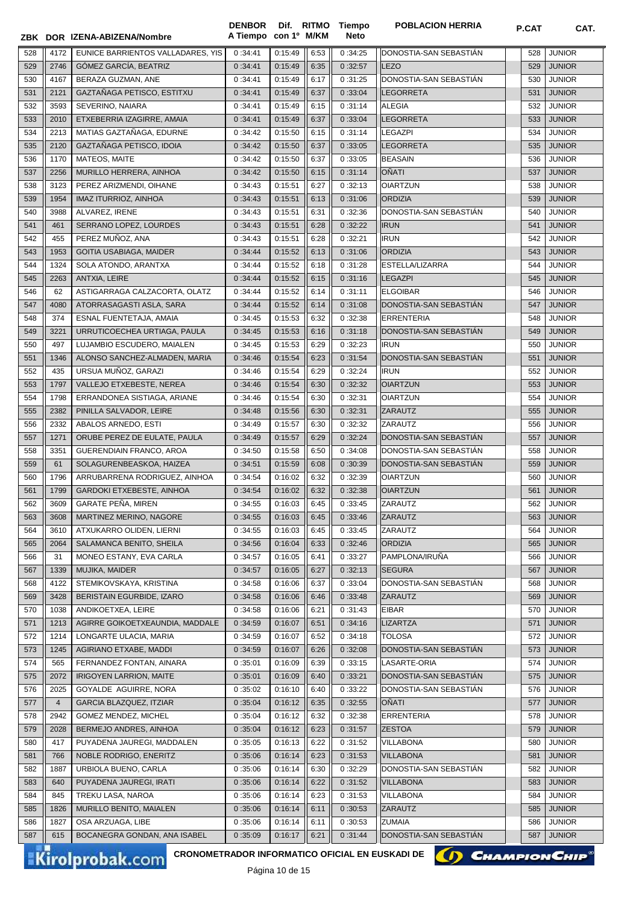| ZBK | DOR | IZENA-ABIZENA/Nombre | DENBOR A Tiempo | Dif. con 1º | RITMO M/KM | Tiempo Neto | POBLACION HERRIA | | P.CAT | CAT. |
|---|---|---|---|---|---|---|---|---|---|---|
| 528 | 4172 | EUNICE BARRIENTOS VALLADARES, YIS | 0 :34:41 | 0:15:49 | 6:53 | 0 :34:25 | DONOSTIA-SAN SEBASTIÁN | | 528 | JUNIOR |
| 529 | 2746 | GÓMEZ GARCÍA, BEATRIZ | 0 :34:41 | 0:15:49 | 6:35 | 0 :32:57 | LEZO | | 529 | JUNIOR |
| 530 | 4167 | BERAZA GUZMAN, ANE | 0 :34:41 | 0:15:49 | 6:17 | 0 :31:25 | DONOSTIA-SAN SEBASTIÁN | | 530 | JUNIOR |
| 531 | 2121 | GAZTAÑAGA PETISCO, ESTITXU | 0 :34:41 | 0:15:49 | 6:37 | 0 :33:04 | LEGORRETA | | 531 | JUNIOR |
| 532 | 3593 | SEVERINO, NAIARA | 0 :34:41 | 0:15:49 | 6:15 | 0 :31:14 | ALEGIA | | 532 | JUNIOR |
| 533 | 2010 | ETXEBERRIA IZAGIRRE, AMAIA | 0 :34:41 | 0:15:49 | 6:37 | 0 :33:04 | LEGORRETA | | 533 | JUNIOR |
| 534 | 2213 | MATIAS GAZTAÑAGA, EDURNE | 0 :34:42 | 0:15:50 | 6:15 | 0 :31:14 | LEGAZPI | | 534 | JUNIOR |
| 535 | 2120 | GAZTAÑAGA PETISCO, IDOIA | 0 :34:42 | 0:15:50 | 6:37 | 0 :33:05 | LEGORRETA | | 535 | JUNIOR |
| 536 | 1170 | MATEOS, MAITE | 0 :34:42 | 0:15:50 | 6:37 | 0 :33:05 | BEASAIN | | 536 | JUNIOR |
| 537 | 2256 | MURILLO HERRERA, AINHOA | 0 :34:42 | 0:15:50 | 6:15 | 0 :31:14 | OÑATI | | 537 | JUNIOR |
| 538 | 3123 | PEREZ ARIZMENDI, OIHANE | 0 :34:43 | 0:15:51 | 6:27 | 0 :32:13 | OIARTZUN | | 538 | JUNIOR |
| 539 | 1954 | IMAZ ITURRIOZ, AINHOA | 0 :34:43 | 0:15:51 | 6:13 | 0 :31:06 | ORDIZIA | | 539 | JUNIOR |
| 540 | 3988 | ALVAREZ, IRENE | 0 :34:43 | 0:15:51 | 6:31 | 0 :32:36 | DONOSTIA-SAN SEBASTIÁN | | 540 | JUNIOR |
| 541 | 461 | SERRANO LOPEZ, LOURDES | 0 :34:43 | 0:15:51 | 6:28 | 0 :32:22 | IRUN | | 541 | JUNIOR |
| 542 | 455 | PEREZ MUÑOZ, ANA | 0 :34:43 | 0:15:51 | 6:28 | 0 :32:21 | IRUN | | 542 | JUNIOR |
| 543 | 1953 | GOITIA USABIAGA, MAIDER | 0 :34:44 | 0:15:52 | 6:13 | 0 :31:06 | ORDIZIA | | 543 | JUNIOR |
| 544 | 1324 | SOLA ATONDO, ARANTXA | 0 :34:44 | 0:15:52 | 6:18 | 0 :31:28 | ESTELLA/LIZARRA | | 544 | JUNIOR |
| 545 | 2263 | ANTXIA, LEIRE | 0 :34:44 | 0:15:52 | 6:15 | 0 :31:16 | LEGAZPI | | 545 | JUNIOR |
| 546 | 62 | ASTIGARRAGA CALZACORTA, OLATZ | 0 :34:44 | 0:15:52 | 6:14 | 0 :31:11 | ELGOIBAR | | 546 | JUNIOR |
| 547 | 4080 | ATORRASAGASTI ASLA, SARA | 0 :34:44 | 0:15:52 | 6:14 | 0 :31:08 | DONOSTIA-SAN SEBASTIÁN | | 547 | JUNIOR |
| 548 | 374 | ESNAL FUENTETAJA, AMAIA | 0 :34:45 | 0:15:53 | 6:32 | 0 :32:38 | ERRENTERIA | | 548 | JUNIOR |
| 549 | 3221 | URRUTICOECHEA URTIAGA, PAULA | 0 :34:45 | 0:15:53 | 6:16 | 0 :31:18 | DONOSTIA-SAN SEBASTIÁN | | 549 | JUNIOR |
| 550 | 497 | LUJAMBIO ESCUDERO, MAIALEN | 0 :34:45 | 0:15:53 | 6:29 | 0 :32:23 | IRUN | | 550 | JUNIOR |
| 551 | 1346 | ALONSO SANCHEZ-ALMADEN, MARIA | 0 :34:46 | 0:15:54 | 6:23 | 0 :31:54 | DONOSTIA-SAN SEBASTIÁN | | 551 | JUNIOR |
| 552 | 435 | URSUA MUÑOZ, GARAZI | 0 :34:46 | 0:15:54 | 6:29 | 0 :32:24 | IRUN | | 552 | JUNIOR |
| 553 | 1797 | VALLEJO ETXEBESTE, NEREA | 0 :34:46 | 0:15:54 | 6:30 | 0 :32:32 | OIARTZUN | | 553 | JUNIOR |
| 554 | 1798 | ERRANDONEA SISTIAGA, ARIANE | 0 :34:46 | 0:15:54 | 6:30 | 0 :32:31 | OIARTZUN | | 554 | JUNIOR |
| 555 | 2382 | PINILLA SALVADOR, LEIRE | 0 :34:48 | 0:15:56 | 6:30 | 0 :32:31 | ZARAUTZ | | 555 | JUNIOR |
| 556 | 2332 | ABALOS ARNEDO, ESTI | 0 :34:49 | 0:15:57 | 6:30 | 0 :32:32 | ZARAUTZ | | 556 | JUNIOR |
| 557 | 1271 | ORUBE PEREZ DE EULATE, PAULA | 0 :34:49 | 0:15:57 | 6:29 | 0 :32:24 | DONOSTIA-SAN SEBASTIÁN | | 557 | JUNIOR |
| 558 | 3351 | GUERENDIAIN FRANCO, AROA | 0 :34:50 | 0:15:58 | 6:50 | 0 :34:08 | DONOSTIA-SAN SEBASTIÁN | | 558 | JUNIOR |
| 559 | 61 | SOLAGURENBEASKOA, HAIZEA | 0 :34:51 | 0:15:59 | 6:08 | 0 :30:39 | DONOSTIA-SAN SEBASTIÁN | | 559 | JUNIOR |
| 560 | 1796 | ARRUBARRENA RODRIGUEZ, AINHOA | 0 :34:54 | 0:16:02 | 6:32 | 0 :32:39 | OIARTZUN | | 560 | JUNIOR |
| 561 | 1799 | GARDOKI ETXEBESTE, AINHOA | 0 :34:54 | 0:16:02 | 6:32 | 0 :32:38 | OIARTZUN | | 561 | JUNIOR |
| 562 | 3609 | GARATE PEÑA, MIREN | 0 :34:55 | 0:16:03 | 6:45 | 0 :33:45 | ZARAUTZ | | 562 | JUNIOR |
| 563 | 3608 | MARTINEZ MERINO, NAGORE | 0 :34:55 | 0:16:03 | 6:45 | 0 :33:46 | ZARAUTZ | | 563 | JUNIOR |
| 564 | 3610 | ATXUKARRO OLIDEN, LIERNI | 0 :34:55 | 0:16:03 | 6:45 | 0 :33:45 | ZARAUTZ | | 564 | JUNIOR |
| 565 | 2064 | SALAMANCA BENITO, SHEILA | 0 :34:56 | 0:16:04 | 6:33 | 0 :32:46 | ORDIZIA | | 565 | JUNIOR |
| 566 | 31 | MONEO ESTANY, EVA CARLA | 0 :34:57 | 0:16:05 | 6:41 | 0 :33:27 | PAMPLONA/IRUÑA | | 566 | JUNIOR |
| 567 | 1339 | MUJIKA, MAIDER | 0 :34:57 | 0:16:05 | 6:27 | 0 :32:13 | SEGURA | | 567 | JUNIOR |
| 568 | 4122 | STEMIKOVSKAYA, KRISTINA | 0 :34:58 | 0:16:06 | 6:37 | 0 :33:04 | DONOSTIA-SAN SEBASTIÁN | | 568 | JUNIOR |
| 569 | 3428 | BERISTAIN EGURBIDE, IZARO | 0 :34:58 | 0:16:06 | 6:46 | 0 :33:48 | ZARAUTZ | | 569 | JUNIOR |
| 570 | 1038 | ANDIKOETXEA, LEIRE | 0 :34:58 | 0:16:06 | 6:21 | 0 :31:43 | EIBAR | | 570 | JUNIOR |
| 571 | 1213 | AGIRRE GOIKOETXEAUNDIA, MADDALE | 0 :34:59 | 0:16:07 | 6:51 | 0 :34:16 | LIZARTZA | | 571 | JUNIOR |
| 572 | 1214 | LONGARTE ULACIA, MARIA | 0 :34:59 | 0:16:07 | 6:52 | 0 :34:18 | TOLOSA | | 572 | JUNIOR |
| 573 | 1245 | AGIRIANO ETXABE, MADDI | 0 :34:59 | 0:16:07 | 6:26 | 0 :32:08 | DONOSTIA-SAN SEBASTIÁN | | 573 | JUNIOR |
| 574 | 565 | FERNANDEZ FONTAN, AINARA | 0 :35:01 | 0:16:09 | 6:39 | 0 :33:15 | LASARTE-ORIA | | 574 | JUNIOR |
| 575 | 2072 | IRIGOYEN LARRION, MAITE | 0 :35:01 | 0:16:09 | 6:40 | 0 :33:21 | DONOSTIA-SAN SEBASTIÁN | | 575 | JUNIOR |
| 576 | 2025 | GOYALDE AGUIRRE, NORA | 0 :35:02 | 0:16:10 | 6:40 | 0 :33:22 | DONOSTIA-SAN SEBASTIÁN | | 576 | JUNIOR |
| 577 | 4 | GARCIA BLAZQUEZ, ITZIAR | 0 :35:04 | 0:16:12 | 6:35 | 0 :32:55 | OÑATI | | 577 | JUNIOR |
| 578 | 2942 | GOMEZ MENDEZ, MICHEL | 0 :35:04 | 0:16:12 | 6:32 | 0 :32:38 | ERRENTERIA | | 578 | JUNIOR |
| 579 | 2028 | BERMEJO ANDRES, AINHOA | 0 :35:04 | 0:16:12 | 6:23 | 0 :31:57 | ZESTOA | | 579 | JUNIOR |
| 580 | 417 | PUYADENA JAUREGI, MADDALEN | 0 :35:05 | 0:16:13 | 6:22 | 0 :31:52 | VILLABONA | | 580 | JUNIOR |
| 581 | 766 | NOBLE RODRIGO, ENERITZ | 0 :35:06 | 0:16:14 | 6:23 | 0 :31:53 | VILLABONA | | 581 | JUNIOR |
| 582 | 1887 | URBIOLA BUENO, CARLA | 0 :35:06 | 0:16:14 | 6:30 | 0 :32:29 | DONOSTIA-SAN SEBASTIÁN | | 582 | JUNIOR |
| 583 | 640 | PUYADENA JAUREGI, IRATI | 0 :35:06 | 0:16:14 | 6:22 | 0 :31:52 | VILLABONA | | 583 | JUNIOR |
| 584 | 845 | TREKU LASA, NAROA | 0 :35:06 | 0:16:14 | 6:23 | 0 :31:53 | VILLABONA | | 584 | JUNIOR |
| 585 | 1826 | MURILLO BENITO, MAIALEN | 0 :35:06 | 0:16:14 | 6:11 | 0 :30:53 | ZARAUTZ | | 585 | JUNIOR |
| 586 | 1827 | OSA ARZUAGA, LIBE | 0 :35:06 | 0:16:14 | 6:11 | 0 :30:53 | ZUMAIA | | 586 | JUNIOR |
| 587 | 615 | BOCANEGRA GONDAN, ANA ISABEL | 0 :35:09 | 0:16:17 | 6:21 | 0 :31:44 | DONOSTIA-SAN SEBASTIÁN | | 587 | JUNIOR |

Kirolprobak.com CRONOMETRADOR INFORMATICO OFICIAL EN EUSKADI DE ChampionChip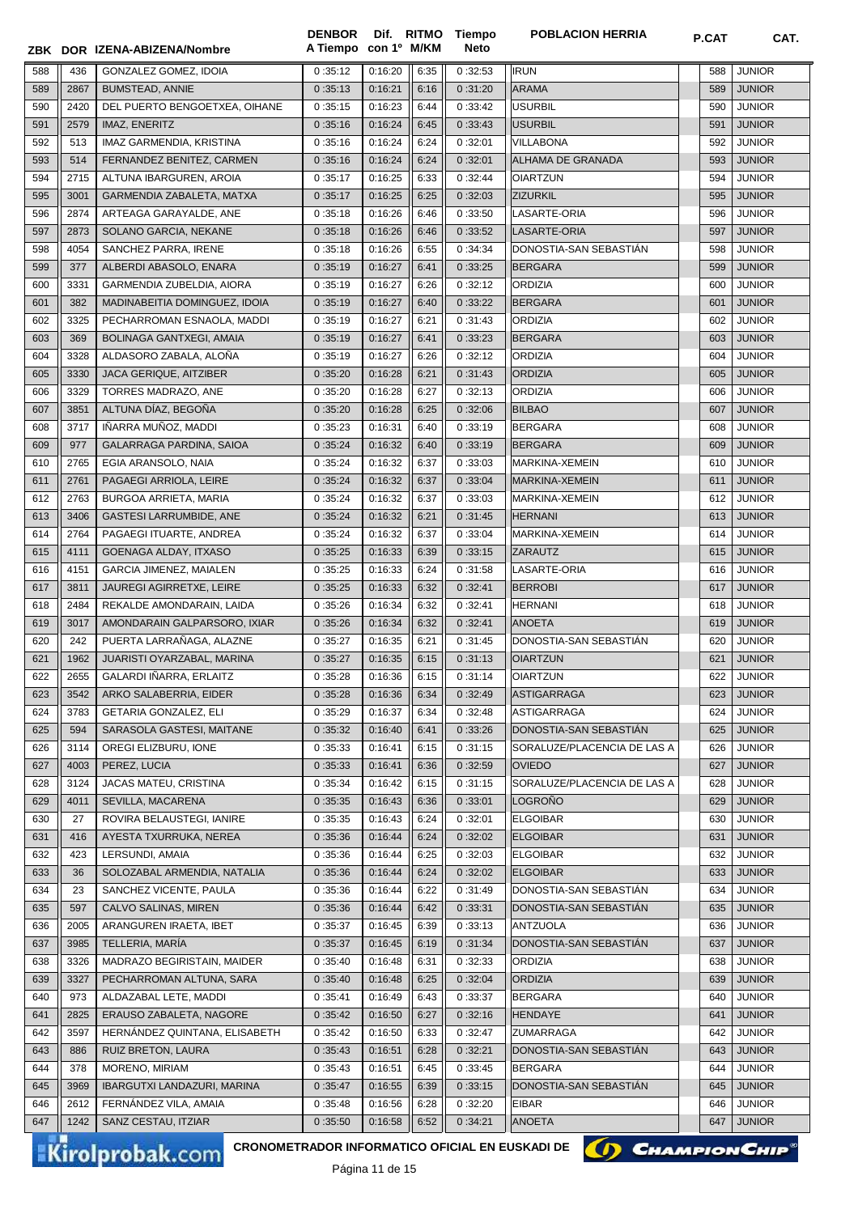| ZBK | DOR | IZENA-ABIZENA/Nombre | DENBOR A Tiempo | Dif. con 1º | RITMO M/KM | Tiempo Neto | POBLACION HERRIA | P.CAT | CAT. |
|---|---|---|---|---|---|---|---|---|---|
| 588 | 436 | GONZALEZ GOMEZ, IDOIA | 0 :35:12 | 0:16:20 | 6:35 | 0 :32:53 | IRUN | 588 | JUNIOR |
| 589 | 2867 | BUMSTEAD, ANNIE | 0 :35:13 | 0:16:21 | 6:16 | 0 :31:20 | ARAMA | 589 | JUNIOR |
| 590 | 2420 | DEL PUERTO BENGOETXEA, OIHANE | 0 :35:15 | 0:16:23 | 6:44 | 0 :33:42 | USURBIL | 590 | JUNIOR |
| 591 | 2579 | IMAZ, ENERITZ | 0 :35:16 | 0:16:24 | 6:45 | 0 :33:43 | USURBIL | 591 | JUNIOR |
| 592 | 513 | IMAZ GARMENDIA, KRISTINA | 0 :35:16 | 0:16:24 | 6:24 | 0 :32:01 | VILLABONA | 592 | JUNIOR |
| 593 | 514 | FERNANDEZ BENITEZ, CARMEN | 0 :35:16 | 0:16:24 | 6:24 | 0 :32:01 | ALHAMA DE GRANADA | 593 | JUNIOR |
| 594 | 2715 | ALTUNA IBARGUREN, AROIA | 0 :35:17 | 0:16:25 | 6:33 | 0 :32:44 | OIARTZUN | 594 | JUNIOR |
| 595 | 3001 | GARMENDIA ZABALETA, MATXA | 0 :35:17 | 0:16:25 | 6:25 | 0 :32:03 | ZIZURKIL | 595 | JUNIOR |
| 596 | 2874 | ARTEAGA GARAYALDE, ANE | 0 :35:18 | 0:16:26 | 6:46 | 0 :33:50 | LASARTE-ORIA | 596 | JUNIOR |
| 597 | 2873 | SOLANO GARCIA, NEKANE | 0 :35:18 | 0:16:26 | 6:46 | 0 :33:52 | LASARTE-ORIA | 597 | JUNIOR |
| 598 | 4054 | SANCHEZ PARRA, IRENE | 0 :35:18 | 0:16:26 | 6:55 | 0 :34:34 | DONOSTIA-SAN SEBASTIÁN | 598 | JUNIOR |
| 599 | 377 | ALBERDI ABASOLO, ENARA | 0 :35:19 | 0:16:27 | 6:41 | 0 :33:25 | BERGARA | 599 | JUNIOR |
| 600 | 3331 | GARMENDIA ZUBELDIA, AIORA | 0 :35:19 | 0:16:27 | 6:26 | 0 :32:12 | ORDIZIA | 600 | JUNIOR |
| 601 | 382 | MADINABEITIA DOMINGUEZ, IDOIA | 0 :35:19 | 0:16:27 | 6:40 | 0 :33:22 | BERGARA | 601 | JUNIOR |
| 602 | 3325 | PECHARROMAN ESNAOLA, MADDI | 0 :35:19 | 0:16:27 | 6:21 | 0 :31:43 | ORDIZIA | 602 | JUNIOR |
| 603 | 369 | BOLINAGA GANTXEGI, AMAIA | 0 :35:19 | 0:16:27 | 6:41 | 0 :33:23 | BERGARA | 603 | JUNIOR |
| 604 | 3328 | ALDASORO ZABALA, ALOÑA | 0 :35:19 | 0:16:27 | 6:26 | 0 :32:12 | ORDIZIA | 604 | JUNIOR |
| 605 | 3330 | JACA GERIQUE, AITZIBER | 0 :35:20 | 0:16:28 | 6:21 | 0 :31:43 | ORDIZIA | 605 | JUNIOR |
| 606 | 3329 | TORRES MADRAZO, ANE | 0 :35:20 | 0:16:28 | 6:27 | 0 :32:13 | ORDIZIA | 606 | JUNIOR |
| 607 | 3851 | ALTUNA DÍAZ, BEGOÑA | 0 :35:20 | 0:16:28 | 6:25 | 0 :32:06 | BILBAO | 607 | JUNIOR |
| 608 | 3717 | IÑARRA MUÑOZ, MADDI | 0 :35:23 | 0:16:31 | 6:40 | 0 :33:19 | BERGARA | 608 | JUNIOR |
| 609 | 977 | GALARRAGA PARDINA, SAIOA | 0 :35:24 | 0:16:32 | 6:40 | 0 :33:19 | BERGARA | 609 | JUNIOR |
| 610 | 2765 | EGIA ARANSOLO, NAIA | 0 :35:24 | 0:16:32 | 6:37 | 0 :33:03 | MARKINA-XEMEIN | 610 | JUNIOR |
| 611 | 2761 | PAGAEGI ARRIOLA, LEIRE | 0 :35:24 | 0:16:32 | 6:37 | 0 :33:04 | MARKINA-XEMEIN | 611 | JUNIOR |
| 612 | 2763 | BURGOA ARRIETA, MARIA | 0 :35:24 | 0:16:32 | 6:37 | 0 :33:03 | MARKINA-XEMEIN | 612 | JUNIOR |
| 613 | 3406 | GASTESI LARRUMBIDE, ANE | 0 :35:24 | 0:16:32 | 6:21 | 0 :31:45 | HERNANI | 613 | JUNIOR |
| 614 | 2764 | PAGAEGI ITUARTE, ANDREA | 0 :35:24 | 0:16:32 | 6:37 | 0 :33:04 | MARKINA-XEMEIN | 614 | JUNIOR |
| 615 | 4111 | GOENAGA ALDAY, ITXASO | 0 :35:25 | 0:16:33 | 6:39 | 0 :33:15 | ZARAUTZ | 615 | JUNIOR |
| 616 | 4151 | GARCIA JIMENEZ, MAIALEN | 0 :35:25 | 0:16:33 | 6:24 | 0 :31:58 | LASARTE-ORIA | 616 | JUNIOR |
| 617 | 3811 | JAUREGI AGIRRETXE, LEIRE | 0 :35:25 | 0:16:33 | 6:32 | 0 :32:41 | BERROBI | 617 | JUNIOR |
| 618 | 2484 | REKALDE AMONDARAIN, LAIDA | 0 :35:26 | 0:16:34 | 6:32 | 0 :32:41 | HERNANI | 618 | JUNIOR |
| 619 | 3017 | AMONDARAIN GALPARSORO, IXIAR | 0 :35:26 | 0:16:34 | 6:32 | 0 :32:41 | ANOETA | 619 | JUNIOR |
| 620 | 242 | PUERTA LARRAÑAGA, ALAZNE | 0 :35:27 | 0:16:35 | 6:21 | 0 :31:45 | DONOSTIA-SAN SEBASTIÁN | 620 | JUNIOR |
| 621 | 1962 | JUARISTI OYARZABAL, MARINA | 0 :35:27 | 0:16:35 | 6:15 | 0 :31:13 | OIARTZUN | 621 | JUNIOR |
| 622 | 2655 | GALARDI IÑARRA, ERLAITZ | 0 :35:28 | 0:16:36 | 6:15 | 0 :31:14 | OIARTZUN | 622 | JUNIOR |
| 623 | 3542 | ARKO SALABERRIA, EIDER | 0 :35:28 | 0:16:36 | 6:34 | 0 :32:49 | ASTIGARRAGA | 623 | JUNIOR |
| 624 | 3783 | GETARIA GONZALEZ, ELI | 0 :35:29 | 0:16:37 | 6:34 | 0 :32:48 | ASTIGARRAGA | 624 | JUNIOR |
| 625 | 594 | SARASOLA GASTESI, MAITANE | 0 :35:32 | 0:16:40 | 6:41 | 0 :33:26 | DONOSTIA-SAN SEBASTIÁN | 625 | JUNIOR |
| 626 | 3114 | OREGI ELIZBURU, IONE | 0 :35:33 | 0:16:41 | 6:15 | 0 :31:15 | SORALUZE/PLACENCIA DE LAS A | 626 | JUNIOR |
| 627 | 4003 | PEREZ, LUCIA | 0 :35:33 | 0:16:41 | 6:36 | 0 :32:59 | OVIEDO | 627 | JUNIOR |
| 628 | 3124 | JACAS MATEU, CRISTINA | 0 :35:34 | 0:16:42 | 6:15 | 0 :31:15 | SORALUZE/PLACENCIA DE LAS A | 628 | JUNIOR |
| 629 | 4011 | SEVILLA, MACARENA | 0 :35:35 | 0:16:43 | 6:36 | 0 :33:01 | LOGROÑO | 629 | JUNIOR |
| 630 | 27 | ROVIRA BELAUSTEGI, IANIRE | 0 :35:35 | 0:16:43 | 6:24 | 0 :32:01 | ELGOIBAR | 630 | JUNIOR |
| 631 | 416 | AYESTA TXURRUKA, NEREA | 0 :35:36 | 0:16:44 | 6:24 | 0 :32:02 | ELGOIBAR | 631 | JUNIOR |
| 632 | 423 | LERSUNDI, AMAIA | 0 :35:36 | 0:16:44 | 6:25 | 0 :32:03 | ELGOIBAR | 632 | JUNIOR |
| 633 | 36 | SOLOZABAL ARMENDIA, NATALIA | 0 :35:36 | 0:16:44 | 6:24 | 0 :32:02 | ELGOIBAR | 633 | JUNIOR |
| 634 | 23 | SANCHEZ VICENTE, PAULA | 0 :35:36 | 0:16:44 | 6:22 | 0 :31:49 | DONOSTIA-SAN SEBASTIÁN | 634 | JUNIOR |
| 635 | 597 | CALVO SALINAS, MIREN | 0 :35:36 | 0:16:44 | 6:42 | 0 :33:31 | DONOSTIA-SAN SEBASTIÁN | 635 | JUNIOR |
| 636 | 2005 | ARANGUREN IRAETA, IBET | 0 :35:37 | 0:16:45 | 6:39 | 0 :33:13 | ANTZUOLA | 636 | JUNIOR |
| 637 | 3985 | TELLERIA, MARÍA | 0 :35:37 | 0:16:45 | 6:19 | 0 :31:34 | DONOSTIA-SAN SEBASTIÁN | 637 | JUNIOR |
| 638 | 3326 | MADRAZO BEGIRISTAIN, MAIDER | 0 :35:40 | 0:16:48 | 6:31 | 0 :32:33 | ORDIZIA | 638 | JUNIOR |
| 639 | 3327 | PECHARROMAN ALTUNA, SARA | 0 :35:40 | 0:16:48 | 6:25 | 0 :32:04 | ORDIZIA | 639 | JUNIOR |
| 640 | 973 | ALDAZABAL LETE, MADDI | 0 :35:41 | 0:16:49 | 6:43 | 0 :33:37 | BERGARA | 640 | JUNIOR |
| 641 | 2825 | ERAUSO ZABALETA, NAGORE | 0 :35:42 | 0:16:50 | 6:27 | 0 :32:16 | HENDAYE | 641 | JUNIOR |
| 642 | 3597 | HERNÁNDEZ QUINTANA, ELISABETH | 0 :35:42 | 0:16:50 | 6:33 | 0 :32:47 | ZUMARRAGA | 642 | JUNIOR |
| 643 | 886 | RUIZ BRETON, LAURA | 0 :35:43 | 0:16:51 | 6:28 | 0 :32:21 | DONOSTIA-SAN SEBASTIÁN | 643 | JUNIOR |
| 644 | 378 | MORENO, MIRIAM | 0 :35:43 | 0:16:51 | 6:45 | 0 :33:45 | BERGARA | 644 | JUNIOR |
| 645 | 3969 | IBARGUTXI LANDAZURI, MARINA | 0 :35:47 | 0:16:55 | 6:39 | 0 :33:15 | DONOSTIA-SAN SEBASTIÁN | 645 | JUNIOR |
| 646 | 2612 | FERNÁNDEZ VILA, AMAIA | 0 :35:48 | 0:16:56 | 6:28 | 0 :32:20 | EIBAR | 646 | JUNIOR |
| 647 | 1242 | SANZ CESTAU, ITZIAR | 0 :35:50 | 0:16:58 | 6:52 | 0 :34:21 | ANOETA | 647 | JUNIOR |

CRONOMETRADOR INFORMATICO OFICIAL EN EUSKADI DE CHAMPIONCHIP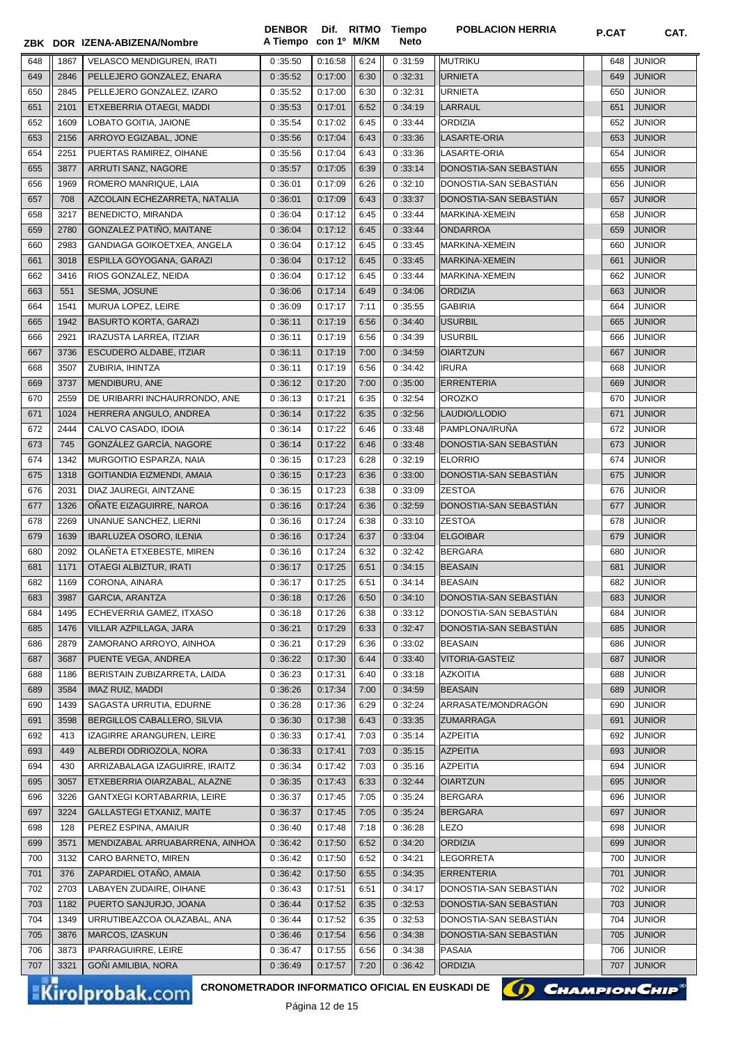| ZBK | DOR | IZENA-ABIZENA/Nombre | DENBOR A Tiempo | Dif. con 1º | RITMO M/KM | Tiempo Neto | POBLACION HERRIA | P.CAT | CAT. |
|---|---|---|---|---|---|---|---|---|---|
| 648 | 1867 | VELASCO MENDIGUREN, IRATI | 0 :35:50 | 0:16:58 | 6:24 | 0 :31:59 | MUTRIKU | 648 | JUNIOR |
| 649 | 2846 | PELLEJERO GONZALEZ, ENARA | 0 :35:52 | 0:17:00 | 6:30 | 0 :32:31 | URNIETA | 649 | JUNIOR |
| 650 | 2845 | PELLEJERO GONZALEZ, IZARO | 0 :35:52 | 0:17:00 | 6:30 | 0 :32:31 | URNIETA | 650 | JUNIOR |
| 651 | 2101 | ETXEBERRIA OTAEGI, MADDI | 0 :35:53 | 0:17:01 | 6:52 | 0 :34:19 | LARRAUL | 651 | JUNIOR |
| 652 | 1609 | LOBATO GOITIA, JAIONE | 0 :35:54 | 0:17:02 | 6:45 | 0 :33:44 | ORDIZIA | 652 | JUNIOR |
| 653 | 2156 | ARROYO EGIZABAL, JONE | 0 :35:56 | 0:17:04 | 6:43 | 0 :33:36 | LASARTE-ORIA | 653 | JUNIOR |
| 654 | 2251 | PUERTAS RAMIREZ, OIHANE | 0 :35:56 | 0:17:04 | 6:43 | 0 :33:36 | LASARTE-ORIA | 654 | JUNIOR |
| 655 | 3877 | ARRUTI SANZ, NAGORE | 0 :35:57 | 0:17:05 | 6:39 | 0 :33:14 | DONOSTIA-SAN SEBASTIÁN | 655 | JUNIOR |
| 656 | 1969 | ROMERO MANRIQUE, LAIA | 0 :36:01 | 0:17:09 | 6:26 | 0 :32:10 | DONOSTIA-SAN SEBASTIÁN | 656 | JUNIOR |
| 657 | 708 | AZCOLAIN ECHEZARRETA, NATALIA | 0 :36:01 | 0:17:09 | 6:43 | 0 :33:37 | DONOSTIA-SAN SEBASTIÁN | 657 | JUNIOR |
| 658 | 3217 | BENEDICTO, MIRANDA | 0 :36:04 | 0:17:12 | 6:45 | 0 :33:44 | MARKINA-XEMEIN | 658 | JUNIOR |
| 659 | 2780 | GONZALEZ PATIÑO, MAITANE | 0 :36:04 | 0:17:12 | 6:45 | 0 :33:44 | ONDARROA | 659 | JUNIOR |
| 660 | 2983 | GANDIAGA GOIKOETXEA, ANGELA | 0 :36:04 | 0:17:12 | 6:45 | 0 :33:45 | MARKINA-XEMEIN | 660 | JUNIOR |
| 661 | 3018 | ESPILLA GOYOGANA, GARAZI | 0 :36:04 | 0:17:12 | 6:45 | 0 :33:45 | MARKINA-XEMEIN | 661 | JUNIOR |
| 662 | 3416 | RIOS GONZALEZ, NEIDA | 0 :36:04 | 0:17:12 | 6:45 | 0 :33:44 | MARKINA-XEMEIN | 662 | JUNIOR |
| 663 | 551 | SESMA, JOSUNE | 0 :36:06 | 0:17:14 | 6:49 | 0 :34:06 | ORDIZIA | 663 | JUNIOR |
| 664 | 1541 | MURUA LOPEZ, LEIRE | 0 :36:09 | 0:17:17 | 7:11 | 0 :35:55 | GABIRIA | 664 | JUNIOR |
| 665 | 1942 | BASURTO KORTA, GARAZI | 0 :36:11 | 0:17:19 | 6:56 | 0 :34:40 | USURBIL | 665 | JUNIOR |
| 666 | 2921 | IRAZUSTA LARREA, ITZIAR | 0 :36:11 | 0:17:19 | 6:56 | 0 :34:39 | USURBIL | 666 | JUNIOR |
| 667 | 3736 | ESCUDERO ALDABE, ITZIAR | 0 :36:11 | 0:17:19 | 7:00 | 0 :34:59 | OIARTZUN | 667 | JUNIOR |
| 668 | 3507 | ZUBIRIA, IHINTZA | 0 :36:11 | 0:17:19 | 6:56 | 0 :34:42 | IRURA | 668 | JUNIOR |
| 669 | 3737 | MENDIBURU, ANE | 0 :36:12 | 0:17:20 | 7:00 | 0 :35:00 | ERRENTERIA | 669 | JUNIOR |
| 670 | 2559 | DE URIBARRI INCHAURRONDO, ANE | 0 :36:13 | 0:17:21 | 6:35 | 0 :32:54 | OROZKO | 670 | JUNIOR |
| 671 | 1024 | HERRERA ANGULO, ANDREA | 0 :36:14 | 0:17:22 | 6:35 | 0 :32:56 | LAUDIO/LLODIO | 671 | JUNIOR |
| 672 | 2444 | CALVO CASADO, IDOIA | 0 :36:14 | 0:17:22 | 6:46 | 0 :33:48 | PAMPLONA/IRUÑA | 672 | JUNIOR |
| 673 | 745 | GONZÁLEZ GARCÍA, NAGORE | 0 :36:14 | 0:17:22 | 6:46 | 0 :33:48 | DONOSTIA-SAN SEBASTIÁN | 673 | JUNIOR |
| 674 | 1342 | MURGOITIO ESPARZA, NAIA | 0 :36:15 | 0:17:23 | 6:28 | 0 :32:19 | ELORRIO | 674 | JUNIOR |
| 675 | 1318 | GOITIANDIA EIZMENDI, AMAIA | 0 :36:15 | 0:17:23 | 6:36 | 0 :33:00 | DONOSTIA-SAN SEBASTIÁN | 675 | JUNIOR |
| 676 | 2031 | DIAZ JAUREGI, AINTZANE | 0 :36:15 | 0:17:23 | 6:38 | 0 :33:09 | ZESTOA | 676 | JUNIOR |
| 677 | 1326 | OÑATE EIZAGUIRRE, NAROA | 0 :36:16 | 0:17:24 | 6:36 | 0 :32:59 | DONOSTIA-SAN SEBASTIÁN | 677 | JUNIOR |
| 678 | 2269 | UNANUE SANCHEZ, LIERNI | 0 :36:16 | 0:17:24 | 6:38 | 0 :33:10 | ZESTOA | 678 | JUNIOR |
| 679 | 1639 | IBARLUZEA OSORO, ILENIA | 0 :36:16 | 0:17:24 | 6:37 | 0 :33:04 | ELGOIBAR | 679 | JUNIOR |
| 680 | 2092 | OLAÑETA ETXEBESTE, MIREN | 0 :36:16 | 0:17:24 | 6:32 | 0 :32:42 | BERGARA | 680 | JUNIOR |
| 681 | 1171 | OTAEGI ALBIZTUR, IRATI | 0 :36:17 | 0:17:25 | 6:51 | 0 :34:15 | BEASAIN | 681 | JUNIOR |
| 682 | 1169 | CORONA, AINARA | 0 :36:17 | 0:17:25 | 6:51 | 0 :34:14 | BEASAIN | 682 | JUNIOR |
| 683 | 3987 | GARCIA, ARANTZA | 0 :36:18 | 0:17:26 | 6:50 | 0 :34:10 | DONOSTIA-SAN SEBASTIÁN | 683 | JUNIOR |
| 684 | 1495 | ECHEVERRIA GAMEZ, ITXASO | 0 :36:18 | 0:17:26 | 6:38 | 0 :33:12 | DONOSTIA-SAN SEBASTIÁN | 684 | JUNIOR |
| 685 | 1476 | VILLAR AZPILLAGA, JARA | 0 :36:21 | 0:17:29 | 6:33 | 0 :32:47 | DONOSTIA-SAN SEBASTIÁN | 685 | JUNIOR |
| 686 | 2879 | ZAMORANO ARROYO, AINHOA | 0 :36:21 | 0:17:29 | 6:36 | 0 :33:02 | BEASAIN | 686 | JUNIOR |
| 687 | 3687 | PUENTE VEGA, ANDREA | 0 :36:22 | 0:17:30 | 6:44 | 0 :33:40 | VITORIA-GASTEIZ | 687 | JUNIOR |
| 688 | 1186 | BERISTAIN ZUBIZARRETA, LAIDA | 0 :36:23 | 0:17:31 | 6:40 | 0 :33:18 | AZKOITIA | 688 | JUNIOR |
| 689 | 3584 | IMAZ RUIZ, MADDI | 0 :36:26 | 0:17:34 | 7:00 | 0 :34:59 | BEASAIN | 689 | JUNIOR |
| 690 | 1439 | SAGASTA URRUTIA, EDURNE | 0 :36:28 | 0:17:36 | 6:29 | 0 :32:24 | ARRASATE/MONDRAGÓN | 690 | JUNIOR |
| 691 | 3598 | BERGILLOS CABALLERO, SILVIA | 0 :36:30 | 0:17:38 | 6:43 | 0 :33:35 | ZUMARRAGA | 691 | JUNIOR |
| 692 | 413 | IZAGIRRE ARANGUREN, LEIRE | 0 :36:33 | 0:17:41 | 7:03 | 0 :35:14 | AZPEITIA | 692 | JUNIOR |
| 693 | 449 | ALBERDI ODRIOZOLA, NORA | 0 :36:33 | 0:17:41 | 7:03 | 0 :35:15 | AZPEITIA | 693 | JUNIOR |
| 694 | 430 | ARRIZABALAGA IZAGUIRRE, IRAITZ | 0 :36:34 | 0:17:42 | 7:03 | 0 :35:16 | AZPEITIA | 694 | JUNIOR |
| 695 | 3057 | ETXEBERRIA OIARZABAL, ALAZNE | 0 :36:35 | 0:17:43 | 6:33 | 0 :32:44 | OIARTZUN | 695 | JUNIOR |
| 696 | 3226 | GANTXEGI KORTABARRIA, LEIRE | 0 :36:37 | 0:17:45 | 7:05 | 0 :35:24 | BERGARA | 696 | JUNIOR |
| 697 | 3224 | GALLASTEGI ETXANIZ, MAITE | 0 :36:37 | 0:17:45 | 7:05 | 0 :35:24 | BERGARA | 697 | JUNIOR |
| 698 | 128 | PEREZ ESPINA, AMAIUR | 0 :36:40 | 0:17:48 | 7:18 | 0 :36:28 | LEZO | 698 | JUNIOR |
| 699 | 3571 | MENDIZABAL ARRUABARRENA, AINHOA | 0 :36:42 | 0:17:50 | 6:52 | 0 :34:20 | ORDIZIA | 699 | JUNIOR |
| 700 | 3132 | CARO BARNETO, MIREN | 0 :36:42 | 0:17:50 | 6:52 | 0 :34:21 | LEGORRETA | 700 | JUNIOR |
| 701 | 376 | ZAPARDIEL OTAÑO, AMAIA | 0 :36:42 | 0:17:50 | 6:55 | 0 :34:35 | ERRENTERIA | 701 | JUNIOR |
| 702 | 2703 | LABAYEN ZUDAIRE, OIHANE | 0 :36:43 | 0:17:51 | 6:51 | 0 :34:17 | DONOSTIA-SAN SEBASTIÁN | 702 | JUNIOR |
| 703 | 1182 | PUERTO SANJURJO, JOANA | 0 :36:44 | 0:17:52 | 6:35 | 0 :32:53 | DONOSTIA-SAN SEBASTIÁN | 703 | JUNIOR |
| 704 | 1349 | URRUTIBEAZCOA OLAZABAL, ANA | 0 :36:44 | 0:17:52 | 6:35 | 0 :32:53 | DONOSTIA-SAN SEBASTIÁN | 704 | JUNIOR |
| 705 | 3876 | MARCOS, IZASKUN | 0 :36:46 | 0:17:54 | 6:56 | 0 :34:38 | DONOSTIA-SAN SEBASTIÁN | 705 | JUNIOR |
| 706 | 3873 | IPARRAGUIRRE, LEIRE | 0 :36:47 | 0:17:55 | 6:56 | 0 :34:38 | PASAIA | 706 | JUNIOR |
| 707 | 3321 | GOÑI AMILIBIA, NORA | 0 :36:49 | 0:17:57 | 7:20 | 0 :36:42 | ORDIZIA | 707 | JUNIOR |

Kirolprobak.com — CRONOMETRADOR INFORMATICO OFICIAL EN EUSKADI DE ChampionChip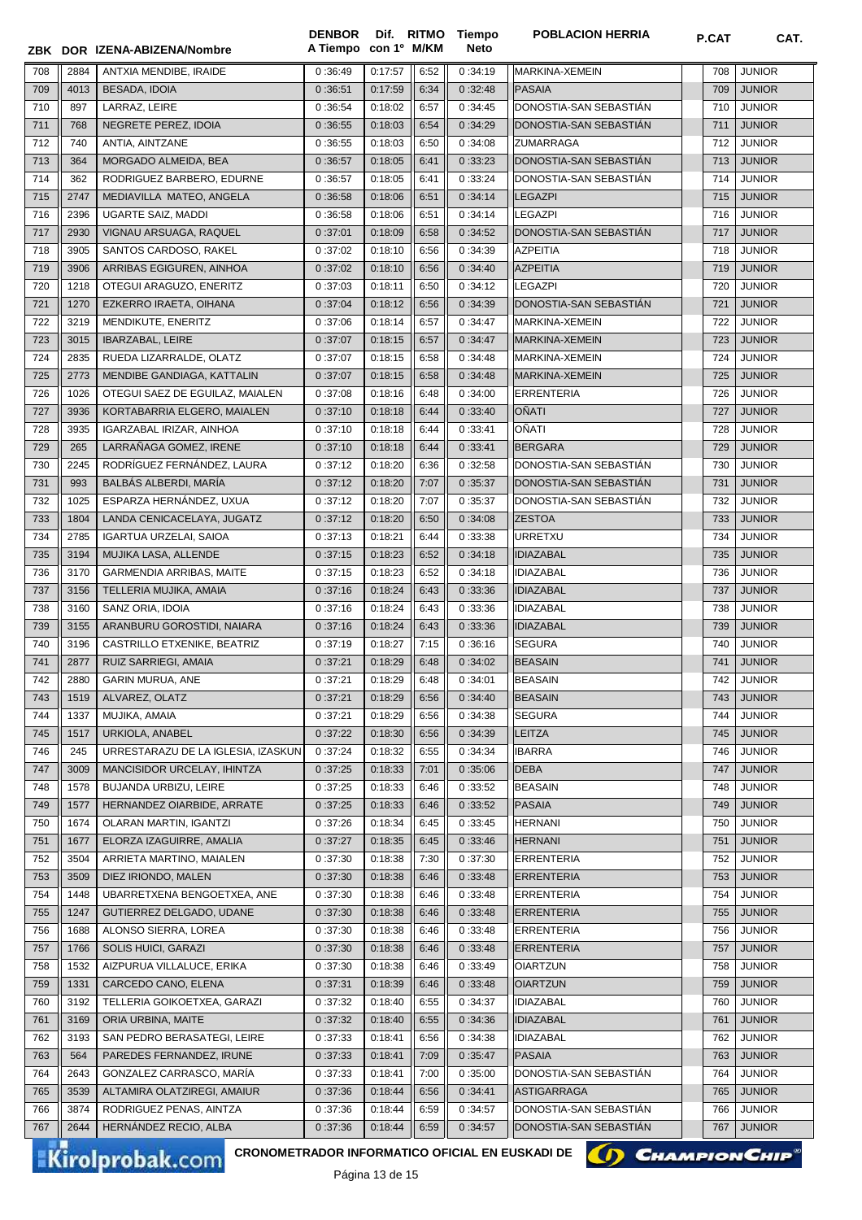| ZBK | DOR | IZENA-ABIZENA/Nombre | DENBOR A Tiempo | Dif. con 1º | RITMO M/KM | Tiempo Neto | POBLACION HERRIA | P.CAT | CAT. |
|---|---|---|---|---|---|---|---|---|---|
| 708 | 2884 | ANTXIA MENDIBE, IRAIDE | 0 :36:49 | 0:17:57 | 6:52 | 0 :34:19 | MARKINA-XEMEIN | 708 | JUNIOR |
| 709 | 4013 | BESADA, IDOIA | 0 :36:51 | 0:17:59 | 6:34 | 0 :32:48 | PASAIA | 709 | JUNIOR |
| 710 | 897 | LARRAZ, LEIRE | 0 :36:54 | 0:18:02 | 6:57 | 0 :34:45 | DONOSTIA-SAN SEBASTIÁN | 710 | JUNIOR |
| 711 | 768 | NEGRETE PEREZ, IDOIA | 0 :36:55 | 0:18:03 | 6:54 | 0 :34:29 | DONOSTIA-SAN SEBASTIÁN | 711 | JUNIOR |
| 712 | 740 | ANTIA, AINTZANE | 0 :36:55 | 0:18:03 | 6:50 | 0 :34:08 | ZUMARRAGA | 712 | JUNIOR |
| 713 | 364 | MORGADO ALMEIDA, BEA | 0 :36:57 | 0:18:05 | 6:41 | 0 :33:23 | DONOSTIA-SAN SEBASTIÁN | 713 | JUNIOR |
| 714 | 362 | RODRIGUEZ BARBERO, EDURNE | 0 :36:57 | 0:18:05 | 6:41 | 0 :33:24 | DONOSTIA-SAN SEBASTIÁN | 714 | JUNIOR |
| 715 | 2747 | MEDIAVILLA MATEO, ANGELA | 0 :36:58 | 0:18:06 | 6:51 | 0 :34:14 | LEGAZPI | 715 | JUNIOR |
| 716 | 2396 | UGARTE SAIZ, MADDI | 0 :36:58 | 0:18:06 | 6:51 | 0 :34:14 | LEGAZPI | 716 | JUNIOR |
| 717 | 2930 | VIGNAU ARSUAGA, RAQUEL | 0 :37:01 | 0:18:09 | 6:58 | 0 :34:52 | DONOSTIA-SAN SEBASTIÁN | 717 | JUNIOR |
| 718 | 3905 | SANTOS CARDOSO, RAKEL | 0 :37:02 | 0:18:10 | 6:56 | 0 :34:39 | AZPEITIA | 718 | JUNIOR |
| 719 | 3906 | ARRIBAS EGIGUREN, AINHOA | 0 :37:02 | 0:18:10 | 6:56 | 0 :34:40 | AZPEITIA | 719 | JUNIOR |
| 720 | 1218 | OTEGUI ARAGUZO, ENERITZ | 0 :37:03 | 0:18:11 | 6:50 | 0 :34:12 | LEGAZPI | 720 | JUNIOR |
| 721 | 1270 | EZKERRO IRAETA, OIHANA | 0 :37:04 | 0:18:12 | 6:56 | 0 :34:39 | DONOSTIA-SAN SEBASTIÁN | 721 | JUNIOR |
| 722 | 3219 | MENDIKUTE, ENERITZ | 0 :37:06 | 0:18:14 | 6:57 | 0 :34:47 | MARKINA-XEMEIN | 722 | JUNIOR |
| 723 | 3015 | IBARZABAL, LEIRE | 0 :37:07 | 0:18:15 | 6:57 | 0 :34:47 | MARKINA-XEMEIN | 723 | JUNIOR |
| 724 | 2835 | RUEDA LIZARRALDE, OLATZ | 0 :37:07 | 0:18:15 | 6:58 | 0 :34:48 | MARKINA-XEMEIN | 724 | JUNIOR |
| 725 | 2773 | MENDIBE GANDIAGA, KATTALIN | 0 :37:07 | 0:18:15 | 6:58 | 0 :34:48 | MARKINA-XEMEIN | 725 | JUNIOR |
| 726 | 1026 | OTEGUI SAEZ DE EGUILAZ, MAIALEN | 0 :37:08 | 0:18:16 | 6:48 | 0 :34:00 | ERRENTERIA | 726 | JUNIOR |
| 727 | 3936 | KORTABARRIA ELGERO, MAIALEN | 0 :37:10 | 0:18:18 | 6:44 | 0 :33:40 | OÑATI | 727 | JUNIOR |
| 728 | 3935 | IGARZABAL IRIZAR, AINHOA | 0 :37:10 | 0:18:18 | 6:44 | 0 :33:41 | OÑATI | 728 | JUNIOR |
| 729 | 265 | LARRAÑAGA GOMEZ, IRENE | 0 :37:10 | 0:18:18 | 6:44 | 0 :33:41 | BERGARA | 729 | JUNIOR |
| 730 | 2245 | RODRÍGUEZ FERNÁNDEZ, LAURA | 0 :37:12 | 0:18:20 | 6:36 | 0 :32:58 | DONOSTIA-SAN SEBASTIÁN | 730 | JUNIOR |
| 731 | 993 | BALBÁS ALBERDI, MARÍA | 0 :37:12 | 0:18:20 | 7:07 | 0 :35:37 | DONOSTIA-SAN SEBASTIÁN | 731 | JUNIOR |
| 732 | 1025 | ESPARZA HERNÁNDEZ, UXUA | 0 :37:12 | 0:18:20 | 7:07 | 0 :35:37 | DONOSTIA-SAN SEBASTIÁN | 732 | JUNIOR |
| 733 | 1804 | LANDA CENICACELAYA, JUGATZ | 0 :37:12 | 0:18:20 | 6:50 | 0 :34:08 | ZESTOA | 733 | JUNIOR |
| 734 | 2785 | IGARTUA URZELAI, SAIOA | 0 :37:13 | 0:18:21 | 6:44 | 0 :33:38 | URRETXU | 734 | JUNIOR |
| 735 | 3194 | MUJIKA LASA, ALLENDE | 0 :37:15 | 0:18:23 | 6:52 | 0 :34:18 | IDIAZABAL | 735 | JUNIOR |
| 736 | 3170 | GARMENDIA ARRIBAS, MAITE | 0 :37:15 | 0:18:23 | 6:52 | 0 :34:18 | IDIAZABAL | 736 | JUNIOR |
| 737 | 3156 | TELLERIA MUJIKA, AMAIA | 0 :37:16 | 0:18:24 | 6:43 | 0 :33:36 | IDIAZABAL | 737 | JUNIOR |
| 738 | 3160 | SANZ ORIA, IDOIA | 0 :37:16 | 0:18:24 | 6:43 | 0 :33:36 | IDIAZABAL | 738 | JUNIOR |
| 739 | 3155 | ARANBURU GOROSTIDI, NAIARA | 0 :37:16 | 0:18:24 | 6:43 | 0 :33:36 | IDIAZABAL | 739 | JUNIOR |
| 740 | 3196 | CASTRILLO ETXENIKE, BEATRIZ | 0 :37:19 | 0:18:27 | 7:15 | 0 :36:16 | SEGURA | 740 | JUNIOR |
| 741 | 2877 | RUIZ SARRIEGI, AMAIA | 0 :37:21 | 0:18:29 | 6:48 | 0 :34:02 | BEASAIN | 741 | JUNIOR |
| 742 | 2880 | GARIN MURUA, ANE | 0 :37:21 | 0:18:29 | 6:48 | 0 :34:01 | BEASAIN | 742 | JUNIOR |
| 743 | 1519 | ALVAREZ, OLATZ | 0 :37:21 | 0:18:29 | 6:56 | 0 :34:40 | BEASAIN | 743 | JUNIOR |
| 744 | 1337 | MUJIKA, AMAIA | 0 :37:21 | 0:18:29 | 6:56 | 0 :34:38 | SEGURA | 744 | JUNIOR |
| 745 | 1517 | URKIOLA, ANABEL | 0 :37:22 | 0:18:30 | 6:56 | 0 :34:39 | LEITZA | 745 | JUNIOR |
| 746 | 245 | URRESTARAZU DE LA IGLESIA, IZASKUN | 0 :37:24 | 0:18:32 | 6:55 | 0 :34:34 | IBARRA | 746 | JUNIOR |
| 747 | 3009 | MANCISIDOR URCELAY, IHINTZA | 0 :37:25 | 0:18:33 | 7:01 | 0 :35:06 | DEBA | 747 | JUNIOR |
| 748 | 1578 | BUJANDA URBIZU, LEIRE | 0 :37:25 | 0:18:33 | 6:46 | 0 :33:52 | BEASAIN | 748 | JUNIOR |
| 749 | 1577 | HERNANDEZ OIARBIDE, ARRATE | 0 :37:25 | 0:18:33 | 6:46 | 0 :33:52 | PASAIA | 749 | JUNIOR |
| 750 | 1674 | OLARAN MARTIN, IGANTZI | 0 :37:26 | 0:18:34 | 6:45 | 0 :33:45 | HERNANI | 750 | JUNIOR |
| 751 | 1677 | ELORZA IZAGUIRRE, AMALIA | 0 :37:27 | 0:18:35 | 6:45 | 0 :33:46 | HERNANI | 751 | JUNIOR |
| 752 | 3504 | ARRIETA MARTINO, MAIALEN | 0 :37:30 | 0:18:38 | 7:30 | 0 :37:30 | ERRENTERIA | 752 | JUNIOR |
| 753 | 3509 | DIEZ IRIONDO, MALEN | 0 :37:30 | 0:18:38 | 6:46 | 0 :33:48 | ERRENTERIA | 753 | JUNIOR |
| 754 | 1448 | UBARRETXENA BENGOETXEA, ANE | 0 :37:30 | 0:18:38 | 6:46 | 0 :33:48 | ERRENTERIA | 754 | JUNIOR |
| 755 | 1247 | GUTIERREZ DELGADO, UDANE | 0 :37:30 | 0:18:38 | 6:46 | 0 :33:48 | ERRENTERIA | 755 | JUNIOR |
| 756 | 1688 | ALONSO SIERRA, LOREA | 0 :37:30 | 0:18:38 | 6:46 | 0 :33:48 | ERRENTERIA | 756 | JUNIOR |
| 757 | 1766 | SOLIS HUICI, GARAZI | 0 :37:30 | 0:18:38 | 6:46 | 0 :33:48 | ERRENTERIA | 757 | JUNIOR |
| 758 | 1532 | AIZPURUA VILLALUCE, ERIKA | 0 :37:30 | 0:18:38 | 6:46 | 0 :33:49 | OIARTZUN | 758 | JUNIOR |
| 759 | 1331 | CARCEDO CANO, ELENA | 0 :37:31 | 0:18:39 | 6:46 | 0 :33:48 | OIARTZUN | 759 | JUNIOR |
| 760 | 3192 | TELLERIA GOIKOETXEA, GARAZI | 0 :37:32 | 0:18:40 | 6:55 | 0 :34:37 | IDIAZABAL | 760 | JUNIOR |
| 761 | 3169 | ORIA URBINA, MAITE | 0 :37:32 | 0:18:40 | 6:55 | 0 :34:36 | IDIAZABAL | 761 | JUNIOR |
| 762 | 3193 | SAN PEDRO BERASATEGI, LEIRE | 0 :37:33 | 0:18:41 | 6:56 | 0 :34:38 | IDIAZABAL | 762 | JUNIOR |
| 763 | 564 | PAREDES FERNANDEZ, IRUNE | 0 :37:33 | 0:18:41 | 7:09 | 0 :35:47 | PASAIA | 763 | JUNIOR |
| 764 | 2643 | GONZALEZ CARRASCO, MARÍA | 0 :37:33 | 0:18:41 | 7:00 | 0 :35:00 | DONOSTIA-SAN SEBASTIÁN | 764 | JUNIOR |
| 765 | 3539 | ALTAMIRA OLATZIREGI, AMAIUR | 0 :37:36 | 0:18:44 | 6:56 | 0 :34:41 | ASTIGARRAGA | 765 | JUNIOR |
| 766 | 3874 | RODRIGUEZ PENAS, AINTZA | 0 :37:36 | 0:18:44 | 6:59 | 0 :34:57 | DONOSTIA-SAN SEBASTIÁN | 766 | JUNIOR |
| 767 | 2644 | HERNÁNDEZ RECIO, ALBA | 0 :37:36 | 0:18:44 | 6:59 | 0 :34:57 | DONOSTIA-SAN SEBASTIÁN | 767 | JUNIOR |

Kirolprobak.com CRONOMETRADOR INFORMATICO OFICIAL EN EUSKADI DE ChampionChip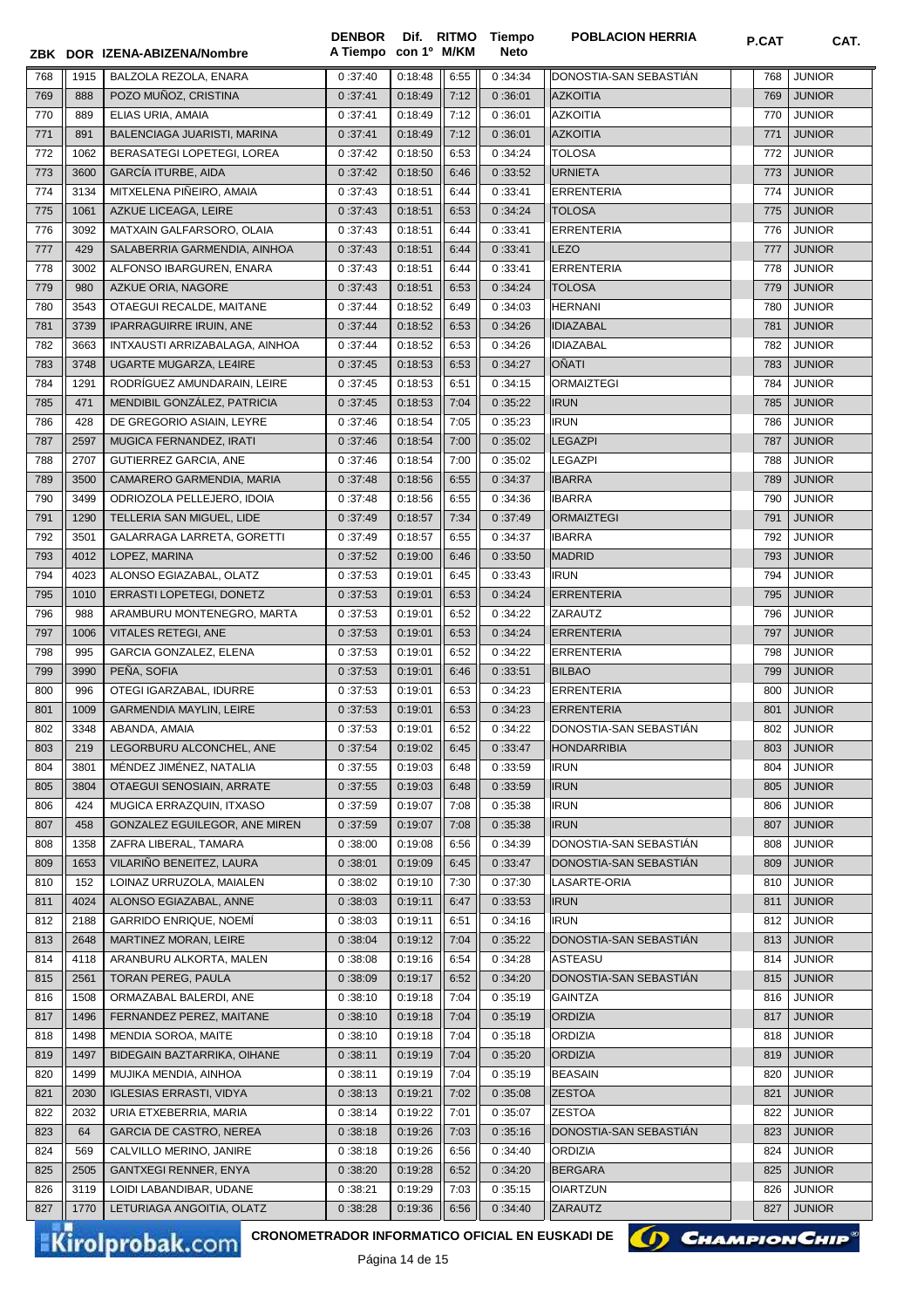| ZBK | DOR | IZENA-ABIZENA/Nombre | DENBOR A Tiempo | Dif. con 1º | RITMO M/KM | Tiempo Neto | POBLACION HERRIA | P.CAT | CAT. |
|---|---|---|---|---|---|---|---|---|---|
| 768 | 1915 | BALZOLA REZOLA, ENARA | 0 :37:40 | 0:18:48 | 6:55 | 0 :34:34 | DONOSTIA-SAN SEBASTIÁN | 768 | JUNIOR |
| 769 | 888 | POZO MUÑOZ, CRISTINA | 0 :37:41 | 0:18:49 | 7:12 | 0 :36:01 | AZKOITIA | 769 | JUNIOR |
| 770 | 889 | ELIAS URIA, AMAIA | 0 :37:41 | 0:18:49 | 7:12 | 0 :36:01 | AZKOITIA | 770 | JUNIOR |
| 771 | 891 | BALENCIAGA JUARISTI, MARINA | 0 :37:41 | 0:18:49 | 7:12 | 0 :36:01 | AZKOITIA | 771 | JUNIOR |
| 772 | 1062 | BERASATEGI LOPETEGI, LOREA | 0 :37:42 | 0:18:50 | 6:53 | 0 :34:24 | TOLOSA | 772 | JUNIOR |
| 773 | 3600 | GARCÍA ITURBE, AIDA | 0 :37:42 | 0:18:50 | 6:46 | 0 :33:52 | URNIETA | 773 | JUNIOR |
| 774 | 3134 | MITXELENA PIÑEIRO, AMAIA | 0 :37:43 | 0:18:51 | 6:44 | 0 :33:41 | ERRENTERIA | 774 | JUNIOR |
| 775 | 1061 | AZKUE LICEAGA, LEIRE | 0 :37:43 | 0:18:51 | 6:53 | 0 :34:24 | TOLOSA | 775 | JUNIOR |
| 776 | 3092 | MATXAIN GALFARSORO, OLAIA | 0 :37:43 | 0:18:51 | 6:44 | 0 :33:41 | ERRENTERIA | 776 | JUNIOR |
| 777 | 429 | SALABERRIA GARMENDIA, AINHOA | 0 :37:43 | 0:18:51 | 6:44 | 0 :33:41 | LEZO | 777 | JUNIOR |
| 778 | 3002 | ALFONSO IBARGUREN, ENARA | 0 :37:43 | 0:18:51 | 6:44 | 0 :33:41 | ERRENTERIA | 778 | JUNIOR |
| 779 | 980 | AZKUE ORIA, NAGORE | 0 :37:43 | 0:18:51 | 6:53 | 0 :34:24 | TOLOSA | 779 | JUNIOR |
| 780 | 3543 | OTAEGUI RECALDE, MAITANE | 0 :37:44 | 0:18:52 | 6:49 | 0 :34:03 | HERNANI | 780 | JUNIOR |
| 781 | 3739 | IPARRAGUIRRE IRUIN, ANE | 0 :37:44 | 0:18:52 | 6:53 | 0 :34:26 | IDIAZABAL | 781 | JUNIOR |
| 782 | 3663 | INTXAUSTI ARRIZABALAGA, AINHOA | 0 :37:44 | 0:18:52 | 6:53 | 0 :34:26 | IDIAZABAL | 782 | JUNIOR |
| 783 | 3748 | UGARTE MUGARZA, LE4IRE | 0 :37:45 | 0:18:53 | 6:53 | 0 :34:27 | OÑATI | 783 | JUNIOR |
| 784 | 1291 | RODRÍGUEZ AMUNDARAIN, LEIRE | 0 :37:45 | 0:18:53 | 6:51 | 0 :34:15 | ORMAIZTEGI | 784 | JUNIOR |
| 785 | 471 | MENDIBIL GONZÁLEZ, PATRICIA | 0 :37:45 | 0:18:53 | 7:04 | 0 :35:22 | IRUN | 785 | JUNIOR |
| 786 | 428 | DE GREGORIO ASIAIN, LEYRE | 0 :37:46 | 0:18:54 | 7:05 | 0 :35:23 | IRUN | 786 | JUNIOR |
| 787 | 2597 | MUGICA FERNANDEZ, IRATI | 0 :37:46 | 0:18:54 | 7:00 | 0 :35:02 | LEGAZPI | 787 | JUNIOR |
| 788 | 2707 | GUTIERREZ GARCIA, ANE | 0 :37:46 | 0:18:54 | 7:00 | 0 :35:02 | LEGAZPI | 788 | JUNIOR |
| 789 | 3500 | CAMARERO GARMENDIA, MARIA | 0 :37:48 | 0:18:56 | 6:55 | 0 :34:37 | IBARRA | 789 | JUNIOR |
| 790 | 3499 | ODRIOZOLA PELLEJERO, IDOIA | 0 :37:48 | 0:18:56 | 6:55 | 0 :34:36 | IBARRA | 790 | JUNIOR |
| 791 | 1290 | TELLERIA SAN MIGUEL, LIDE | 0 :37:49 | 0:18:57 | 7:34 | 0 :37:49 | ORMAIZTEGI | 791 | JUNIOR |
| 792 | 3501 | GALARRAGA LARRETA, GORETTI | 0 :37:49 | 0:18:57 | 6:55 | 0 :34:37 | IBARRA | 792 | JUNIOR |
| 793 | 4012 | LOPEZ, MARINA | 0 :37:52 | 0:19:00 | 6:46 | 0 :33:50 | MADRID | 793 | JUNIOR |
| 794 | 4023 | ALONSO EGIAZABAL, OLATZ | 0 :37:53 | 0:19:01 | 6:45 | 0 :33:43 | IRUN | 794 | JUNIOR |
| 795 | 1010 | ERRASTI LOPETEGI, DONETZ | 0 :37:53 | 0:19:01 | 6:53 | 0 :34:24 | ERRENTERIA | 795 | JUNIOR |
| 796 | 988 | ARAMBURU MONTENEGRO, MARTA | 0 :37:53 | 0:19:01 | 6:52 | 0 :34:22 | ZARAUTZ | 796 | JUNIOR |
| 797 | 1006 | VITALES RETEGI, ANE | 0 :37:53 | 0:19:01 | 6:53 | 0 :34:24 | ERRENTERIA | 797 | JUNIOR |
| 798 | 995 | GARCIA GONZALEZ, ELENA | 0 :37:53 | 0:19:01 | 6:52 | 0 :34:22 | ERRENTERIA | 798 | JUNIOR |
| 799 | 3990 | PEÑA, SOFIA | 0 :37:53 | 0:19:01 | 6:46 | 0 :33:51 | BILBAO | 799 | JUNIOR |
| 800 | 996 | OTEGI IGARZABAL, IDURRE | 0 :37:53 | 0:19:01 | 6:53 | 0 :34:23 | ERRENTERIA | 800 | JUNIOR |
| 801 | 1009 | GARMENDIA MAYLIN, LEIRE | 0 :37:53 | 0:19:01 | 6:53 | 0 :34:23 | ERRENTERIA | 801 | JUNIOR |
| 802 | 3348 | ABANDA, AMAIA | 0 :37:53 | 0:19:01 | 6:52 | 0 :34:22 | DONOSTIA-SAN SEBASTIÁN | 802 | JUNIOR |
| 803 | 219 | LEGORBURU ALCONCHEL, ANE | 0 :37:54 | 0:19:02 | 6:45 | 0 :33:47 | HONDARRIBIA | 803 | JUNIOR |
| 804 | 3801 | MÉNDEZ JIMÉNEZ, NATALIA | 0 :37:55 | 0:19:03 | 6:48 | 0 :33:59 | IRUN | 804 | JUNIOR |
| 805 | 3804 | OTAEGUI SENOSIAIN, ARRATE | 0 :37:55 | 0:19:03 | 6:48 | 0 :33:59 | IRUN | 805 | JUNIOR |
| 806 | 424 | MUGICA ERRAZQUIN, ITXASO | 0 :37:59 | 0:19:07 | 7:08 | 0 :35:38 | IRUN | 806 | JUNIOR |
| 807 | 458 | GONZALEZ EGUILEGOR, ANE MIREN | 0 :37:59 | 0:19:07 | 7:08 | 0 :35:38 | IRUN | 807 | JUNIOR |
| 808 | 1358 | ZAFRA LIBERAL, TAMARA | 0 :38:00 | 0:19:08 | 6:56 | 0 :34:39 | DONOSTIA-SAN SEBASTIÁN | 808 | JUNIOR |
| 809 | 1653 | VILARIÑO BENEITEZ, LAURA | 0 :38:01 | 0:19:09 | 6:45 | 0 :33:47 | DONOSTIA-SAN SEBASTIÁN | 809 | JUNIOR |
| 810 | 152 | LOINAZ URRUZOLA, MAIALEN | 0 :38:02 | 0:19:10 | 7:30 | 0 :37:30 | LASARTE-ORIA | 810 | JUNIOR |
| 811 | 4024 | ALONSO EGIAZABAL, ANNE | 0 :38:03 | 0:19:11 | 6:47 | 0 :33:53 | IRUN | 811 | JUNIOR |
| 812 | 2188 | GARRIDO ENRIQUE, NOEMÍ | 0 :38:03 | 0:19:11 | 6:51 | 0 :34:16 | IRUN | 812 | JUNIOR |
| 813 | 2648 | MARTINEZ MORAN, LEIRE | 0 :38:04 | 0:19:12 | 7:04 | 0 :35:22 | DONOSTIA-SAN SEBASTIÁN | 813 | JUNIOR |
| 814 | 4118 | ARANBURU ALKORTA, MALEN | 0 :38:08 | 0:19:16 | 6:54 | 0 :34:28 | ASTEASU | 814 | JUNIOR |
| 815 | 2561 | TORAN PEREG, PAULA | 0 :38:09 | 0:19:17 | 6:52 | 0 :34:20 | DONOSTIA-SAN SEBASTIÁN | 815 | JUNIOR |
| 816 | 1508 | ORMAZABAL BALERDI, ANE | 0 :38:10 | 0:19:18 | 7:04 | 0 :35:19 | GAINTZA | 816 | JUNIOR |
| 817 | 1496 | FERNANDEZ PEREZ, MAITANE | 0 :38:10 | 0:19:18 | 7:04 | 0 :35:19 | ORDIZIA | 817 | JUNIOR |
| 818 | 1498 | MENDIA SOROA, MAITE | 0 :38:10 | 0:19:18 | 7:04 | 0 :35:18 | ORDIZIA | 818 | JUNIOR |
| 819 | 1497 | BIDEGAIN BAZTARRIKA, OIHANE | 0 :38:11 | 0:19:19 | 7:04 | 0 :35:20 | ORDIZIA | 819 | JUNIOR |
| 820 | 1499 | MUJIKA MENDIA, AINHOA | 0 :38:11 | 0:19:19 | 7:04 | 0 :35:19 | BEASAIN | 820 | JUNIOR |
| 821 | 2030 | IGLESIAS ERRASTI, VIDYA | 0 :38:13 | 0:19:21 | 7:02 | 0 :35:08 | ZESTOA | 821 | JUNIOR |
| 822 | 2032 | URIA ETXEBERRIA, MARIA | 0 :38:14 | 0:19:22 | 7:01 | 0 :35:07 | ZESTOA | 822 | JUNIOR |
| 823 | 64 | GARCIA DE CASTRO, NEREA | 0 :38:18 | 0:19:26 | 7:03 | 0 :35:16 | DONOSTIA-SAN SEBASTIÁN | 823 | JUNIOR |
| 824 | 569 | CALVILLO MERINO, JANIRE | 0 :38:18 | 0:19:26 | 6:56 | 0 :34:40 | ORDIZIA | 824 | JUNIOR |
| 825 | 2505 | GANTXEGI RENNER, ENYA | 0 :38:20 | 0:19:28 | 6:52 | 0 :34:20 | BERGARA | 825 | JUNIOR |
| 826 | 3119 | LOIDI LABANDIBAR, UDANE | 0 :38:21 | 0:19:29 | 7:03 | 0 :35:15 | OIARTZUN | 826 | JUNIOR |
| 827 | 1770 | LETURIAGA ANGOITIA, OLATZ | 0 :38:28 | 0:19:36 | 6:56 | 0 :34:40 | ZARAUTZ | 827 | JUNIOR |

CRONOMETRADOR INFORMATICO OFICIAL EN EUSKADI DE ChampionChip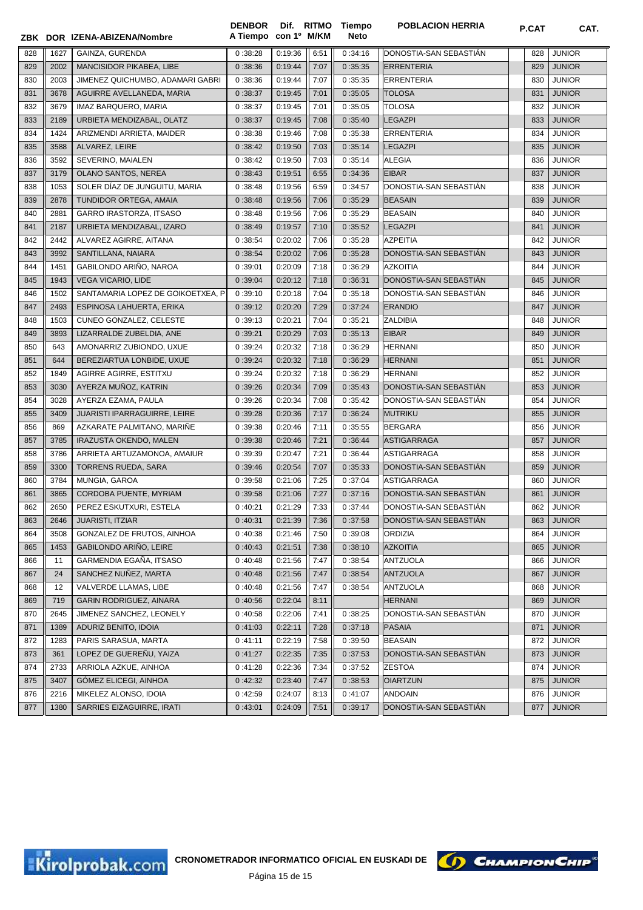| ZBK | DOR | IZENA-ABIZENA/Nombre | DENBOR A Tiempo | Dif. con 1º | RITMO M/KM | Tiempo Neto | POBLACION HERRIA | P.CAT | CAT. |
|---|---|---|---|---|---|---|---|---|---|
| 828 | 1627 | GAINZA, GURENDA | 0 :38:28 | 0:19:36 | 6:51 | 0 :34:16 | DONOSTIA-SAN SEBASTIÁN | 828 | JUNIOR |
| 829 | 2002 | MANCISIDOR PIKABEA, LIBE | 0 :38:36 | 0:19:44 | 7:07 | 0 :35:35 | ERRENTERIA | 829 | JUNIOR |
| 830 | 2003 | JIMENEZ QUICHUMBO, ADAMARI GABRI | 0 :38:36 | 0:19:44 | 7:07 | 0 :35:35 | ERRENTERIA | 830 | JUNIOR |
| 831 | 3678 | AGUIRRE AVELLANEDA, MARIA | 0 :38:37 | 0:19:45 | 7:01 | 0 :35:05 | TOLOSA | 831 | JUNIOR |
| 832 | 3679 | IMAZ BARQUERO, MARIA | 0 :38:37 | 0:19:45 | 7:01 | 0 :35:05 | TOLOSA | 832 | JUNIOR |
| 833 | 2189 | URBIETA MENDIZABAL, OLATZ | 0 :38:37 | 0:19:45 | 7:08 | 0 :35:40 | LEGAZPI | 833 | JUNIOR |
| 834 | 1424 | ARIZMENDI ARRIETA, MAIDER | 0 :38:38 | 0:19:46 | 7:08 | 0 :35:38 | ERRENTERIA | 834 | JUNIOR |
| 835 | 3588 | ALVAREZ, LEIRE | 0 :38:42 | 0:19:50 | 7:03 | 0 :35:14 | LEGAZPI | 835 | JUNIOR |
| 836 | 3592 | SEVERINO, MAIALEN | 0 :38:42 | 0:19:50 | 7:03 | 0 :35:14 | ALEGIA | 836 | JUNIOR |
| 837 | 3179 | OLANO SANTOS, NEREA | 0 :38:43 | 0:19:51 | 6:55 | 0 :34:36 | EIBAR | 837 | JUNIOR |
| 838 | 1053 | SOLER DÍAZ DE JUNGUITU, MARIA | 0 :38:48 | 0:19:56 | 6:59 | 0 :34:57 | DONOSTIA-SAN SEBASTIÁN | 838 | JUNIOR |
| 839 | 2878 | TUNDIDOR ORTEGA, AMAIA | 0 :38:48 | 0:19:56 | 7:06 | 0 :35:29 | BEASAIN | 839 | JUNIOR |
| 840 | 2881 | GARRO IRASTORZA, ITSASO | 0 :38:48 | 0:19:56 | 7:06 | 0 :35:29 | BEASAIN | 840 | JUNIOR |
| 841 | 2187 | URBIETA MENDIZABAL, IZARO | 0 :38:49 | 0:19:57 | 7:10 | 0 :35:52 | LEGAZPI | 841 | JUNIOR |
| 842 | 2442 | ALVAREZ AGIRRE, AITANA | 0 :38:54 | 0:20:02 | 7:06 | 0 :35:28 | AZPEITIA | 842 | JUNIOR |
| 843 | 3992 | SANTILLANA, NAIARA | 0 :38:54 | 0:20:02 | 7:06 | 0 :35:28 | DONOSTIA-SAN SEBASTIÁN | 843 | JUNIOR |
| 844 | 1451 | GABILONDO ARIÑO, NAROA | 0 :39:01 | 0:20:09 | 7:18 | 0 :36:29 | AZKOITIA | 844 | JUNIOR |
| 845 | 1943 | VEGA VICARIO, LIDE | 0 :39:04 | 0:20:12 | 7:18 | 0 :36:31 | DONOSTIA-SAN SEBASTIÁN | 845 | JUNIOR |
| 846 | 1502 | SANTAMARIA LOPEZ DE GOIKOETXEA, P | 0 :39:10 | 0:20:18 | 7:04 | 0 :35:18 | DONOSTIA-SAN SEBASTIÁN | 846 | JUNIOR |
| 847 | 2493 | ESPINOSA LAHUERTA, ERIKA | 0 :39:12 | 0:20:20 | 7:29 | 0 :37:24 | ERANDIO | 847 | JUNIOR |
| 848 | 1503 | CUNEO GONZALEZ, CELESTE | 0 :39:13 | 0:20:21 | 7:04 | 0 :35:21 | ZALDIBIA | 848 | JUNIOR |
| 849 | 3893 | LIZARRALDE ZUBELDIA, ANE | 0 :39:21 | 0:20:29 | 7:03 | 0 :35:13 | EIBAR | 849 | JUNIOR |
| 850 | 643 | AMONARRIZ ZUBIONDO, UXUE | 0 :39:24 | 0:20:32 | 7:18 | 0 :36:29 | HERNANI | 850 | JUNIOR |
| 851 | 644 | BEREZIARTUA LONBIDE, UXUE | 0 :39:24 | 0:20:32 | 7:18 | 0 :36:29 | HERNANI | 851 | JUNIOR |
| 852 | 1849 | AGIRRE AGIRRE, ESTITXU | 0 :39:24 | 0:20:32 | 7:18 | 0 :36:29 | HERNANI | 852 | JUNIOR |
| 853 | 3030 | AYERZA MUÑOZ, KATRIN | 0 :39:26 | 0:20:34 | 7:09 | 0 :35:43 | DONOSTIA-SAN SEBASTIÁN | 853 | JUNIOR |
| 854 | 3028 | AYERZA EZAMA, PAULA | 0 :39:26 | 0:20:34 | 7:08 | 0 :35:42 | DONOSTIA-SAN SEBASTIÁN | 854 | JUNIOR |
| 855 | 3409 | JUARISTI IPARRAGUIRRE, LEIRE | 0 :39:28 | 0:20:36 | 7:17 | 0 :36:24 | MUTRIKU | 855 | JUNIOR |
| 856 | 869 | AZKARATE PALMITANO, MARIÑE | 0 :39:38 | 0:20:46 | 7:11 | 0 :35:55 | BERGARA | 856 | JUNIOR |
| 857 | 3785 | IRAZUSTA OKENDO, MALEN | 0 :39:38 | 0:20:46 | 7:21 | 0 :36:44 | ASTIGARRAGA | 857 | JUNIOR |
| 858 | 3786 | ARRIETA ARTUZAMONOA, AMAIUR | 0 :39:39 | 0:20:47 | 7:21 | 0 :36:44 | ASTIGARRAGA | 858 | JUNIOR |
| 859 | 3300 | TORRENS RUEDA, SARA | 0 :39:46 | 0:20:54 | 7:07 | 0 :35:33 | DONOSTIA-SAN SEBASTIÁN | 859 | JUNIOR |
| 860 | 3784 | MUNGIA, GAROA | 0 :39:58 | 0:21:06 | 7:25 | 0 :37:04 | ASTIGARRAGA | 860 | JUNIOR |
| 861 | 3865 | CORDOBA PUENTE, MYRIAM | 0 :39:58 | 0:21:06 | 7:27 | 0 :37:16 | DONOSTIA-SAN SEBASTIÁN | 861 | JUNIOR |
| 862 | 2650 | PEREZ ESKUTXURI, ESTELA | 0 :40:21 | 0:21:29 | 7:33 | 0 :37:44 | DONOSTIA-SAN SEBASTIÁN | 862 | JUNIOR |
| 863 | 2646 | JUARISTI, ITZIAR | 0 :40:31 | 0:21:39 | 7:36 | 0 :37:58 | DONOSTIA-SAN SEBASTIÁN | 863 | JUNIOR |
| 864 | 3508 | GONZALEZ DE FRUTOS, AINHOA | 0 :40:38 | 0:21:46 | 7:50 | 0 :39:08 | ORDIZIA | 864 | JUNIOR |
| 865 | 1453 | GABILONDO ARIÑO, LEIRE | 0 :40:43 | 0:21:51 | 7:38 | 0 :38:10 | AZKOITIA | 865 | JUNIOR |
| 866 | 11 | GARMENDIA EGAÑA, ITSASO | 0 :40:48 | 0:21:56 | 7:47 | 0 :38:54 | ANTZUOLA | 866 | JUNIOR |
| 867 | 24 | SANCHEZ NUÑEZ, MARTA | 0 :40:48 | 0:21:56 | 7:47 | 0 :38:54 | ANTZUOLA | 867 | JUNIOR |
| 868 | 12 | VALVERDE LLAMAS, LIBE | 0 :40:48 | 0:21:56 | 7:47 | 0 :38:54 | ANTZUOLA | 868 | JUNIOR |
| 869 | 719 | GARIN RODRIGUEZ, AINARA | 0 :40:56 | 0:22:04 | 8:11 | | HERNANI | 869 | JUNIOR |
| 870 | 2645 | JIMENEZ SANCHEZ, LEONELY | 0 :40:58 | 0:22:06 | 7:41 | 0 :38:25 | DONOSTIA-SAN SEBASTIÁN | 870 | JUNIOR |
| 871 | 1389 | ADURIZ BENITO, IDOIA | 0 :41:03 | 0:22:11 | 7:28 | 0 :37:18 | PASAIA | 871 | JUNIOR |
| 872 | 1283 | PARIS SARASUA, MARTA | 0 :41:11 | 0:22:19 | 7:58 | 0 :39:50 | BEASAIN | 872 | JUNIOR |
| 873 | 361 | LOPEZ DE GUEREÑU, YAIZA | 0 :41:27 | 0:22:35 | 7:35 | 0 :37:53 | DONOSTIA-SAN SEBASTIÁN | 873 | JUNIOR |
| 874 | 2733 | ARRIOLA AZKUE, AINHOA | 0 :41:28 | 0:22:36 | 7:34 | 0 :37:52 | ZESTOA | 874 | JUNIOR |
| 875 | 3407 | GÓMEZ ELICEGI, AINHOA | 0 :42:32 | 0:23:40 | 7:47 | 0 :38:53 | OIARTZUN | 875 | JUNIOR |
| 876 | 2216 | MIKELEZ ALONSO, IDOIA | 0 :42:59 | 0:24:07 | 8:13 | 0 :41:07 | ANDOAIN | 876 | JUNIOR |
| 877 | 1380 | SARRIES EIZAGUIRRE, IRATI | 0 :43:01 | 0:24:09 | 7:51 | 0 :39:17 | DONOSTIA-SAN SEBASTIÁN | 877 | JUNIOR |

Kirolprobak.com CRONOMETRADOR INFORMATICO OFICIAL EN EUSKADI DE ChampionChip